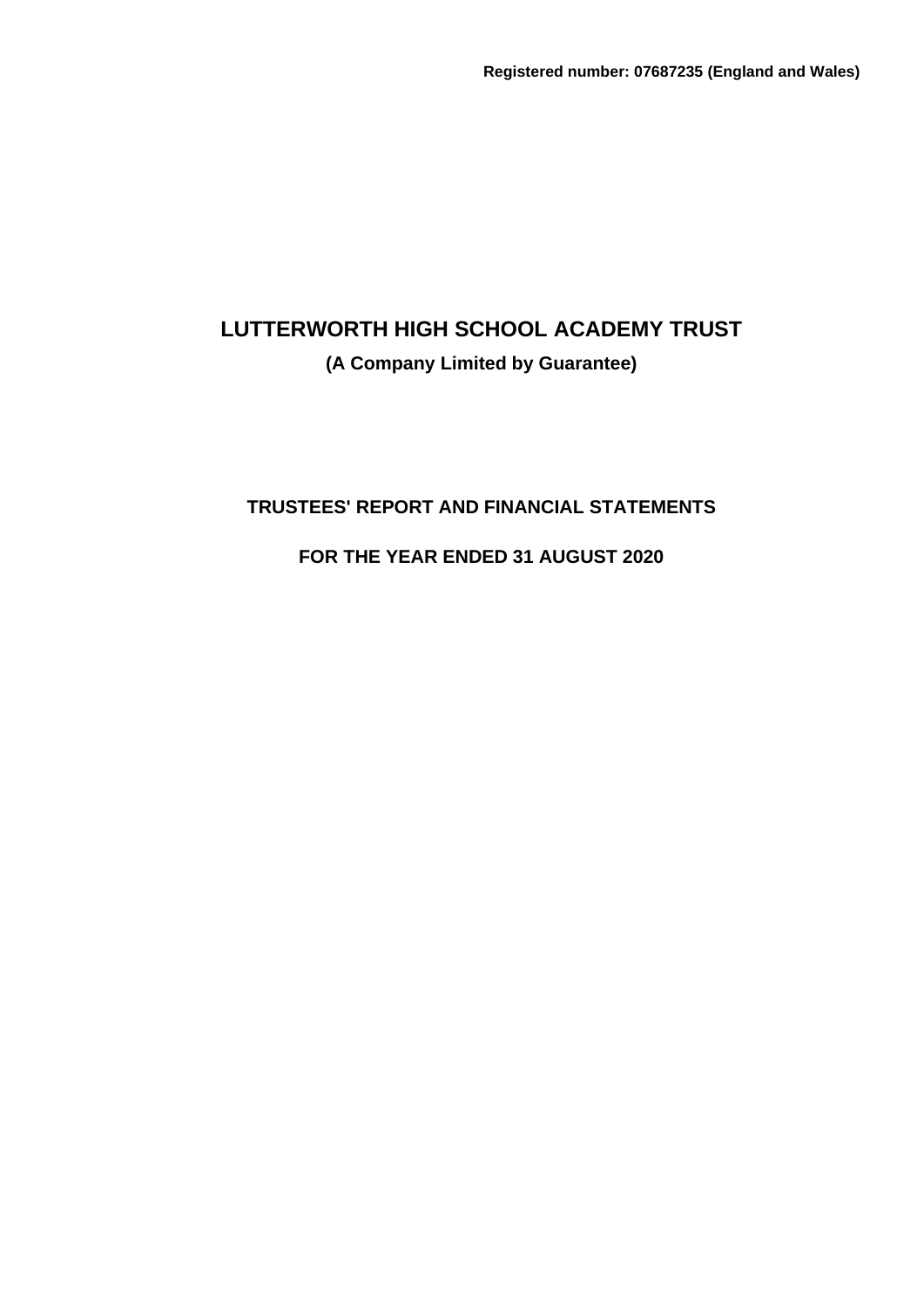Registered number: 07687235 (England and Wales)

# LUTTERWORTH HIGH SCHOOL ACADEMY TRUST

**(A Company Limited by Guarantee)**

## TRUSTEES' REPORT AND FINANCIAL STATEMENTS

## FOR THE YEAR ENDED 31 AUGUST 2020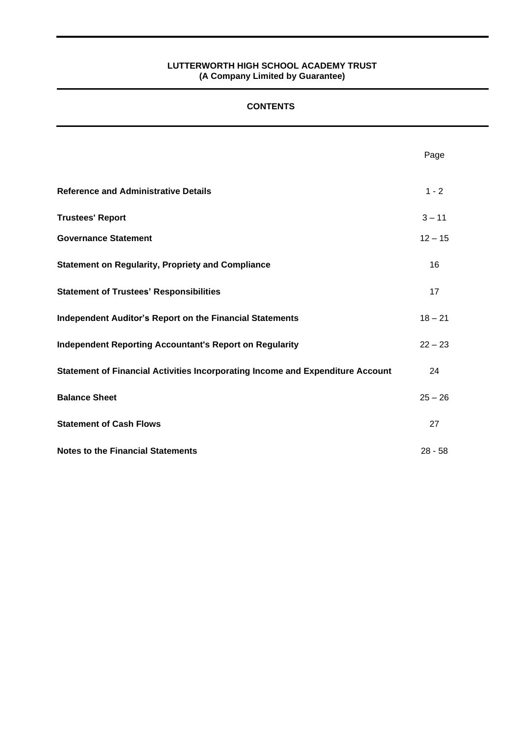**LUTTERWORTH HIGH SCHOOL ACADEMY TRUST**
**(A Company Limited by Guarantee)**

# CONTENTS

| | Page |
|---|---|
| **Reference and Administrative Details** | 1 - 2 |
| **Trustees' Report** | 3 – 11 |
| **Governance Statement** | 12 – 15 |
| **Statement on Regularity, Propriety and Compliance** | 16 |
| **Statement of Trustees' Responsibilities** | 17 |
| **Independent Auditor's Report on the Financial Statements** | 18 – 21 |
| **Independent Reporting Accountant's Report on Regularity** | 22 – 23 |
| **Statement of Financial Activities Incorporating Income and Expenditure Account** | 24 |
| **Balance Sheet** | 25 – 26 |
| **Statement of Cash Flows** | 27 |
| **Notes to the Financial Statements** | 28 - 58 |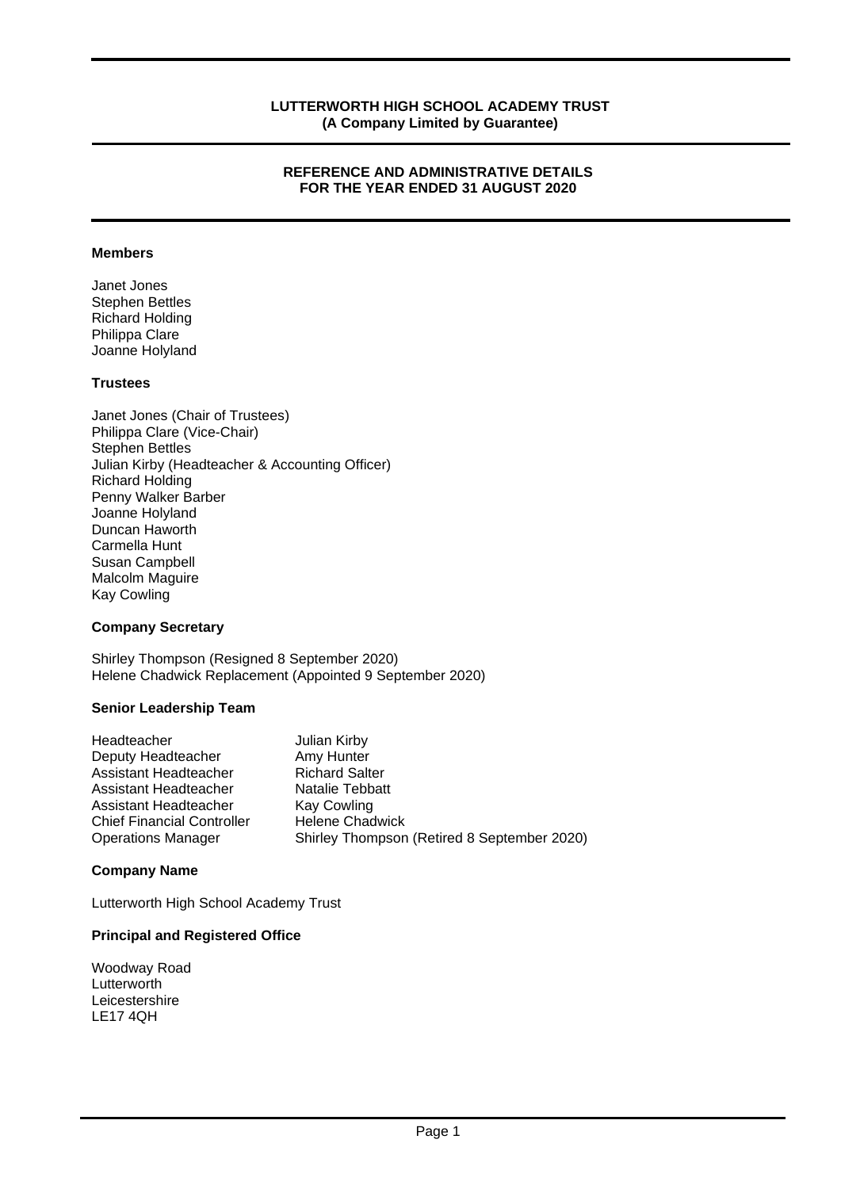**LUTTERWORTH HIGH SCHOOL ACADEMY TRUST**
**(A Company Limited by Guarantee)**

## REFERENCE AND ADMINISTRATIVE DETAILS FOR THE YEAR ENDED 31 AUGUST 2020

### Members

Janet Jones
Stephen Bettles
Richard Holding
Philippa Clare
Joanne Holyland

### Trustees

Janet Jones (Chair of Trustees)
Philippa Clare (Vice-Chair)
Stephen Bettles
Julian Kirby (Headteacher & Accounting Officer)
Richard Holding
Penny Walker Barber
Joanne Holyland
Duncan Haworth
Carmella Hunt
Susan Campbell
Malcolm Maguire
Kay Cowling

### Company Secretary

Shirley Thompson (Resigned 8 September 2020)
Helene Chadwick Replacement (Appointed 9 September 2020)

### Senior Leadership Team

| | |
|---|---|
| Headteacher | Julian Kirby |
| Deputy Headteacher | Amy Hunter |
| Assistant Headteacher | Richard Salter |
| Assistant Headteacher | Natalie Tebbatt |
| Assistant Headteacher | Kay Cowling |
| Chief Financial Controller | Helene Chadwick |
| Operations Manager | Shirley Thompson (Retired 8 September 2020) |

### Company Name

Lutterworth High School Academy Trust

### Principal and Registered Office

Woodway Road
Lutterworth
Leicestershire
LE17 4QH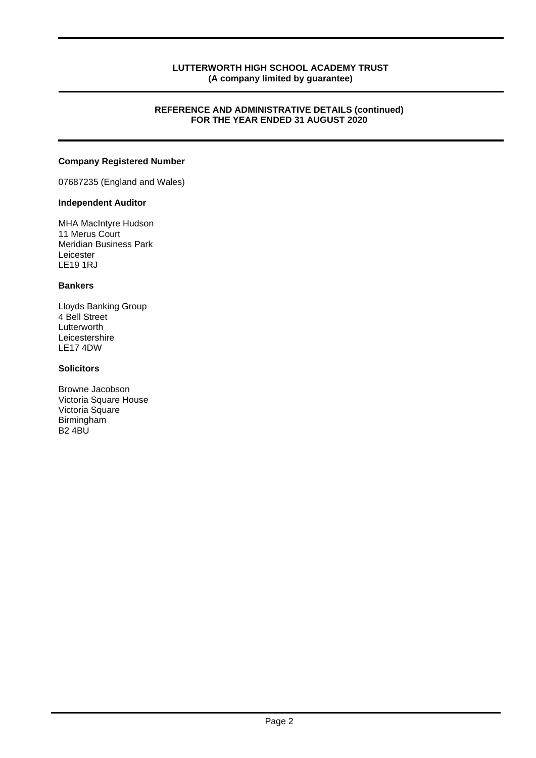**LUTTERWORTH HIGH SCHOOL ACADEMY TRUST**
**(A company limited by guarantee)**

**REFERENCE AND ADMINISTRATIVE DETAILS (continued)**
**FOR THE YEAR ENDED 31 AUGUST 2020**

### Company Registered Number

07687235 (England and Wales)

### Independent Auditor

MHA MacIntyre Hudson
11 Merus Court
Meridian Business Park
Leicester
LE19 1RJ

### Bankers

Lloyds Banking Group
4 Bell Street
Lutterworth
Leicestershire
LE17 4DW

### Solicitors

Browne Jacobson
Victoria Square House
Victoria Square
Birmingham
B2 4BU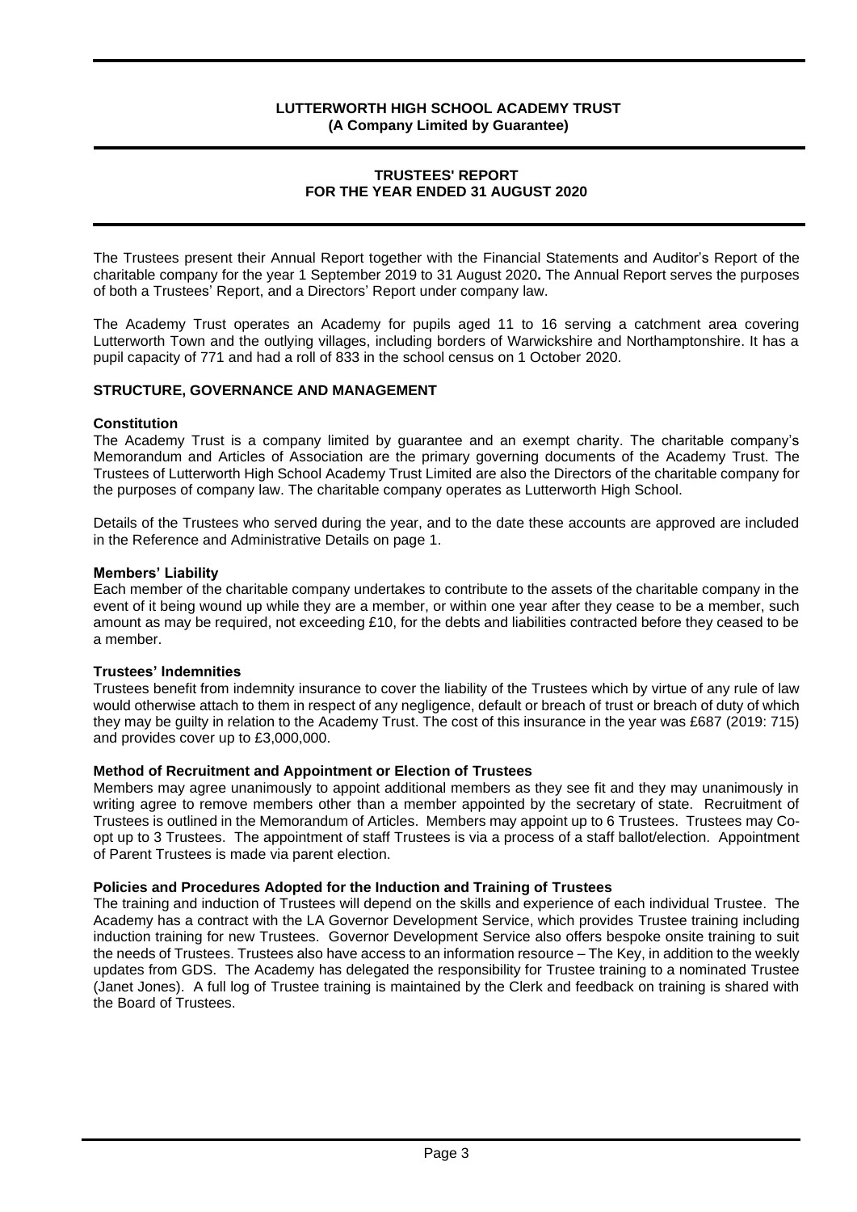**LUTTERWORTH HIGH SCHOOL ACADEMY TRUST**
**(A Company Limited by Guarantee)**

# TRUSTEES' REPORT
# FOR THE YEAR ENDED 31 AUGUST 2020

The Trustees present their Annual Report together with the Financial Statements and Auditor's Report of the charitable company for the year 1 September 2019 to 31 August 2020**.** The Annual Report serves the purposes of both a Trustees' Report, and a Directors' Report under company law.

The Academy Trust operates an Academy for pupils aged 11 to 16 serving a catchment area covering Lutterworth Town and the outlying villages, including borders of Warwickshire and Northamptonshire. It has a pupil capacity of 771 and had a roll of 833 in the school census on 1 October 2020.

## STRUCTURE, GOVERNANCE AND MANAGEMENT

### Constitution

The Academy Trust is a company limited by guarantee and an exempt charity. The charitable company's Memorandum and Articles of Association are the primary governing documents of the Academy Trust. The Trustees of Lutterworth High School Academy Trust Limited are also the Directors of the charitable company for the purposes of company law. The charitable company operates as Lutterworth High School.

Details of the Trustees who served during the year, and to the date these accounts are approved are included in the Reference and Administrative Details on page 1.

### Members' Liability

Each member of the charitable company undertakes to contribute to the assets of the charitable company in the event of it being wound up while they are a member, or within one year after they cease to be a member, such amount as may be required, not exceeding £10, for the debts and liabilities contracted before they ceased to be a member.

### Trustees' Indemnities

Trustees benefit from indemnity insurance to cover the liability of the Trustees which by virtue of any rule of law would otherwise attach to them in respect of any negligence, default or breach of trust or breach of duty of which they may be guilty in relation to the Academy Trust. The cost of this insurance in the year was £687 (2019: 715) and provides cover up to £3,000,000.

### Method of Recruitment and Appointment or Election of Trustees

Members may agree unanimously to appoint additional members as they see fit and they may unanimously in writing agree to remove members other than a member appointed by the secretary of state. Recruitment of Trustees is outlined in the Memorandum of Articles. Members may appoint up to 6 Trustees. Trustees may Co-opt up to 3 Trustees. The appointment of staff Trustees is via a process of a staff ballot/election. Appointment of Parent Trustees is made via parent election.

### Policies and Procedures Adopted for the Induction and Training of Trustees

The training and induction of Trustees will depend on the skills and experience of each individual Trustee. The Academy has a contract with the LA Governor Development Service, which provides Trustee training including induction training for new Trustees. Governor Development Service also offers bespoke onsite training to suit the needs of Trustees. Trustees also have access to an information resource – The Key, in addition to the weekly updates from GDS. The Academy has delegated the responsibility for Trustee training to a nominated Trustee (Janet Jones). A full log of Trustee training is maintained by the Clerk and feedback on training is shared with the Board of Trustees.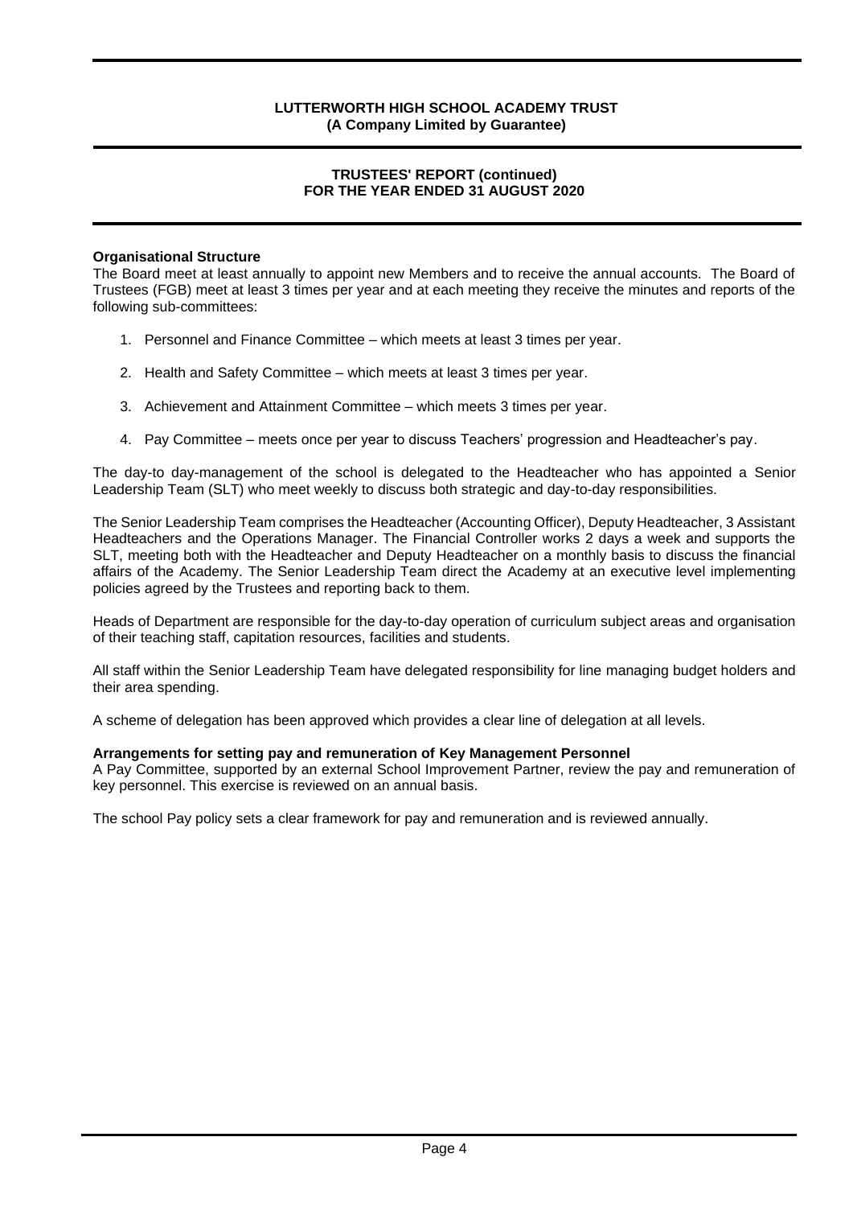### Organisational Structure

The Board meet at least annually to appoint new Members and to receive the annual accounts. The Board of Trustees (FGB) meet at least 3 times per year and at each meeting they receive the minutes and reports of the following sub-committees:

1. Personnel and Finance Committee – which meets at least 3 times per year.
2. Health and Safety Committee – which meets at least 3 times per year.
3. Achievement and Attainment Committee – which meets 3 times per year.
4. Pay Committee – meets once per year to discuss Teachers' progression and Headteacher's pay.

The day-to day-management of the school is delegated to the Headteacher who has appointed a Senior Leadership Team (SLT) who meet weekly to discuss both strategic and day-to-day responsibilities.

The Senior Leadership Team comprises the Headteacher (Accounting Officer), Deputy Headteacher, 3 Assistant Headteachers and the Operations Manager. The Financial Controller works 2 days a week and supports the SLT, meeting both with the Headteacher and Deputy Headteacher on a monthly basis to discuss the financial affairs of the Academy. The Senior Leadership Team direct the Academy at an executive level implementing policies agreed by the Trustees and reporting back to them.

Heads of Department are responsible for the day-to-day operation of curriculum subject areas and organisation of their teaching staff, capitation resources, facilities and students.

All staff within the Senior Leadership Team have delegated responsibility for line managing budget holders and their area spending.

A scheme of delegation has been approved which provides a clear line of delegation at all levels.

### Arrangements for setting pay and remuneration of Key Management Personnel

A Pay Committee, supported by an external School Improvement Partner, review the pay and remuneration of key personnel. This exercise is reviewed on an annual basis.

The school Pay policy sets a clear framework for pay and remuneration and is reviewed annually.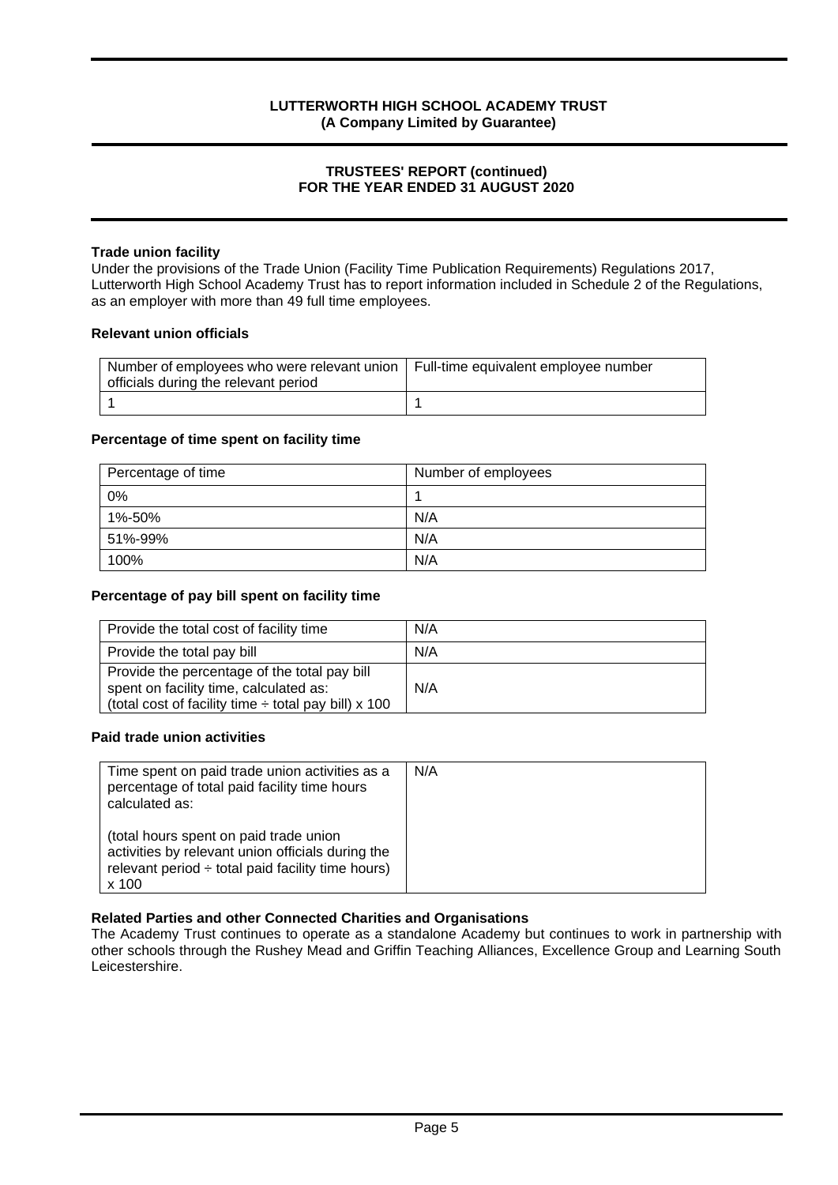**Trade union facility**

Under the provisions of the Trade Union (Facility Time Publication Requirements) Regulations 2017, Lutterworth High School Academy Trust has to report information included in Schedule 2 of the Regulations, as an employer with more than 49 full time employees.

**Relevant union officials**

| Number of employees who were relevant union officials during the relevant period | Full-time equivalent employee number |
|---|---|
| 1 | 1 |

**Percentage of time spent on facility time**

| Percentage of time | Number of employees |
|---|---|
| 0% | 1 |
| 1%-50% | N/A |
| 51%-99% | N/A |
| 100% | N/A |

**Percentage of pay bill spent on facility time**

| | |
|---|---|
| Provide the total cost of facility time | N/A |
| Provide the total pay bill | N/A |
| Provide the percentage of the total pay bill spent on facility time, calculated as: (total cost of facility time ÷ total pay bill) x 100 | N/A |

**Paid trade union activities**

| | |
|---|---|
| Time spent on paid trade union activities as a percentage of total paid facility time hours calculated as: (total hours spent on paid trade union activities by relevant union officials during the relevant period ÷ total paid facility time hours) x 100 | N/A |

**Related Parties and other Connected Charities and Organisations**

The Academy Trust continues to operate as a standalone Academy but continues to work in partnership with other schools through the Rushey Mead and Griffin Teaching Alliances, Excellence Group and Learning South Leicestershire.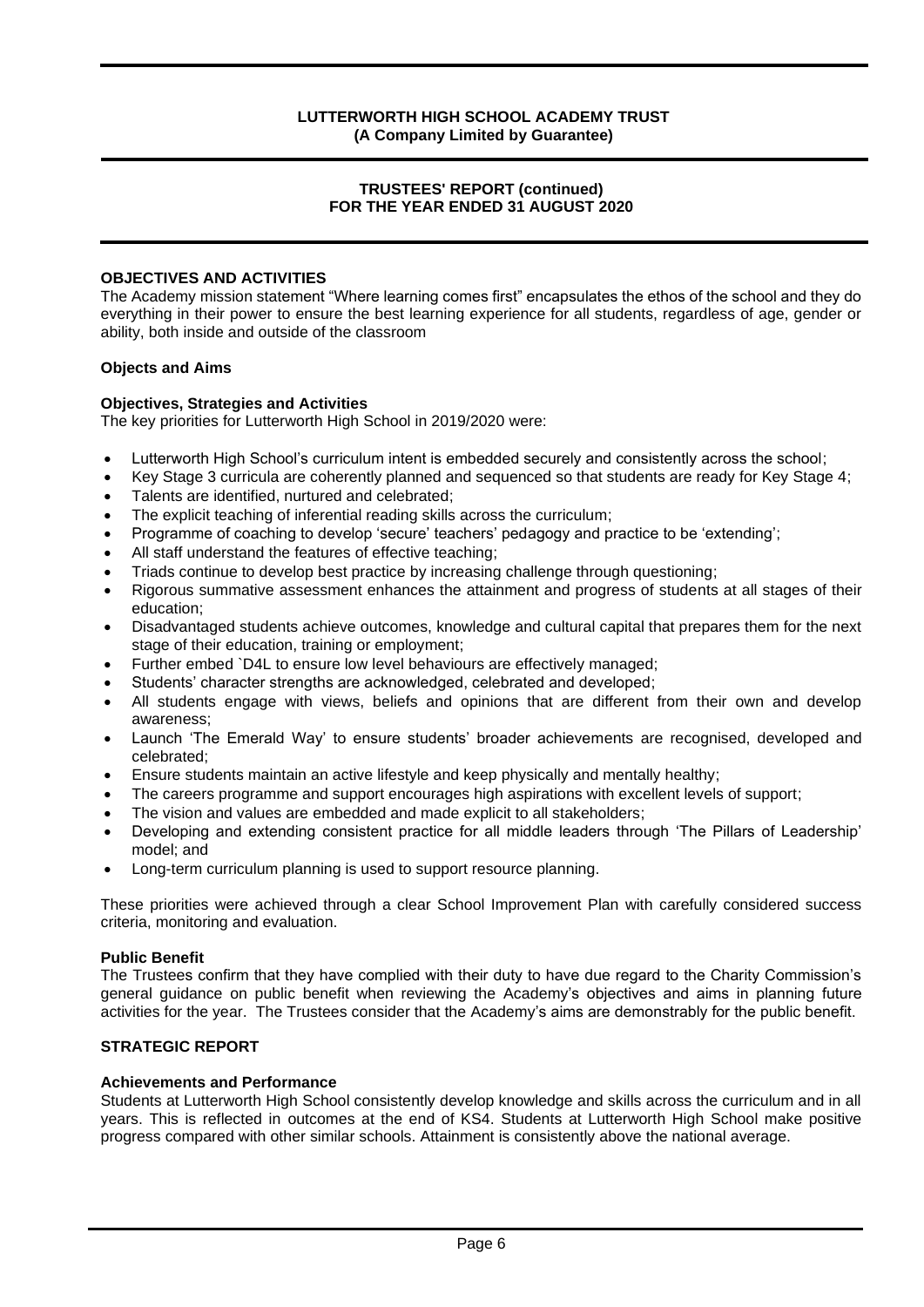## OBJECTIVES AND ACTIVITIES

The Academy mission statement "Where learning comes first" encapsulates the ethos of the school and they do everything in their power to ensure the best learning experience for all students, regardless of age, gender or ability, both inside and outside of the classroom

### Objects and Aims

### Objectives, Strategies and Activities

The key priorities for Lutterworth High School in 2019/2020 were:

- Lutterworth High School's curriculum intent is embedded securely and consistently across the school;
- Key Stage 3 curricula are coherently planned and sequenced so that students are ready for Key Stage 4;
- Talents are identified, nurtured and celebrated;
- The explicit teaching of inferential reading skills across the curriculum;
- Programme of coaching to develop 'secure' teachers' pedagogy and practice to be 'extending';
- All staff understand the features of effective teaching;
- Triads continue to develop best practice by increasing challenge through questioning;
- Rigorous summative assessment enhances the attainment and progress of students at all stages of their education;
- Disadvantaged students achieve outcomes, knowledge and cultural capital that prepares them for the next stage of their education, training or employment;
- Further embed `D4L to ensure low level behaviours are effectively managed;
- Students' character strengths are acknowledged, celebrated and developed;
- All students engage with views, beliefs and opinions that are different from their own and develop awareness;
- Launch 'The Emerald Way' to ensure students' broader achievements are recognised, developed and celebrated;
- Ensure students maintain an active lifestyle and keep physically and mentally healthy;
- The careers programme and support encourages high aspirations with excellent levels of support;
- The vision and values are embedded and made explicit to all stakeholders;
- Developing and extending consistent practice for all middle leaders through 'The Pillars of Leadership' model; and
- Long-term curriculum planning is used to support resource planning.

These priorities were achieved through a clear School Improvement Plan with carefully considered success criteria, monitoring and evaluation.

### Public Benefit

The Trustees confirm that they have complied with their duty to have due regard to the Charity Commission's general guidance on public benefit when reviewing the Academy's objectives and aims in planning future activities for the year. The Trustees consider that the Academy's aims are demonstrably for the public benefit.

## STRATEGIC REPORT

### Achievements and Performance

Students at Lutterworth High School consistently develop knowledge and skills across the curriculum and in all years. This is reflected in outcomes at the end of KS4. Students at Lutterworth High School make positive progress compared with other similar schools. Attainment is consistently above the national average.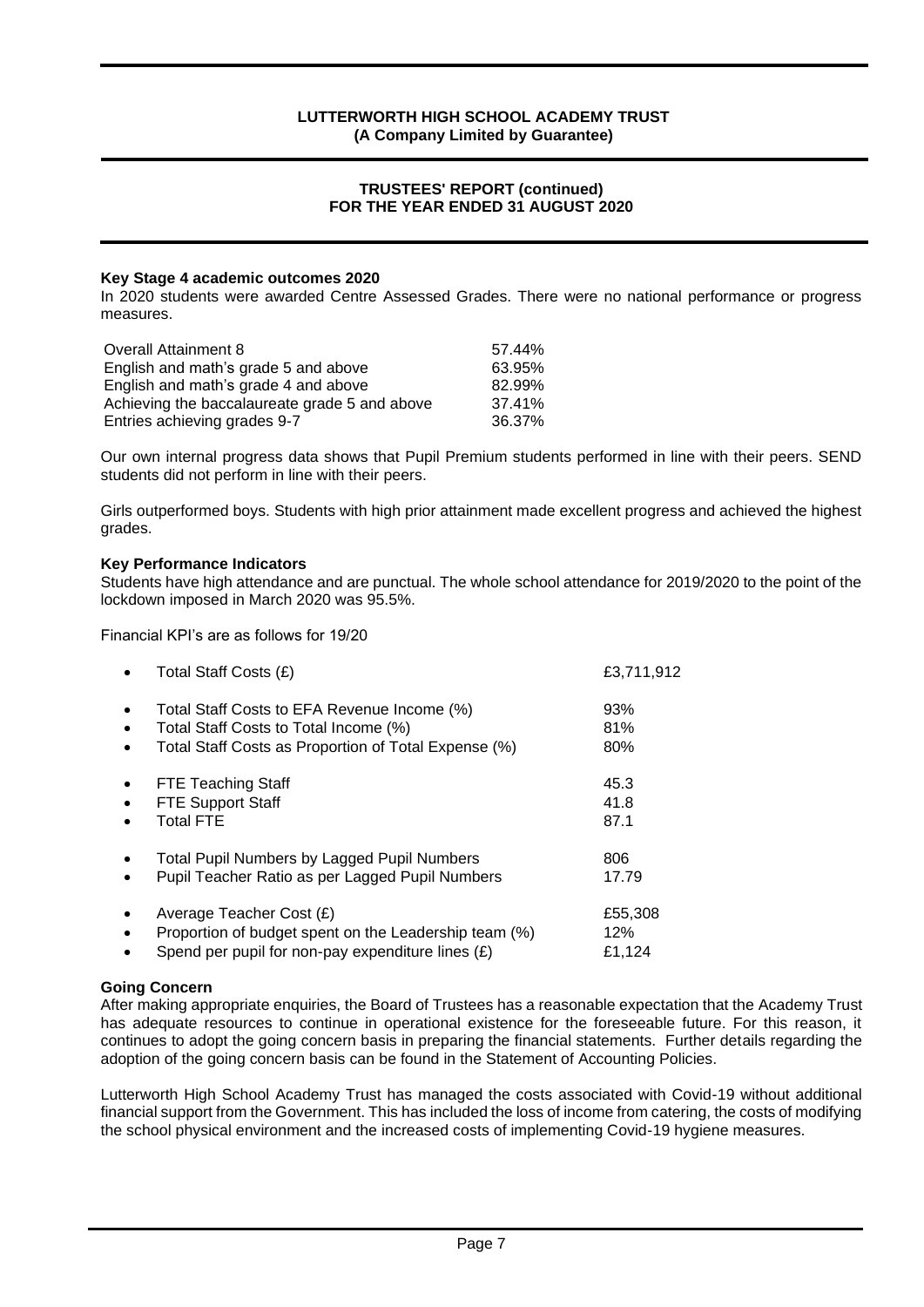**Key Stage 4 academic outcomes 2020**

In 2020 students were awarded Centre Assessed Grades. There were no national performance or progress measures.

| | |
|---|---|
| Overall Attainment 8 | 57.44% |
| English and math's grade 5 and above | 63.95% |
| English and math's grade 4 and above | 82.99% |
| Achieving the baccalaureate grade 5 and above | 37.41% |
| Entries achieving grades 9-7 | 36.37% |

Our own internal progress data shows that Pupil Premium students performed in line with their peers. SEND students did not perform in line with their peers.

Girls outperformed boys. Students with high prior attainment made excellent progress and achieved the highest grades.

**Key Performance Indicators**

Students have high attendance and are punctual. The whole school attendance for 2019/2020 to the point of the lockdown imposed in March 2020 was 95.5%.

Financial KPI's are as follows for 19/20

| | |
|---|---|
| • Total Staff Costs (£) | £3,711,912 |
| • Total Staff Costs to EFA Revenue Income (%) | 93% |
| • Total Staff Costs to Total Income (%) | 81% |
| • Total Staff Costs as Proportion of Total Expense (%) | 80% |
| • FTE Teaching Staff | 45.3 |
| • FTE Support Staff | 41.8 |
| • Total FTE | 87.1 |
| • Total Pupil Numbers by Lagged Pupil Numbers | 806 |
| • Pupil Teacher Ratio as per Lagged Pupil Numbers | 17.79 |
| • Average Teacher Cost (£) | £55,308 |
| • Proportion of budget spent on the Leadership team (%) | 12% |
| • Spend per pupil for non-pay expenditure lines (£) | £1,124 |

**Going Concern**

After making appropriate enquiries, the Board of Trustees has a reasonable expectation that the Academy Trust has adequate resources to continue in operational existence for the foreseeable future. For this reason, it continues to adopt the going concern basis in preparing the financial statements. Further details regarding the adoption of the going concern basis can be found in the Statement of Accounting Policies.

Lutterworth High School Academy Trust has managed the costs associated with Covid-19 without additional financial support from the Government. This has included the loss of income from catering, the costs of modifying the school physical environment and the increased costs of implementing Covid-19 hygiene measures.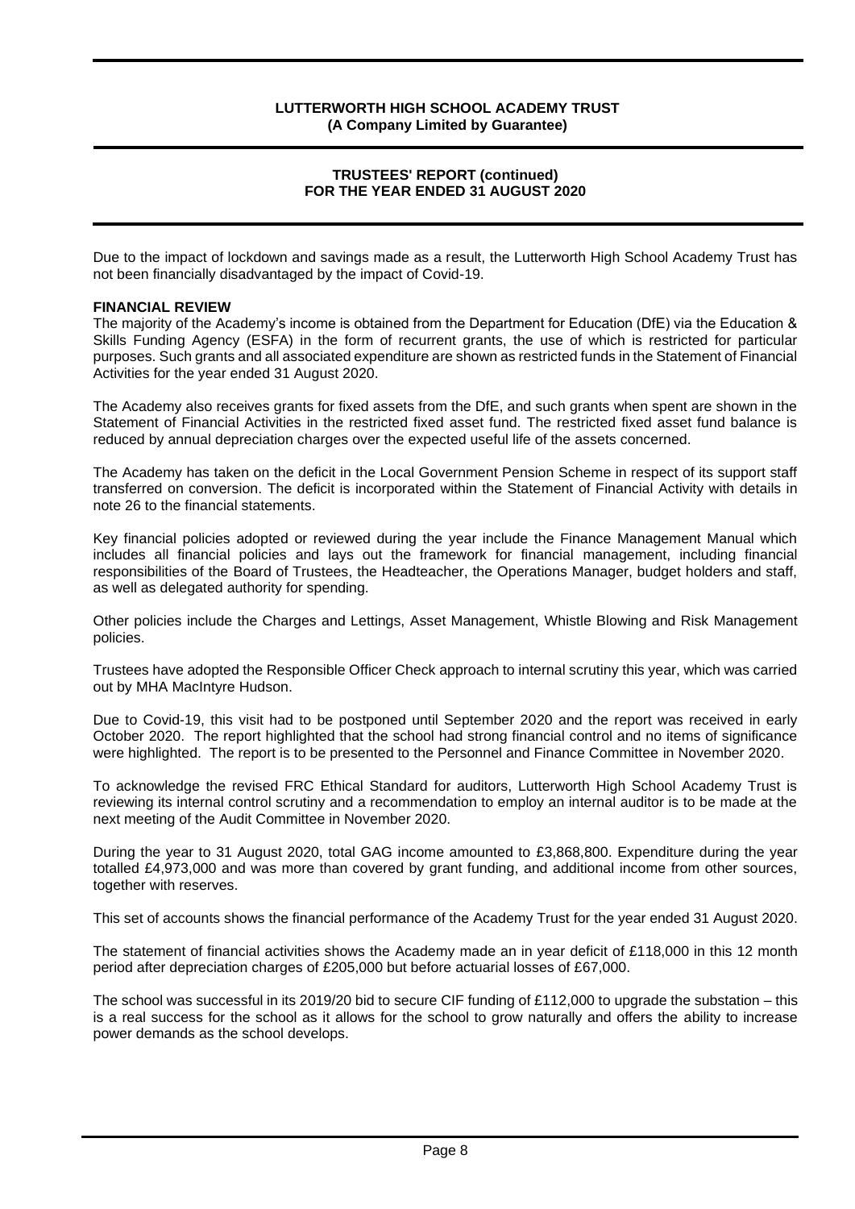Due to the impact of lockdown and savings made as a result, the Lutterworth High School Academy Trust has not been financially disadvantaged by the impact of Covid-19.

**FINANCIAL REVIEW**

The majority of the Academy's income is obtained from the Department for Education (DfE) via the Education & Skills Funding Agency (ESFA) in the form of recurrent grants, the use of which is restricted for particular purposes. Such grants and all associated expenditure are shown as restricted funds in the Statement of Financial Activities for the year ended 31 August 2020.

The Academy also receives grants for fixed assets from the DfE, and such grants when spent are shown in the Statement of Financial Activities in the restricted fixed asset fund. The restricted fixed asset fund balance is reduced by annual depreciation charges over the expected useful life of the assets concerned.

The Academy has taken on the deficit in the Local Government Pension Scheme in respect of its support staff transferred on conversion. The deficit is incorporated within the Statement of Financial Activity with details in note 26 to the financial statements.

Key financial policies adopted or reviewed during the year include the Finance Management Manual which includes all financial policies and lays out the framework for financial management, including financial responsibilities of the Board of Trustees, the Headteacher, the Operations Manager, budget holders and staff, as well as delegated authority for spending.

Other policies include the Charges and Lettings, Asset Management, Whistle Blowing and Risk Management policies.

Trustees have adopted the Responsible Officer Check approach to internal scrutiny this year, which was carried out by MHA MacIntyre Hudson.

Due to Covid-19, this visit had to be postponed until September 2020 and the report was received in early October 2020. The report highlighted that the school had strong financial control and no items of significance were highlighted. The report is to be presented to the Personnel and Finance Committee in November 2020.

To acknowledge the revised FRC Ethical Standard for auditors, Lutterworth High School Academy Trust is reviewing its internal control scrutiny and a recommendation to employ an internal auditor is to be made at the next meeting of the Audit Committee in November 2020.

During the year to 31 August 2020, total GAG income amounted to £3,868,800. Expenditure during the year totalled £4,973,000 and was more than covered by grant funding, and additional income from other sources, together with reserves.

This set of accounts shows the financial performance of the Academy Trust for the year ended 31 August 2020.

The statement of financial activities shows the Academy made an in year deficit of £118,000 in this 12 month period after depreciation charges of £205,000 but before actuarial losses of £67,000.

The school was successful in its 2019/20 bid to secure CIF funding of £112,000 to upgrade the substation – this is a real success for the school as it allows for the school to grow naturally and offers the ability to increase power demands as the school develops.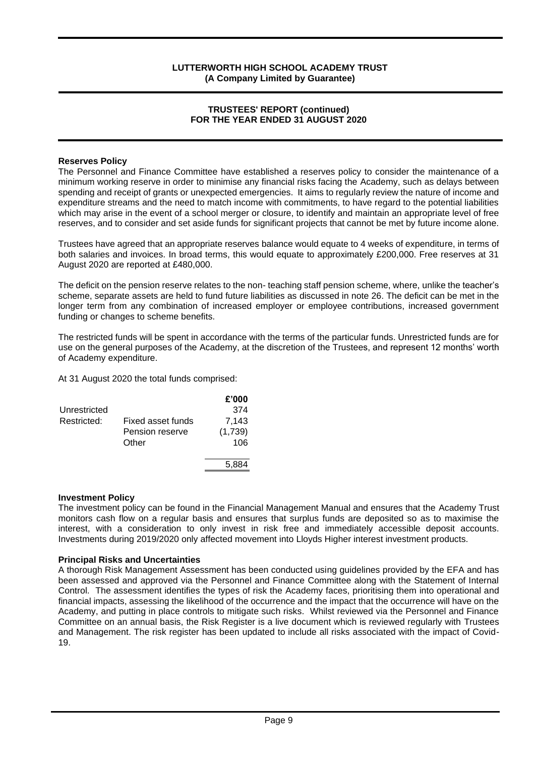**Reserves Policy**

The Personnel and Finance Committee have established a reserves policy to consider the maintenance of a minimum working reserve in order to minimise any financial risks facing the Academy, such as delays between spending and receipt of grants or unexpected emergencies. It aims to regularly review the nature of income and expenditure streams and the need to match income with commitments, to have regard to the potential liabilities which may arise in the event of a school merger or closure, to identify and maintain an appropriate level of free reserves, and to consider and set aside funds for significant projects that cannot be met by future income alone.

Trustees have agreed that an appropriate reserves balance would equate to 4 weeks of expenditure, in terms of both salaries and invoices. In broad terms, this would equate to approximately £200,000. Free reserves at 31 August 2020 are reported at £480,000.

The deficit on the pension reserve relates to the non- teaching staff pension scheme, where, unlike the teacher's scheme, separate assets are held to fund future liabilities as discussed in note 26. The deficit can be met in the longer term from any combination of increased employer or employee contributions, increased government funding or changes to scheme benefits.

The restricted funds will be spent in accordance with the terms of the particular funds. Unrestricted funds are for use on the general purposes of the Academy, at the discretion of the Trustees, and represent 12 months' worth of Academy expenditure.

At 31 August 2020 the total funds comprised:

| | | £'000 |
|---|---|---|
| Unrestricted | | 374 |
| Restricted: | Fixed asset funds | 7,143 |
| | Pension reserve | (1,739) |
| | Other | 106 |
| | | 5,884 |

**Investment Policy**

The investment policy can be found in the Financial Management Manual and ensures that the Academy Trust monitors cash flow on a regular basis and ensures that surplus funds are deposited so as to maximise the interest, with a consideration to only invest in risk free and immediately accessible deposit accounts. Investments during 2019/2020 only affected movement into Lloyds Higher interest investment products.

**Principal Risks and Uncertainties**

A thorough Risk Management Assessment has been conducted using guidelines provided by the EFA and has been assessed and approved via the Personnel and Finance Committee along with the Statement of Internal Control. The assessment identifies the types of risk the Academy faces, prioritising them into operational and financial impacts, assessing the likelihood of the occurrence and the impact that the occurrence will have on the Academy, and putting in place controls to mitigate such risks. Whilst reviewed via the Personnel and Finance Committee on an annual basis, the Risk Register is a live document which is reviewed regularly with Trustees and Management. The risk register has been updated to include all risks associated with the impact of Covid-19.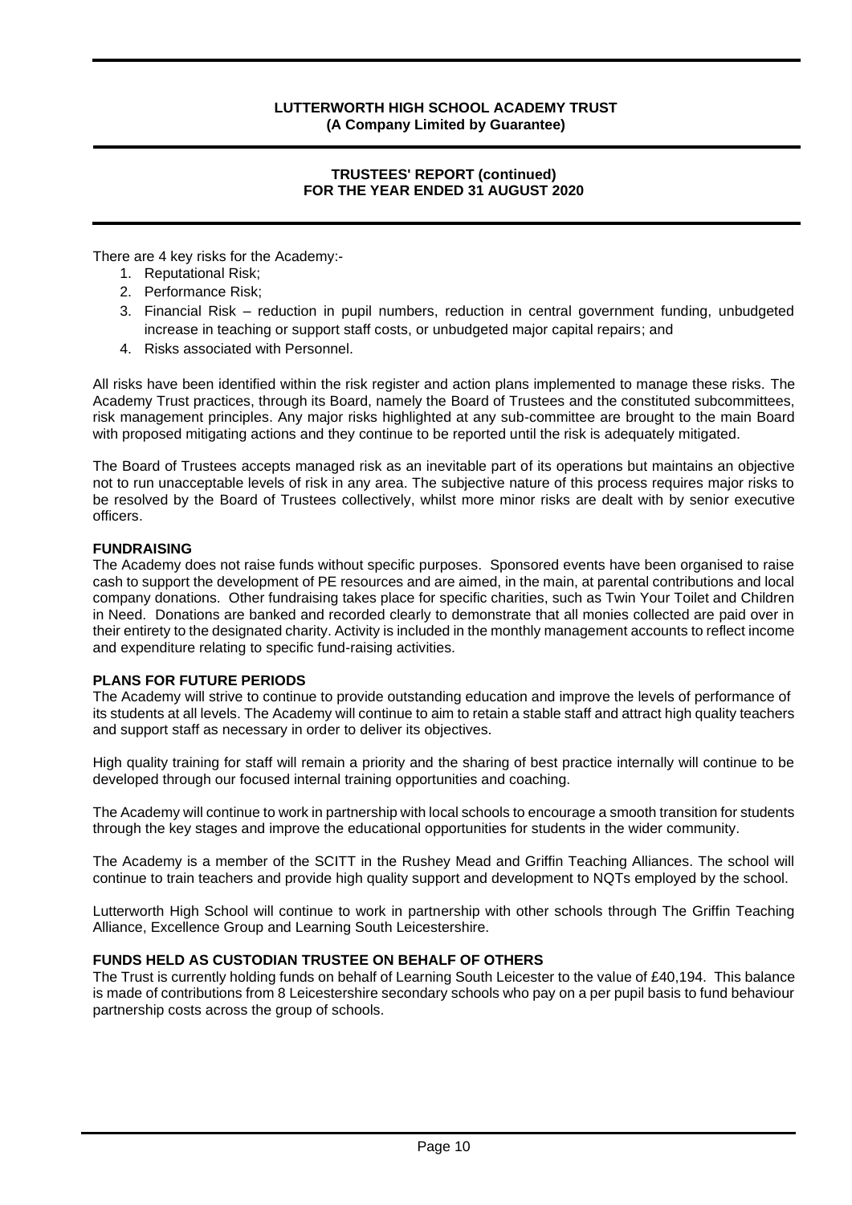There are 4 key risks for the Academy:-

1. Reputational Risk;
2. Performance Risk;
3. Financial Risk – reduction in pupil numbers, reduction in central government funding, unbudgeted increase in teaching or support staff costs, or unbudgeted major capital repairs; and
4. Risks associated with Personnel.

All risks have been identified within the risk register and action plans implemented to manage these risks. The Academy Trust practices, through its Board, namely the Board of Trustees and the constituted subcommittees, risk management principles. Any major risks highlighted at any sub-committee are brought to the main Board with proposed mitigating actions and they continue to be reported until the risk is adequately mitigated.

The Board of Trustees accepts managed risk as an inevitable part of its operations but maintains an objective not to run unacceptable levels of risk in any area. The subjective nature of this process requires major risks to be resolved by the Board of Trustees collectively, whilst more minor risks are dealt with by senior executive officers.

**FUNDRAISING**

The Academy does not raise funds without specific purposes. Sponsored events have been organised to raise cash to support the development of PE resources and are aimed, in the main, at parental contributions and local company donations. Other fundraising takes place for specific charities, such as Twin Your Toilet and Children in Need. Donations are banked and recorded clearly to demonstrate that all monies collected are paid over in their entirety to the designated charity. Activity is included in the monthly management accounts to reflect income and expenditure relating to specific fund-raising activities.

**PLANS FOR FUTURE PERIODS**

The Academy will strive to continue to provide outstanding education and improve the levels of performance of its students at all levels. The Academy will continue to aim to retain a stable staff and attract high quality teachers and support staff as necessary in order to deliver its objectives.

High quality training for staff will remain a priority and the sharing of best practice internally will continue to be developed through our focused internal training opportunities and coaching.

The Academy will continue to work in partnership with local schools to encourage a smooth transition for students through the key stages and improve the educational opportunities for students in the wider community.

The Academy is a member of the SCITT in the Rushey Mead and Griffin Teaching Alliances. The school will continue to train teachers and provide high quality support and development to NQTs employed by the school.

Lutterworth High School will continue to work in partnership with other schools through The Griffin Teaching Alliance, Excellence Group and Learning South Leicestershire.

**FUNDS HELD AS CUSTODIAN TRUSTEE ON BEHALF OF OTHERS**

The Trust is currently holding funds on behalf of Learning South Leicester to the value of £40,194. This balance is made of contributions from 8 Leicestershire secondary schools who pay on a per pupil basis to fund behaviour partnership costs across the group of schools.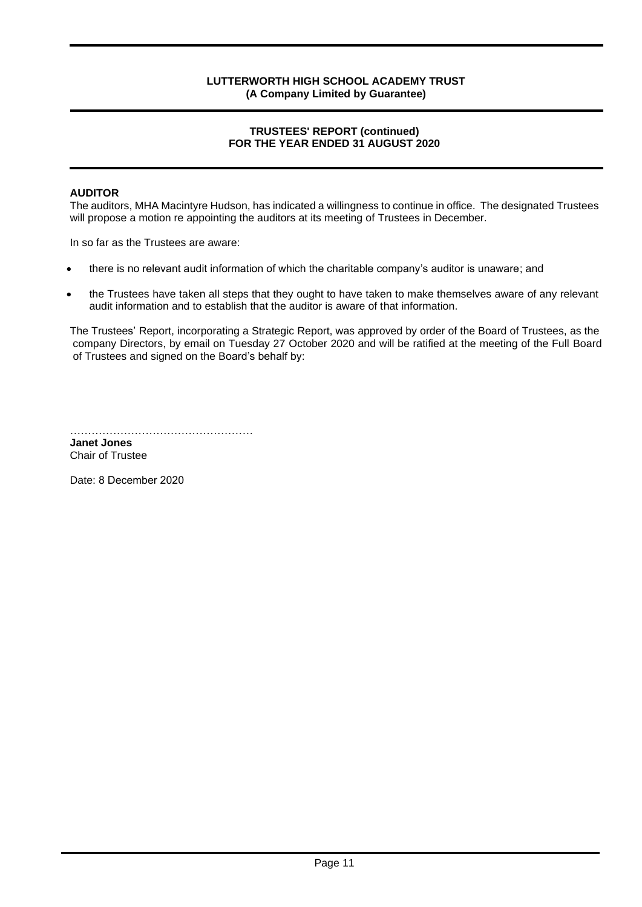## AUDITOR

The auditors, MHA Macintyre Hudson, has indicated a willingness to continue in office. The designated Trustees will propose a motion re appointing the auditors at its meeting of Trustees in December.

In so far as the Trustees are aware:

- there is no relevant audit information of which the charitable company's auditor is unaware; and
- the Trustees have taken all steps that they ought to have taken to make themselves aware of any relevant audit information and to establish that the auditor is aware of that information.

The Trustees' Report, incorporating a Strategic Report, was approved by order of the Board of Trustees, as the company Directors, by email on Tuesday 27 October 2020 and will be ratified at the meeting of the Full Board of Trustees and signed on the Board's behalf by:

……………………………………………
**Janet Jones**
Chair of Trustee

Date: 8 December 2020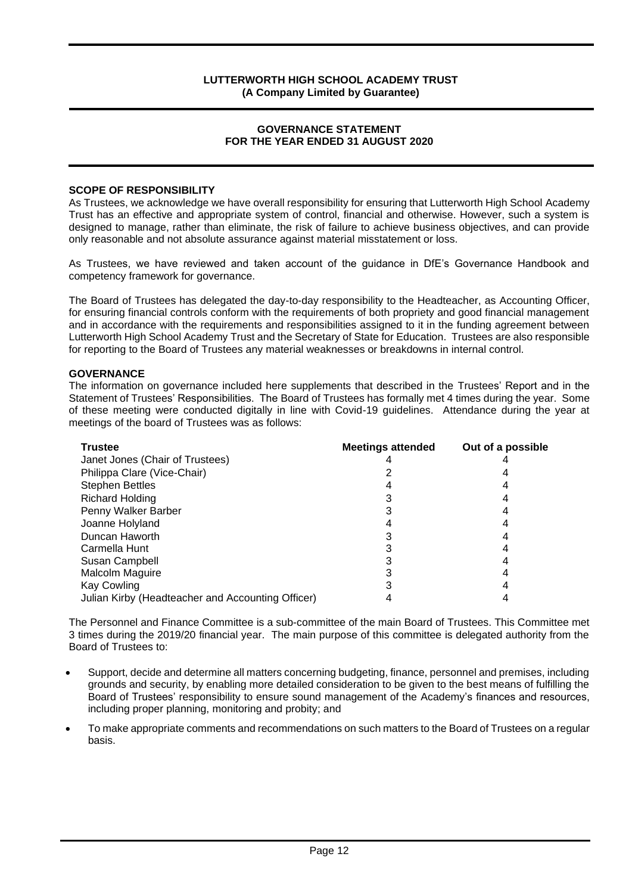**LUTTERWORTH HIGH SCHOOL ACADEMY TRUST**
**(A Company Limited by Guarantee)**

## GOVERNANCE STATEMENT FOR THE YEAR ENDED 31 AUGUST 2020

### SCOPE OF RESPONSIBILITY

As Trustees, we acknowledge we have overall responsibility for ensuring that Lutterworth High School Academy Trust has an effective and appropriate system of control, financial and otherwise. However, such a system is designed to manage, rather than eliminate, the risk of failure to achieve business objectives, and can provide only reasonable and not absolute assurance against material misstatement or loss.

As Trustees, we have reviewed and taken account of the guidance in DfE's Governance Handbook and competency framework for governance.

The Board of Trustees has delegated the day-to-day responsibility to the Headteacher, as Accounting Officer, for ensuring financial controls conform with the requirements of both propriety and good financial management and in accordance with the requirements and responsibilities assigned to it in the funding agreement between Lutterworth High School Academy Trust and the Secretary of State for Education. Trustees are also responsible for reporting to the Board of Trustees any material weaknesses or breakdowns in internal control.

### GOVERNANCE

The information on governance included here supplements that described in the Trustees' Report and in the Statement of Trustees' Responsibilities. The Board of Trustees has formally met 4 times during the year. Some of these meeting were conducted digitally in line with Covid-19 guidelines. Attendance during the year at meetings of the board of Trustees was as follows:

| Trustee | Meetings attended | Out of a possible |
|---|---|---|
| Janet Jones (Chair of Trustees) | 4 | 4 |
| Philippa Clare (Vice-Chair) | 2 | 4 |
| Stephen Bettles | 4 | 4 |
| Richard Holding | 3 | 4 |
| Penny Walker Barber | 3 | 4 |
| Joanne Holyland | 4 | 4 |
| Duncan Haworth | 3 | 4 |
| Carmella Hunt | 3 | 4 |
| Susan Campbell | 3 | 4 |
| Malcolm Maguire | 3 | 4 |
| Kay Cowling | 3 | 4 |
| Julian Kirby (Headteacher and Accounting Officer) | 4 | 4 |

The Personnel and Finance Committee is a sub-committee of the main Board of Trustees. This Committee met 3 times during the 2019/20 financial year. The main purpose of this committee is delegated authority from the Board of Trustees to:

- Support, decide and determine all matters concerning budgeting, finance, personnel and premises, including grounds and security, by enabling more detailed consideration to be given to the best means of fulfilling the Board of Trustees' responsibility to ensure sound management of the Academy's finances and resources, including proper planning, monitoring and probity; and
- To make appropriate comments and recommendations on such matters to the Board of Trustees on a regular basis.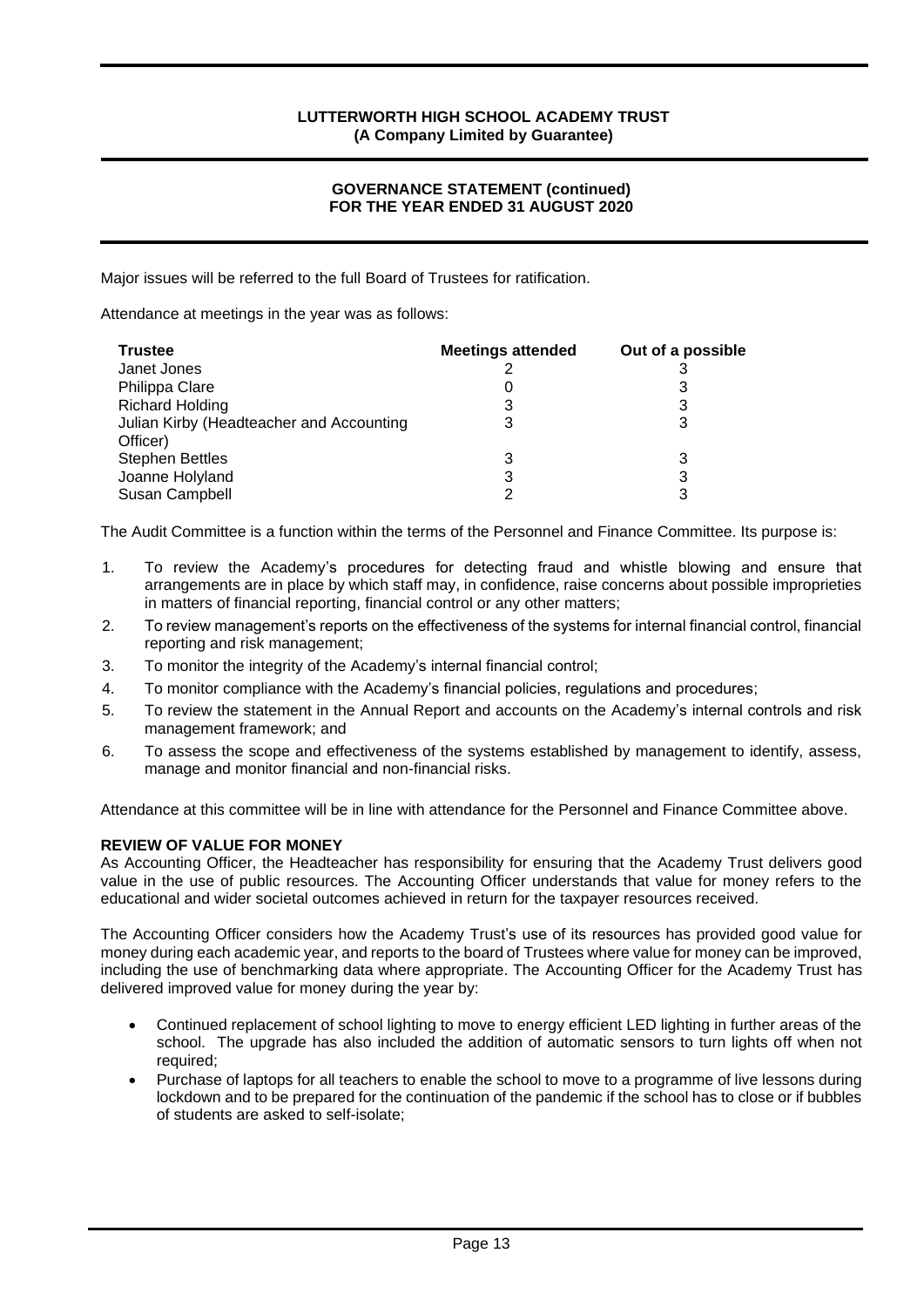Major issues will be referred to the full Board of Trustees for ratification.

Attendance at meetings in the year was as follows:

| Trustee | Meetings attended | Out of a possible |
|---|---|---|
| Janet Jones | 2 | 3 |
| Philippa Clare | 0 | 3 |
| Richard Holding | 3 | 3 |
| Julian Kirby (Headteacher and Accounting Officer) | 3 | 3 |
| Stephen Bettles | 3 | 3 |
| Joanne Holyland | 3 | 3 |
| Susan Campbell | 2 | 3 |

The Audit Committee is a function within the terms of the Personnel and Finance Committee. Its purpose is:

1. To review the Academy's procedures for detecting fraud and whistle blowing and ensure that arrangements are in place by which staff may, in confidence, raise concerns about possible improprieties in matters of financial reporting, financial control or any other matters;
2. To review management's reports on the effectiveness of the systems for internal financial control, financial reporting and risk management;
3. To monitor the integrity of the Academy's internal financial control;
4. To monitor compliance with the Academy's financial policies, regulations and procedures;
5. To review the statement in the Annual Report and accounts on the Academy's internal controls and risk management framework; and
6. To assess the scope and effectiveness of the systems established by management to identify, assess, manage and monitor financial and non-financial risks.

Attendance at this committee will be in line with attendance for the Personnel and Finance Committee above.

**REVIEW OF VALUE FOR MONEY**

As Accounting Officer, the Headteacher has responsibility for ensuring that the Academy Trust delivers good value in the use of public resources. The Accounting Officer understands that value for money refers to the educational and wider societal outcomes achieved in return for the taxpayer resources received.

The Accounting Officer considers how the Academy Trust's use of its resources has provided good value for money during each academic year, and reports to the board of Trustees where value for money can be improved, including the use of benchmarking data where appropriate. The Accounting Officer for the Academy Trust has delivered improved value for money during the year by:

- Continued replacement of school lighting to move to energy efficient LED lighting in further areas of the school. The upgrade has also included the addition of automatic sensors to turn lights off when not required;
- Purchase of laptops for all teachers to enable the school to move to a programme of live lessons during lockdown and to be prepared for the continuation of the pandemic if the school has to close or if bubbles of students are asked to self-isolate;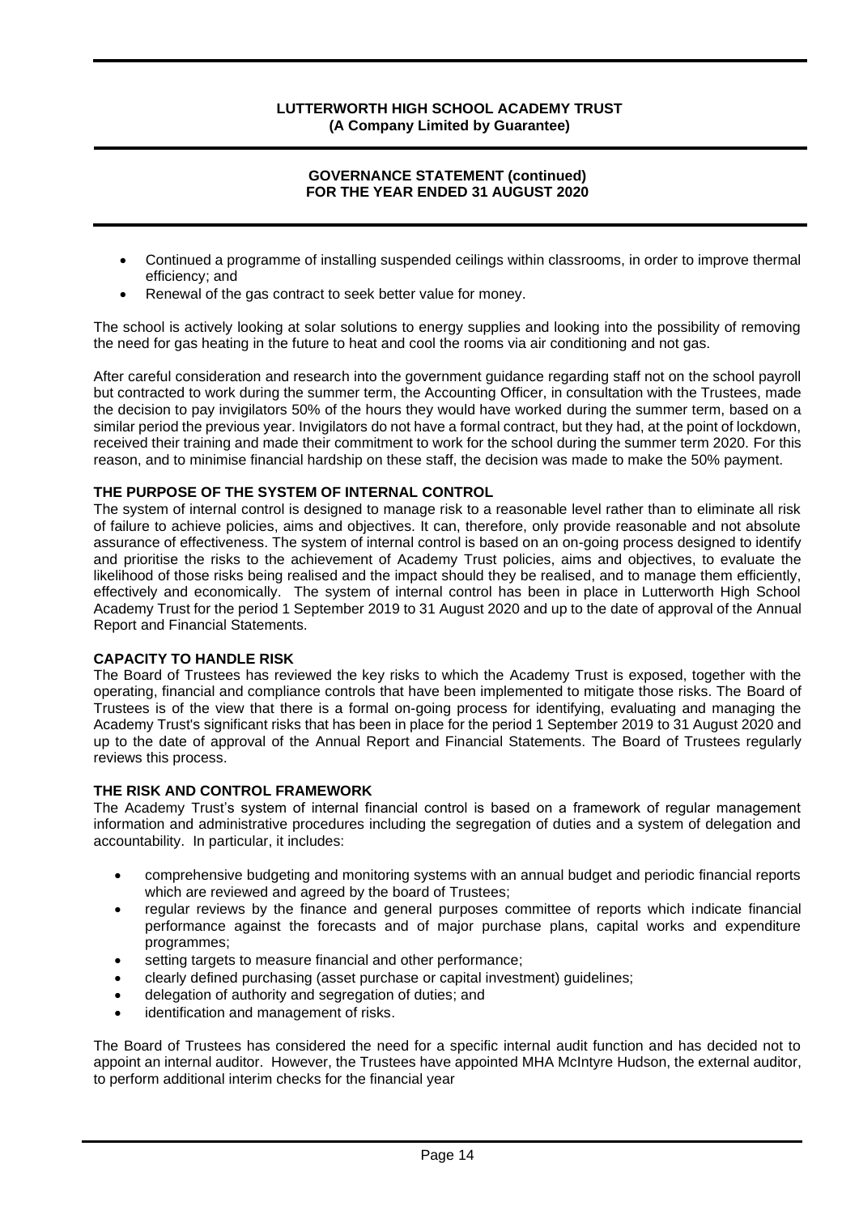- Continued a programme of installing suspended ceilings within classrooms, in order to improve thermal efficiency; and
- Renewal of the gas contract to seek better value for money.

The school is actively looking at solar solutions to energy supplies and looking into the possibility of removing the need for gas heating in the future to heat and cool the rooms via air conditioning and not gas.

After careful consideration and research into the government guidance regarding staff not on the school payroll but contracted to work during the summer term, the Accounting Officer, in consultation with the Trustees, made the decision to pay invigilators 50% of the hours they would have worked during the summer term, based on a similar period the previous year. Invigilators do not have a formal contract, but they had, at the point of lockdown, received their training and made their commitment to work for the school during the summer term 2020. For this reason, and to minimise financial hardship on these staff, the decision was made to make the 50% payment.

**THE PURPOSE OF THE SYSTEM OF INTERNAL CONTROL**

The system of internal control is designed to manage risk to a reasonable level rather than to eliminate all risk of failure to achieve policies, aims and objectives. It can, therefore, only provide reasonable and not absolute assurance of effectiveness. The system of internal control is based on an on-going process designed to identify and prioritise the risks to the achievement of Academy Trust policies, aims and objectives, to evaluate the likelihood of those risks being realised and the impact should they be realised, and to manage them efficiently, effectively and economically. The system of internal control has been in place in Lutterworth High School Academy Trust for the period 1 September 2019 to 31 August 2020 and up to the date of approval of the Annual Report and Financial Statements.

**CAPACITY TO HANDLE RISK**

The Board of Trustees has reviewed the key risks to which the Academy Trust is exposed, together with the operating, financial and compliance controls that have been implemented to mitigate those risks. The Board of Trustees is of the view that there is a formal on-going process for identifying, evaluating and managing the Academy Trust's significant risks that has been in place for the period 1 September 2019 to 31 August 2020 and up to the date of approval of the Annual Report and Financial Statements. The Board of Trustees regularly reviews this process.

**THE RISK AND CONTROL FRAMEWORK**

The Academy Trust's system of internal financial control is based on a framework of regular management information and administrative procedures including the segregation of duties and a system of delegation and accountability. In particular, it includes:

- comprehensive budgeting and monitoring systems with an annual budget and periodic financial reports which are reviewed and agreed by the board of Trustees;
- regular reviews by the finance and general purposes committee of reports which indicate financial performance against the forecasts and of major purchase plans, capital works and expenditure programmes;
- setting targets to measure financial and other performance;
- clearly defined purchasing (asset purchase or capital investment) guidelines;
- delegation of authority and segregation of duties; and
- identification and management of risks.

The Board of Trustees has considered the need for a specific internal audit function and has decided not to appoint an internal auditor. However, the Trustees have appointed MHA McIntyre Hudson, the external auditor, to perform additional interim checks for the financial year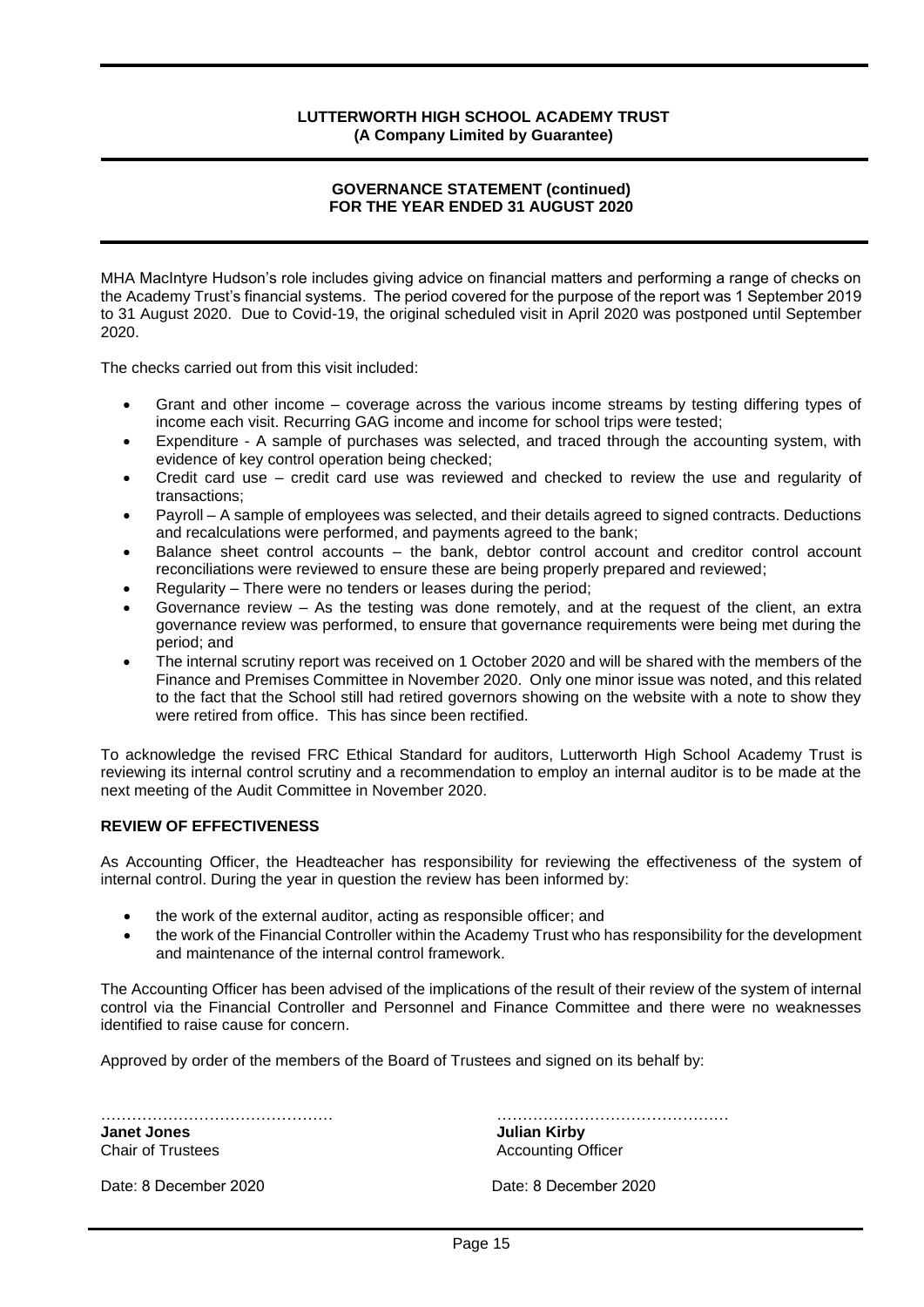**GOVERNANCE STATEMENT (continued)**
**FOR THE YEAR ENDED 31 AUGUST 2020**

MHA MacIntyre Hudson's role includes giving advice on financial matters and performing a range of checks on the Academy Trust's financial systems. The period covered for the purpose of the report was 1 September 2019 to 31 August 2020. Due to Covid-19, the original scheduled visit in April 2020 was postponed until September 2020.

The checks carried out from this visit included:

- Grant and other income – coverage across the various income streams by testing differing types of income each visit. Recurring GAG income and income for school trips were tested;
- Expenditure - A sample of purchases was selected, and traced through the accounting system, with evidence of key control operation being checked;
- Credit card use – credit card use was reviewed and checked to review the use and regularity of transactions;
- Payroll – A sample of employees was selected, and their details agreed to signed contracts. Deductions and recalculations were performed, and payments agreed to the bank;
- Balance sheet control accounts – the bank, debtor control account and creditor control account reconciliations were reviewed to ensure these are being properly prepared and reviewed;
- Regularity – There were no tenders or leases during the period;
- Governance review – As the testing was done remotely, and at the request of the client, an extra governance review was performed, to ensure that governance requirements were being met during the period; and
- The internal scrutiny report was received on 1 October 2020 and will be shared with the members of the Finance and Premises Committee in November 2020. Only one minor issue was noted, and this related to the fact that the School still had retired governors showing on the website with a note to show they were retired from office. This has since been rectified.

To acknowledge the revised FRC Ethical Standard for auditors, Lutterworth High School Academy Trust is reviewing its internal control scrutiny and a recommendation to employ an internal auditor is to be made at the next meeting of the Audit Committee in November 2020.

## REVIEW OF EFFECTIVENESS

As Accounting Officer, the Headteacher has responsibility for reviewing the effectiveness of the system of internal control. During the year in question the review has been informed by:

- the work of the external auditor, acting as responsible officer; and
- the work of the Financial Controller within the Academy Trust who has responsibility for the development and maintenance of the internal control framework.

The Accounting Officer has been advised of the implications of the result of their review of the system of internal control via the Financial Controller and Personnel and Finance Committee and there were no weaknesses identified to raise cause for concern.

Approved by order of the members of the Board of Trustees and signed on its behalf by:

……………………………………
**Janet Jones**
Chair of Trustees

Date: 8 December 2020

……………………………………
**Julian Kirby**
Accounting Officer

Date: 8 December 2020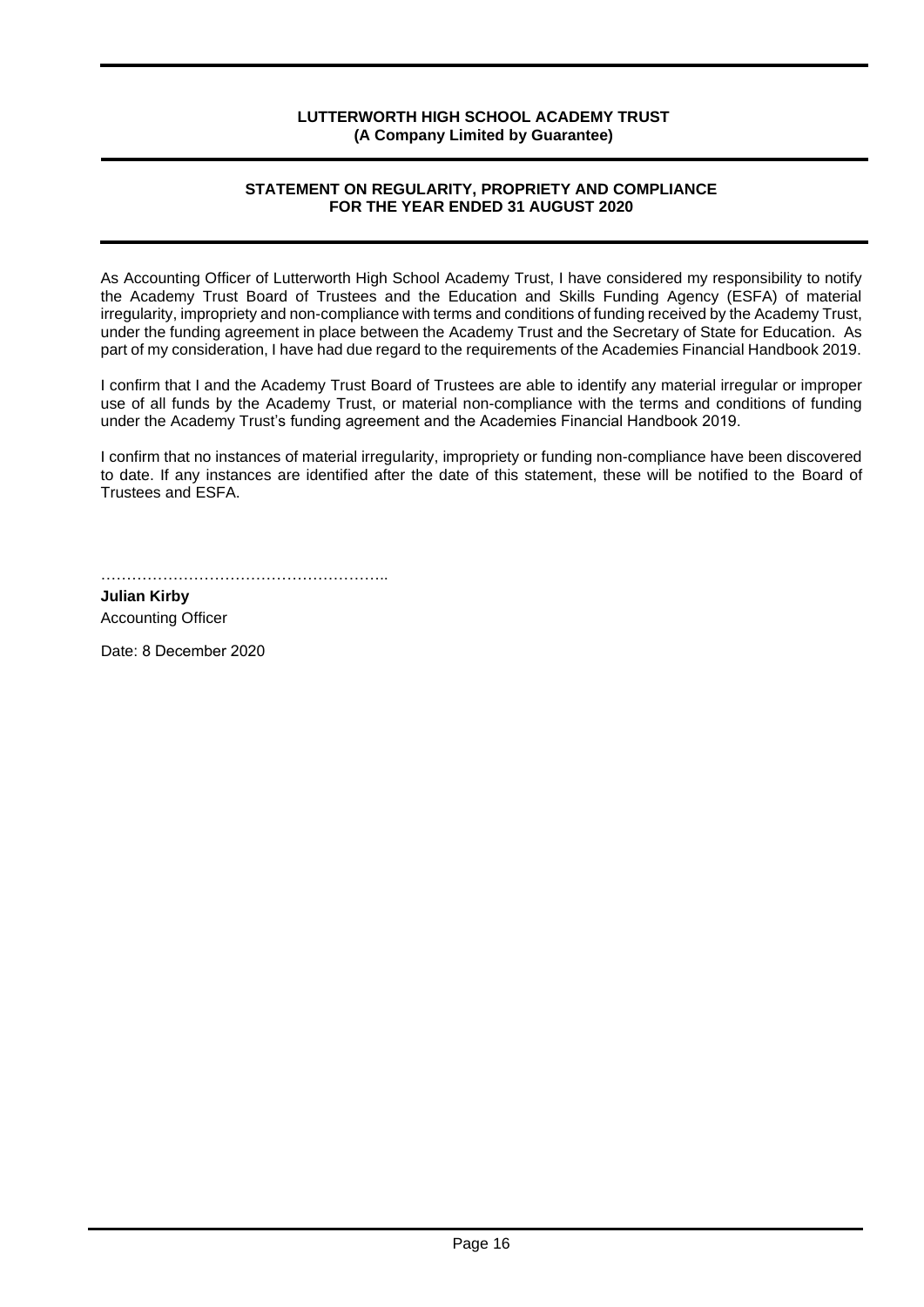**LUTTERWORTH HIGH SCHOOL ACADEMY TRUST**
**(A Company Limited by Guarantee)**

## STATEMENT ON REGULARITY, PROPRIETY AND COMPLIANCE FOR THE YEAR ENDED 31 AUGUST 2020

As Accounting Officer of Lutterworth High School Academy Trust, I have considered my responsibility to notify the Academy Trust Board of Trustees and the Education and Skills Funding Agency (ESFA) of material irregularity, impropriety and non-compliance with terms and conditions of funding received by the Academy Trust, under the funding agreement in place between the Academy Trust and the Secretary of State for Education. As part of my consideration, I have had due regard to the requirements of the Academies Financial Handbook 2019.

I confirm that I and the Academy Trust Board of Trustees are able to identify any material irregular or improper use of all funds by the Academy Trust, or material non-compliance with the terms and conditions of funding under the Academy Trust's funding agreement and the Academies Financial Handbook 2019.

I confirm that no instances of material irregularity, impropriety or funding non-compliance have been discovered to date. If any instances are identified after the date of this statement, these will be notified to the Board of Trustees and ESFA.

………………………………………………..

**Julian Kirby**
Accounting Officer

Date: 8 December 2020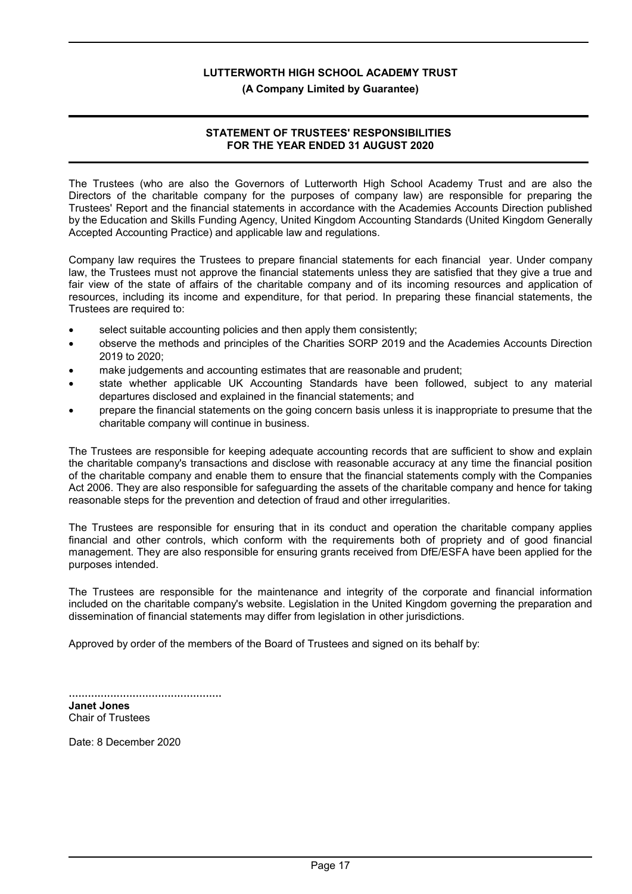# LUTTERWORTH HIGH SCHOOL ACADEMY TRUST

**(A Company Limited by Guarantee)**

## STATEMENT OF TRUSTEES' RESPONSIBILITIES FOR THE YEAR ENDED 31 AUGUST 2020

The Trustees (who are also the Governors of Lutterworth High School Academy Trust and are also the Directors of the charitable company for the purposes of company law) are responsible for preparing the Trustees' Report and the financial statements in accordance with the Academies Accounts Direction published by the Education and Skills Funding Agency, United Kingdom Accounting Standards (United Kingdom Generally Accepted Accounting Practice) and applicable law and regulations.

Company law requires the Trustees to prepare financial statements for each financial year. Under company law, the Trustees must not approve the financial statements unless they are satisfied that they give a true and fair view of the state of affairs of the charitable company and of its incoming resources and application of resources, including its income and expenditure, for that period. In preparing these financial statements, the Trustees are required to:

- select suitable accounting policies and then apply them consistently;
- observe the methods and principles of the Charities SORP 2019 and the Academies Accounts Direction 2019 to 2020;
- make judgements and accounting estimates that are reasonable and prudent;
- state whether applicable UK Accounting Standards have been followed, subject to any material departures disclosed and explained in the financial statements; and
- prepare the financial statements on the going concern basis unless it is inappropriate to presume that the charitable company will continue in business.

The Trustees are responsible for keeping adequate accounting records that are sufficient to show and explain the charitable company's transactions and disclose with reasonable accuracy at any time the financial position of the charitable company and enable them to ensure that the financial statements comply with the Companies Act 2006. They are also responsible for safeguarding the assets of the charitable company and hence for taking reasonable steps for the prevention and detection of fraud and other irregularities.

The Trustees are responsible for ensuring that in its conduct and operation the charitable company applies financial and other controls, which conform with the requirements both of propriety and of good financial management. They are also responsible for ensuring grants received from DfE/ESFA have been applied for the purposes intended.

The Trustees are responsible for the maintenance and integrity of the corporate and financial information included on the charitable company's website. Legislation in the United Kingdom governing the preparation and dissemination of financial statements may differ from legislation in other jurisdictions.

Approved by order of the members of the Board of Trustees and signed on its behalf by:

................................................

**Janet Jones**
Chair of Trustees

Date: 8 December 2020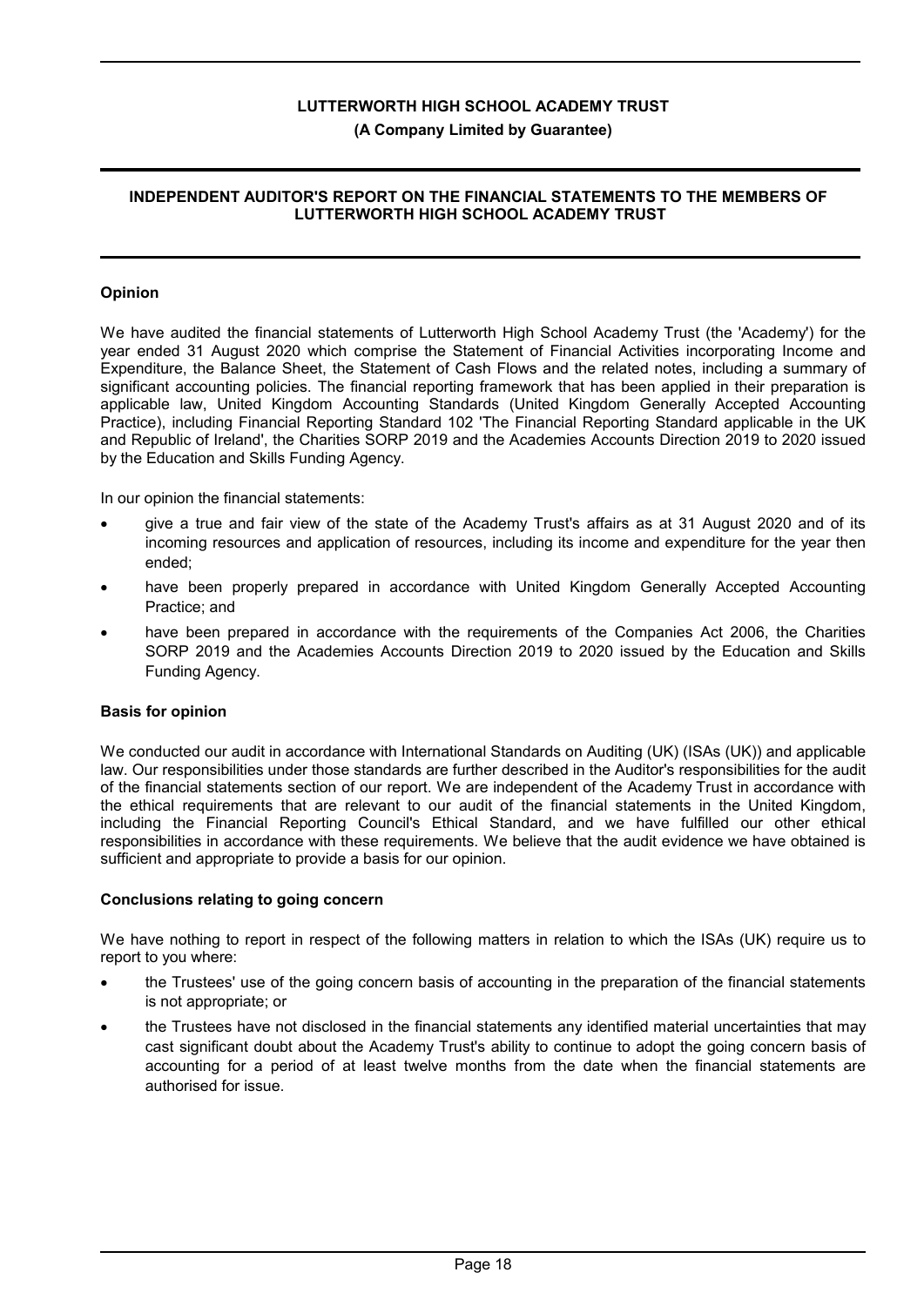# LUTTERWORTH HIGH SCHOOL ACADEMY TRUST

**(A Company Limited by Guarantee)**

## INDEPENDENT AUDITOR'S REPORT ON THE FINANCIAL STATEMENTS TO THE MEMBERS OF LUTTERWORTH HIGH SCHOOL ACADEMY TRUST

### Opinion

We have audited the financial statements of Lutterworth High School Academy Trust (the 'Academy') for the year ended 31 August 2020 which comprise the Statement of Financial Activities incorporating Income and Expenditure, the Balance Sheet, the Statement of Cash Flows and the related notes, including a summary of significant accounting policies. The financial reporting framework that has been applied in their preparation is applicable law, United Kingdom Accounting Standards (United Kingdom Generally Accepted Accounting Practice), including Financial Reporting Standard 102 'The Financial Reporting Standard applicable in the UK and Republic of Ireland', the Charities SORP 2019 and the Academies Accounts Direction 2019 to 2020 issued by the Education and Skills Funding Agency.

In our opinion the financial statements:

- give a true and fair view of the state of the Academy Trust's affairs as at 31 August 2020 and of its incoming resources and application of resources, including its income and expenditure for the year then ended;
- have been properly prepared in accordance with United Kingdom Generally Accepted Accounting Practice; and
- have been prepared in accordance with the requirements of the Companies Act 2006, the Charities SORP 2019 and the Academies Accounts Direction 2019 to 2020 issued by the Education and Skills Funding Agency.

### Basis for opinion

We conducted our audit in accordance with International Standards on Auditing (UK) (ISAs (UK)) and applicable law. Our responsibilities under those standards are further described in the Auditor's responsibilities for the audit of the financial statements section of our report. We are independent of the Academy Trust in accordance with the ethical requirements that are relevant to our audit of the financial statements in the United Kingdom, including the Financial Reporting Council's Ethical Standard, and we have fulfilled our other ethical responsibilities in accordance with these requirements. We believe that the audit evidence we have obtained is sufficient and appropriate to provide a basis for our opinion.

### Conclusions relating to going concern

We have nothing to report in respect of the following matters in relation to which the ISAs (UK) require us to report to you where:

- the Trustees' use of the going concern basis of accounting in the preparation of the financial statements is not appropriate; or
- the Trustees have not disclosed in the financial statements any identified material uncertainties that may cast significant doubt about the Academy Trust's ability to continue to adopt the going concern basis of accounting for a period of at least twelve months from the date when the financial statements are authorised for issue.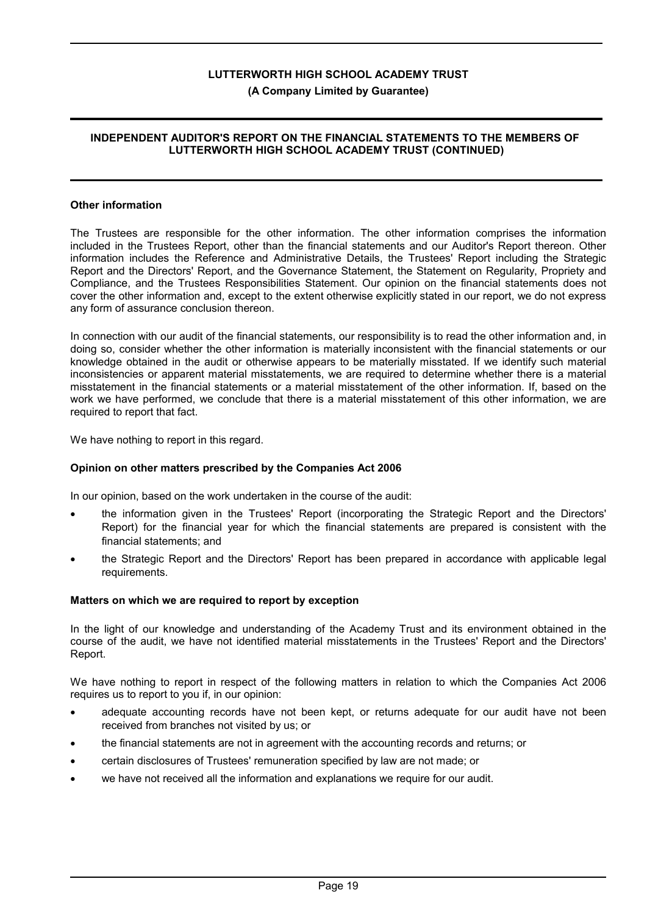## Other information

The Trustees are responsible for the other information. The other information comprises the information included in the Trustees Report, other than the financial statements and our Auditor's Report thereon. Other information includes the Reference and Administrative Details, the Trustees' Report including the Strategic Report and the Directors' Report, and the Governance Statement, the Statement on Regularity, Propriety and Compliance, and the Trustees Responsibilities Statement. Our opinion on the financial statements does not cover the other information and, except to the extent otherwise explicitly stated in our report, we do not express any form of assurance conclusion thereon.

In connection with our audit of the financial statements, our responsibility is to read the other information and, in doing so, consider whether the other information is materially inconsistent with the financial statements or our knowledge obtained in the audit or otherwise appears to be materially misstated. If we identify such material inconsistencies or apparent material misstatements, we are required to determine whether there is a material misstatement in the financial statements or a material misstatement of the other information. If, based on the work we have performed, we conclude that there is a material misstatement of this other information, we are required to report that fact.

We have nothing to report in this regard.

## Opinion on other matters prescribed by the Companies Act 2006

In our opinion, based on the work undertaken in the course of the audit:

- the information given in the Trustees' Report (incorporating the Strategic Report and the Directors' Report) for the financial year for which the financial statements are prepared is consistent with the financial statements; and
- the Strategic Report and the Directors' Report has been prepared in accordance with applicable legal requirements.

## Matters on which we are required to report by exception

In the light of our knowledge and understanding of the Academy Trust and its environment obtained in the course of the audit, we have not identified material misstatements in the Trustees' Report and the Directors' Report.

We have nothing to report in respect of the following matters in relation to which the Companies Act 2006 requires us to report to you if, in our opinion:

- adequate accounting records have not been kept, or returns adequate for our audit have not been received from branches not visited by us; or
- the financial statements are not in agreement with the accounting records and returns; or
- certain disclosures of Trustees' remuneration specified by law are not made; or
- we have not received all the information and explanations we require for our audit.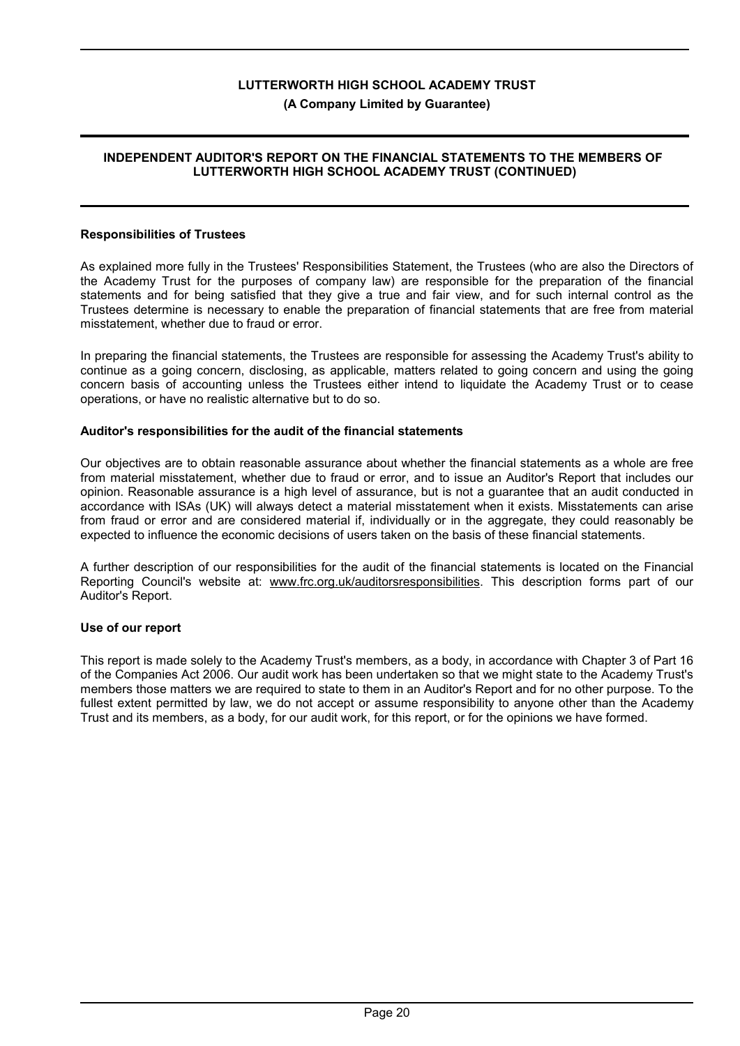## Responsibilities of Trustees

As explained more fully in the Trustees' Responsibilities Statement, the Trustees (who are also the Directors of the Academy Trust for the purposes of company law) are responsible for the preparation of the financial statements and for being satisfied that they give a true and fair view, and for such internal control as the Trustees determine is necessary to enable the preparation of financial statements that are free from material misstatement, whether due to fraud or error.

In preparing the financial statements, the Trustees are responsible for assessing the Academy Trust's ability to continue as a going concern, disclosing, as applicable, matters related to going concern and using the going concern basis of accounting unless the Trustees either intend to liquidate the Academy Trust or to cease operations, or have no realistic alternative but to do so.

## Auditor's responsibilities for the audit of the financial statements

Our objectives are to obtain reasonable assurance about whether the financial statements as a whole are free from material misstatement, whether due to fraud or error, and to issue an Auditor's Report that includes our opinion. Reasonable assurance is a high level of assurance, but is not a guarantee that an audit conducted in accordance with ISAs (UK) will always detect a material misstatement when it exists. Misstatements can arise from fraud or error and are considered material if, individually or in the aggregate, they could reasonably be expected to influence the economic decisions of users taken on the basis of these financial statements.

A further description of our responsibilities for the audit of the financial statements is located on the Financial Reporting Council's website at: www.frc.org.uk/auditorsresponsibilities. This description forms part of our Auditor's Report.

## Use of our report

This report is made solely to the Academy Trust's members, as a body, in accordance with Chapter 3 of Part 16 of the Companies Act 2006. Our audit work has been undertaken so that we might state to the Academy Trust's members those matters we are required to state to them in an Auditor's Report and for no other purpose. To the fullest extent permitted by law, we do not accept or assume responsibility to anyone other than the Academy Trust and its members, as a body, for our audit work, for this report, or for the opinions we have formed.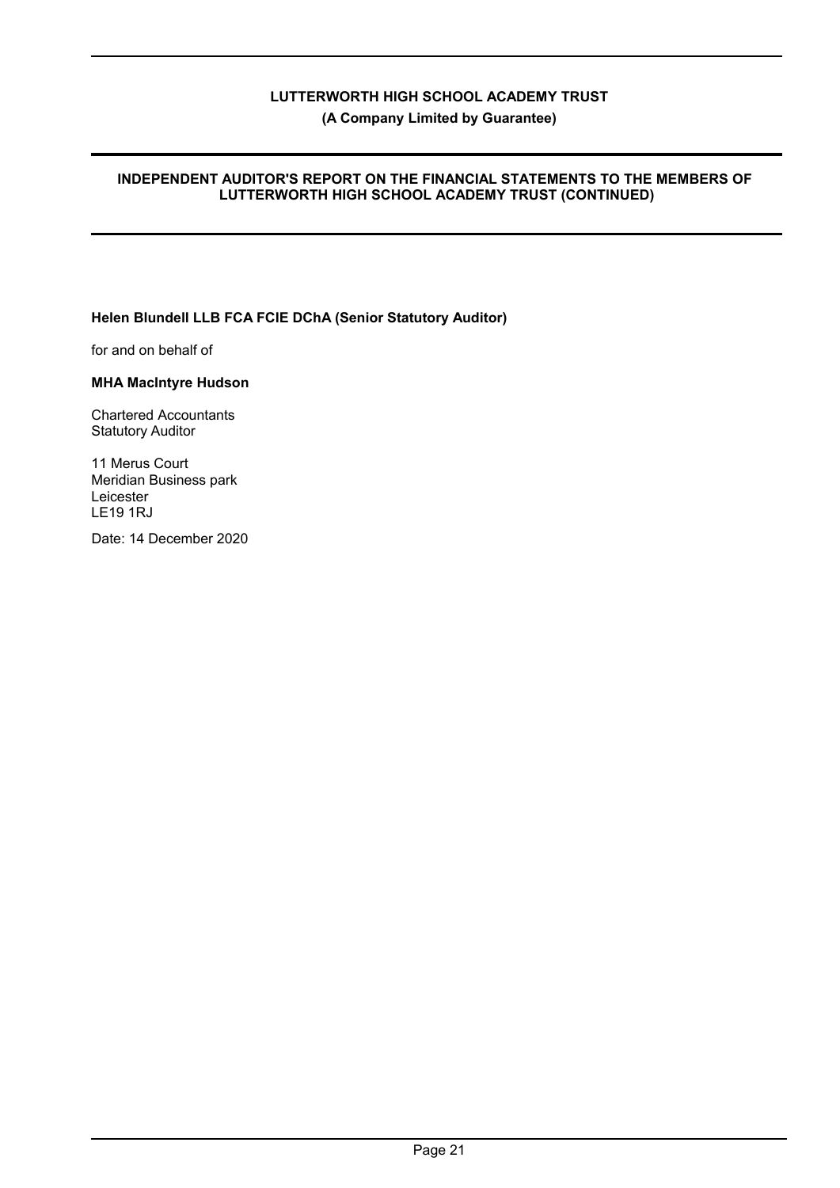**Helen Blundell LLB FCA FCIE DChA (Senior Statutory Auditor)**

for and on behalf of

**MHA MacIntyre Hudson**

Chartered Accountants
Statutory Auditor

11 Merus Court
Meridian Business park
Leicester
LE19 1RJ

Date: 14 December 2020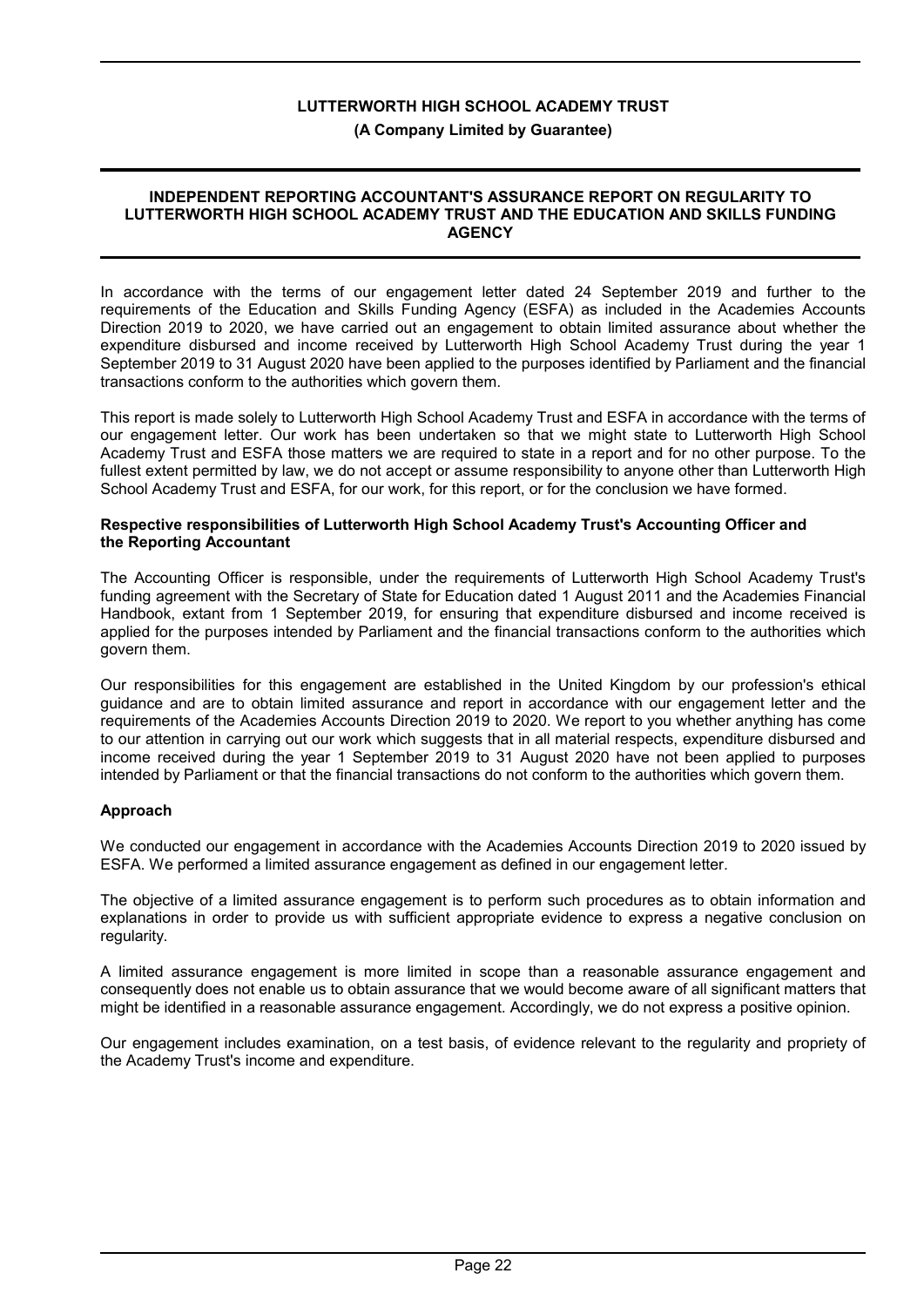# LUTTERWORTH HIGH SCHOOL ACADEMY TRUST

**(A Company Limited by Guarantee)**

## INDEPENDENT REPORTING ACCOUNTANT'S ASSURANCE REPORT ON REGULARITY TO LUTTERWORTH HIGH SCHOOL ACADEMY TRUST AND THE EDUCATION AND SKILLS FUNDING AGENCY

In accordance with the terms of our engagement letter dated 24 September 2019 and further to the requirements of the Education and Skills Funding Agency (ESFA) as included in the Academies Accounts Direction 2019 to 2020, we have carried out an engagement to obtain limited assurance about whether the expenditure disbursed and income received by Lutterworth High School Academy Trust during the year 1 September 2019 to 31 August 2020 have been applied to the purposes identified by Parliament and the financial transactions conform to the authorities which govern them.

This report is made solely to Lutterworth High School Academy Trust and ESFA in accordance with the terms of our engagement letter. Our work has been undertaken so that we might state to Lutterworth High School Academy Trust and ESFA those matters we are required to state in a report and for no other purpose. To the fullest extent permitted by law, we do not accept or assume responsibility to anyone other than Lutterworth High School Academy Trust and ESFA, for our work, for this report, or for the conclusion we have formed.

### Respective responsibilities of Lutterworth High School Academy Trust's Accounting Officer and the Reporting Accountant

The Accounting Officer is responsible, under the requirements of Lutterworth High School Academy Trust's funding agreement with the Secretary of State for Education dated 1 August 2011 and the Academies Financial Handbook, extant from 1 September 2019, for ensuring that expenditure disbursed and income received is applied for the purposes intended by Parliament and the financial transactions conform to the authorities which govern them.

Our responsibilities for this engagement are established in the United Kingdom by our profession's ethical guidance and are to obtain limited assurance and report in accordance with our engagement letter and the requirements of the Academies Accounts Direction 2019 to 2020. We report to you whether anything has come to our attention in carrying out our work which suggests that in all material respects, expenditure disbursed and income received during the year 1 September 2019 to 31 August 2020 have not been applied to purposes intended by Parliament or that the financial transactions do not conform to the authorities which govern them.

### Approach

We conducted our engagement in accordance with the Academies Accounts Direction 2019 to 2020 issued by ESFA. We performed a limited assurance engagement as defined in our engagement letter.

The objective of a limited assurance engagement is to perform such procedures as to obtain information and explanations in order to provide us with sufficient appropriate evidence to express a negative conclusion on regularity.

A limited assurance engagement is more limited in scope than a reasonable assurance engagement and consequently does not enable us to obtain assurance that we would become aware of all significant matters that might be identified in a reasonable assurance engagement. Accordingly, we do not express a positive opinion.

Our engagement includes examination, on a test basis, of evidence relevant to the regularity and propriety of the Academy Trust's income and expenditure.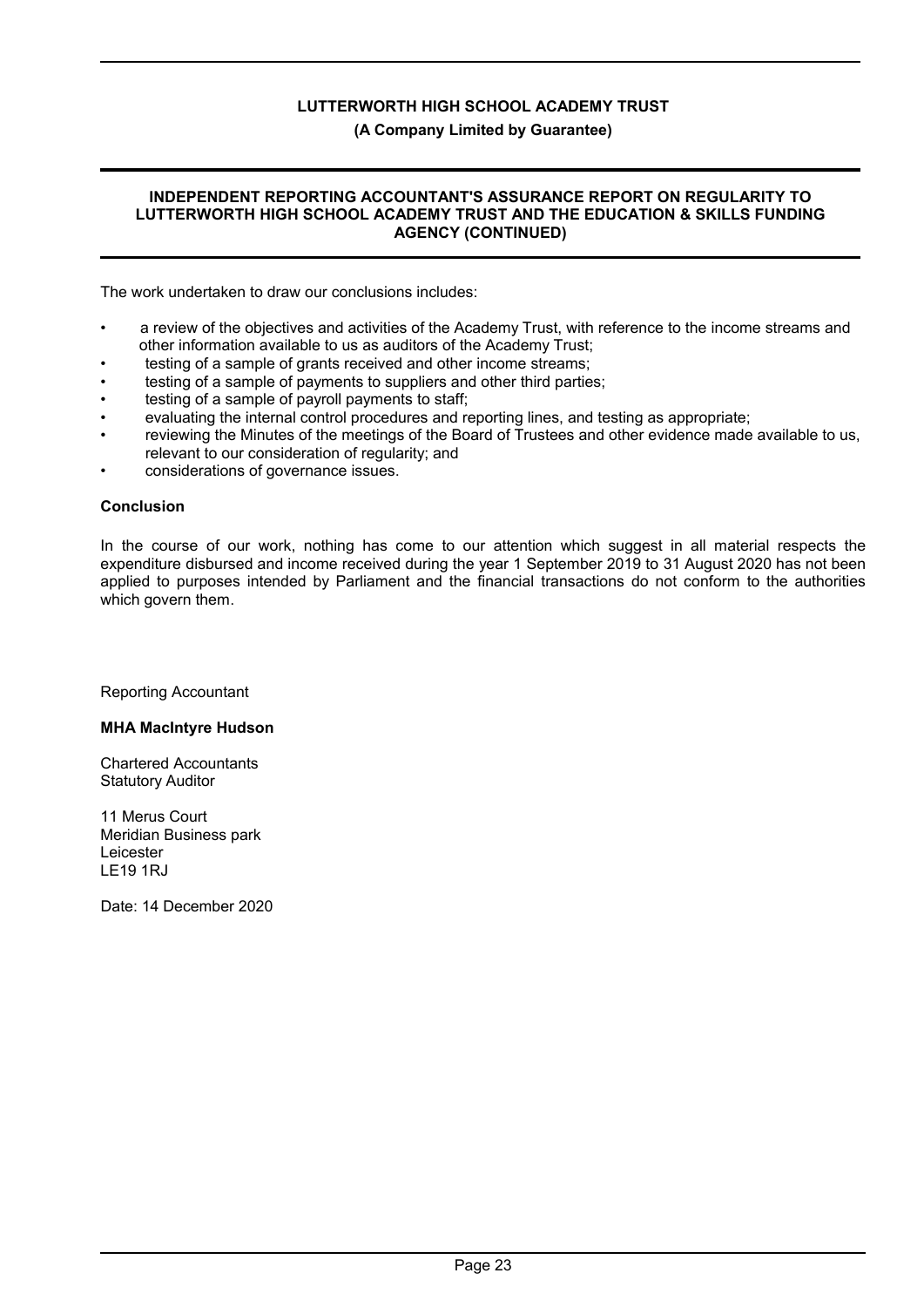**LUTTERWORTH HIGH SCHOOL ACADEMY TRUST**

**(A Company Limited by Guarantee)**

**INDEPENDENT REPORTING ACCOUNTANT'S ASSURANCE REPORT ON REGULARITY TO LUTTERWORTH HIGH SCHOOL ACADEMY TRUST AND THE EDUCATION & SKILLS FUNDING AGENCY (CONTINUED)**

The work undertaken to draw our conclusions includes:

- a review of the objectives and activities of the Academy Trust, with reference to the income streams and other information available to us as auditors of the Academy Trust;
- testing of a sample of grants received and other income streams;
- testing of a sample of payments to suppliers and other third parties;
- testing of a sample of payroll payments to staff;
- evaluating the internal control procedures and reporting lines, and testing as appropriate;
- reviewing the Minutes of the meetings of the Board of Trustees and other evidence made available to us, relevant to our consideration of regularity; and
- considerations of governance issues.

**Conclusion**

In the course of our work, nothing has come to our attention which suggest in all material respects the expenditure disbursed and income received during the year 1 September 2019 to 31 August 2020 has not been applied to purposes intended by Parliament and the financial transactions do not conform to the authorities which govern them.

Reporting Accountant

**MHA MacIntyre Hudson**

Chartered Accountants
Statutory Auditor

11 Merus Court
Meridian Business park
Leicester
LE19 1RJ

Date: 14 December 2020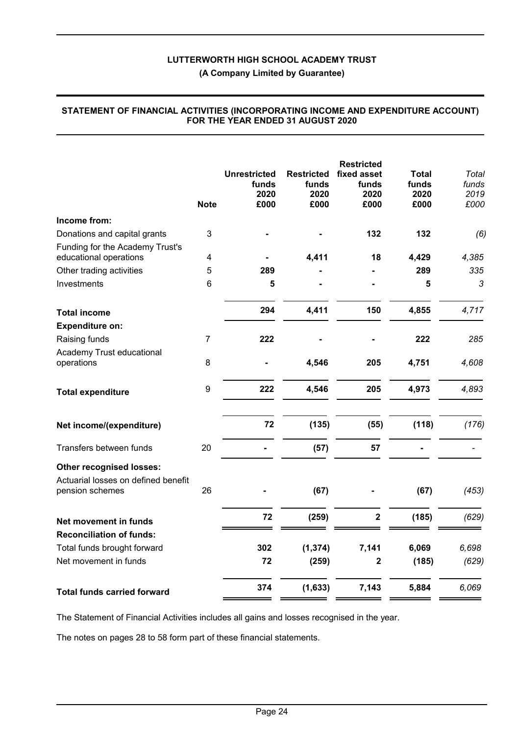# LUTTERWORTH HIGH SCHOOL ACADEMY TRUST

**(A Company Limited by Guarantee)**

## STATEMENT OF FINANCIAL ACTIVITIES (INCORPORATING INCOME AND EXPENDITURE ACCOUNT) FOR THE YEAR ENDED 31 AUGUST 2020

| | Note | Unrestricted funds 2020 £000 | Restricted funds 2020 £000 | Restricted fixed asset funds 2020 £000 | Total funds 2020 £000 | *Total funds 2019 £000* |
|---|---|---|---|---|---|---|
| **Income from:** | | | | | | |
| Donations and capital grants | 3 | - | - | 132 | 132 | *(6)* |
| Funding for the Academy Trust's educational operations | 4 | - | 4,411 | 18 | 4,429 | *4,385* |
| Other trading activities | 5 | 289 | - | - | 289 | *335* |
| Investments | 6 | 5 | - | - | 5 | *3* |
| **Total income** | | 294 | 4,411 | 150 | 4,855 | *4,717* |
| **Expenditure on:** | | | | | | |
| Raising funds | 7 | 222 | - | - | 222 | *285* |
| Academy Trust educational operations | 8 | - | 4,546 | 205 | 4,751 | *4,608* |
| **Total expenditure** | 9 | 222 | 4,546 | 205 | 4,973 | *4,893* |
| **Net income/(expenditure)** | | 72 | (135) | (55) | (118) | *(176)* |
| Transfers between funds | 20 | - | (57) | 57 | - | *-* |
| **Other recognised losses:** | | | | | | |
| Actuarial losses on defined benefit pension schemes | 26 | - | (67) | - | (67) | *(453)* |
| **Net movement in funds** | | 72 | (259) | 2 | (185) | *(629)* |
| **Reconciliation of funds:** | | | | | | |
| Total funds brought forward | | 302 | (1,374) | 7,141 | 6,069 | *6,698* |
| Net movement in funds | | 72 | (259) | 2 | (185) | *(629)* |
| **Total funds carried forward** | | 374 | (1,633) | 7,143 | 5,884 | *6,069* |

The Statement of Financial Activities includes all gains and losses recognised in the year.

The notes on pages 28 to 58 form part of these financial statements.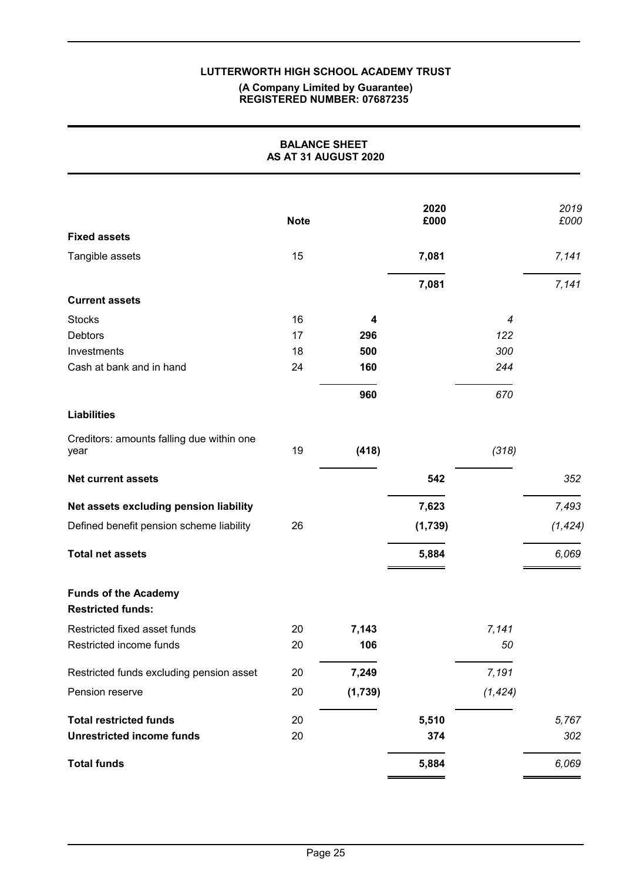**LUTTERWORTH HIGH SCHOOL ACADEMY TRUST**

**(A Company Limited by Guarantee)**
**REGISTERED NUMBER: 07687235**

## BALANCE SHEET
## AS AT 31 AUGUST 2020

| | Note | | 2020 £000 | | *2019 £000* |
|---|---|---|---|---|---|
| **Fixed assets** | | | | | |
| Tangible assets | 15 | | **7,081** | | *7,141* |
| | | | **7,081** | | *7,141* |
| **Current assets** | | | | | |
| Stocks | 16 | **4** | | *4* | |
| Debtors | 17 | **296** | | *122* | |
| Investments | 18 | **500** | | *300* | |
| Cash at bank and in hand | 24 | **160** | | *244* | |
| | | **960** | | *670* | |
| **Liabilities** | | | | | |
| Creditors: amounts falling due within one year | 19 | **(418)** | | *(318)* | |
| **Net current assets** | | | **542** | | *352* |
| **Net assets excluding pension liability** | | | **7,623** | | *7,493* |
| Defined benefit pension scheme liability | 26 | | **(1,739)** | | *(1,424)* |
| **Total net assets** | | | **5,884** | | *6,069* |
| **Funds of the Academy** | | | | | |
| **Restricted funds:** | | | | | |
| Restricted fixed asset funds | 20 | **7,143** | | *7,141* | |
| Restricted income funds | 20 | **106** | | *50* | |
| Restricted funds excluding pension asset | 20 | **7,249** | | *7,191* | |
| Pension reserve | 20 | **(1,739)** | | *(1,424)* | |
| **Total restricted funds** | 20 | | **5,510** | | *5,767* |
| **Unrestricted income funds** | 20 | | **374** | | *302* |
| **Total funds** | | | **5,884** | | *6,069* |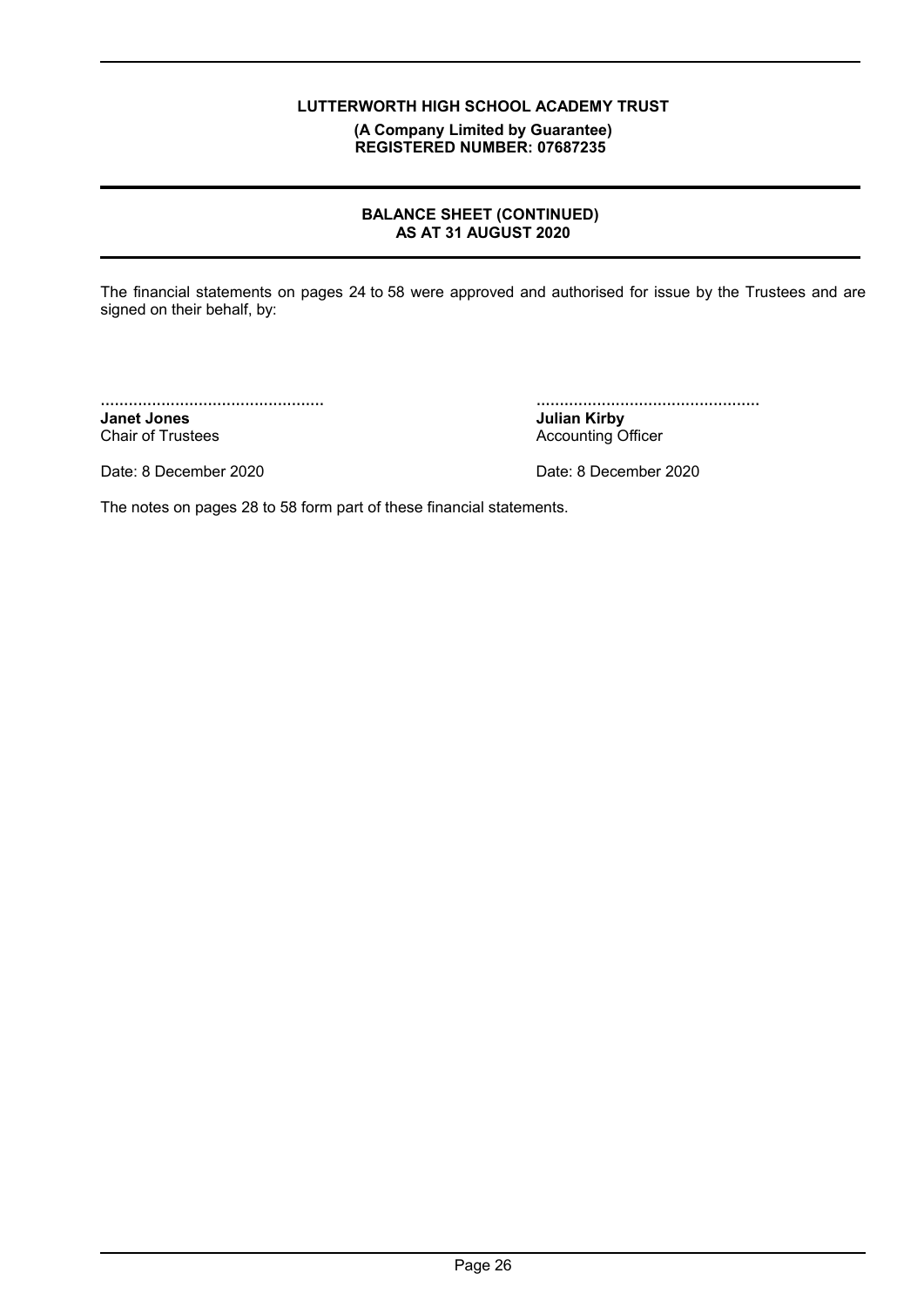**LUTTERWORTH HIGH SCHOOL ACADEMY TRUST**

**(A Company Limited by Guarantee)**
**REGISTERED NUMBER: 07687235**

## BALANCE SHEET (CONTINUED)
## AS AT 31 AUGUST 2020

The financial statements on pages 24 to 58 were approved and authorised for issue by the Trustees and are signed on their behalf, by:

| ................................................ | ................................................ |
|---|---|
| **Janet Jones** | **Julian Kirby** |
| Chair of Trustees | Accounting Officer |
| Date: 8 December 2020 | Date: 8 December 2020 |

The notes on pages 28 to 58 form part of these financial statements.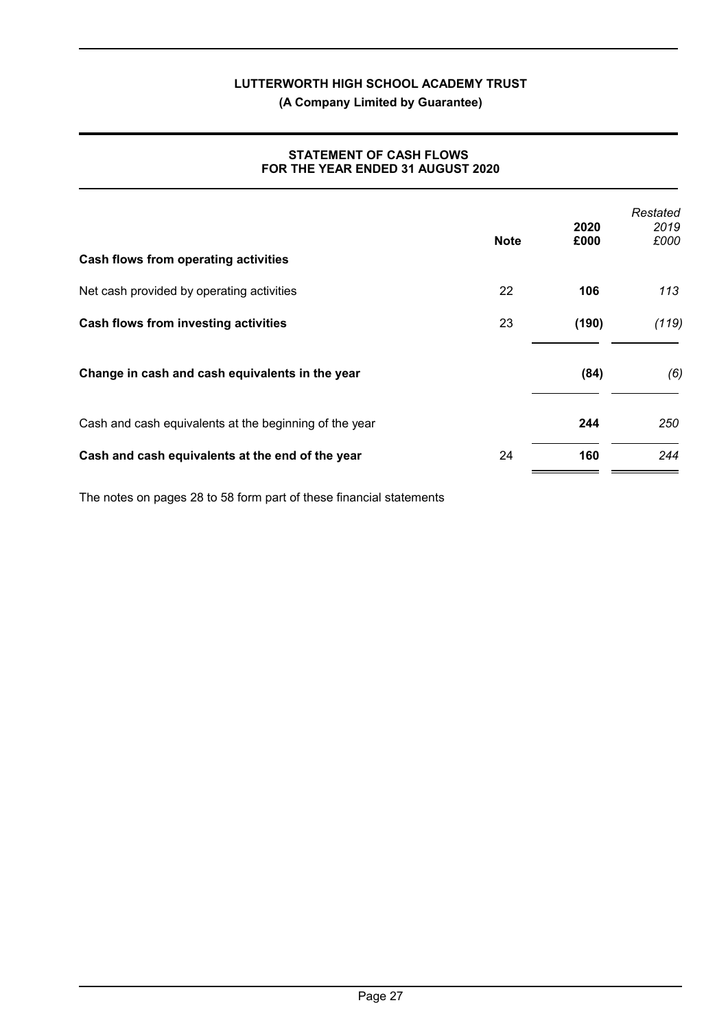# LUTTERWORTH HIGH SCHOOL ACADEMY TRUST

**(A Company Limited by Guarantee)**

## STATEMENT OF CASH FLOWS
## FOR THE YEAR ENDED 31 AUGUST 2020

| | Note | 2020 £000 | *Restated 2019 £000* |
|---|---|---|---|
| **Cash flows from operating activities** | | | |
| Net cash provided by operating activities | 22 | **106** | *113* |
| **Cash flows from investing activities** | 23 | **(190)** | *(119)* |
| **Change in cash and cash equivalents in the year** | | **(84)** | *(6)* |
| Cash and cash equivalents at the beginning of the year | | **244** | *250* |
| **Cash and cash equivalents at the end of the year** | 24 | **160** | *244* |

The notes on pages 28 to 58 form part of these financial statements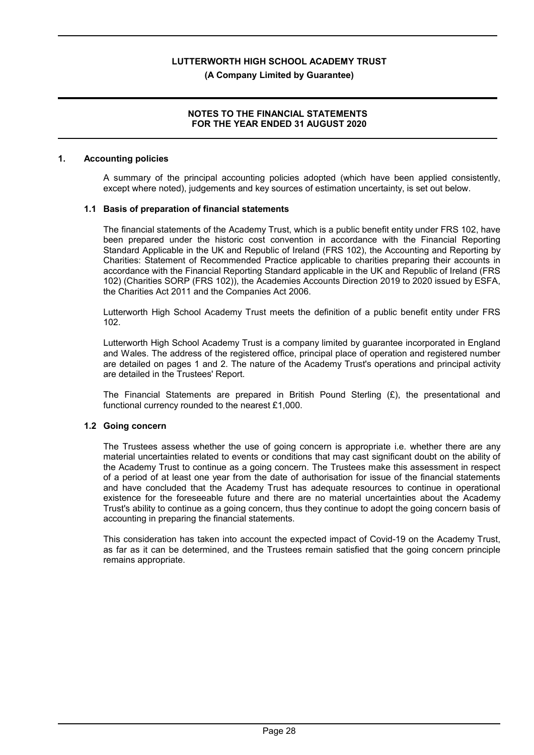## 1. Accounting policies

A summary of the principal accounting policies adopted (which have been applied consistently, except where noted), judgements and key sources of estimation uncertainty, is set out below.

### 1.1 Basis of preparation of financial statements

The financial statements of the Academy Trust, which is a public benefit entity under FRS 102, have been prepared under the historic cost convention in accordance with the Financial Reporting Standard Applicable in the UK and Republic of Ireland (FRS 102), the Accounting and Reporting by Charities: Statement of Recommended Practice applicable to charities preparing their accounts in accordance with the Financial Reporting Standard applicable in the UK and Republic of Ireland (FRS 102) (Charities SORP (FRS 102)), the Academies Accounts Direction 2019 to 2020 issued by ESFA, the Charities Act 2011 and the Companies Act 2006.

Lutterworth High School Academy Trust meets the definition of a public benefit entity under FRS 102.

Lutterworth High School Academy Trust is a company limited by guarantee incorporated in England and Wales. The address of the registered office, principal place of operation and registered number are detailed on pages 1 and 2. The nature of the Academy Trust's operations and principal activity are detailed in the Trustees' Report.

The Financial Statements are prepared in British Pound Sterling (£), the presentational and functional currency rounded to the nearest £1,000.

### 1.2 Going concern

The Trustees assess whether the use of going concern is appropriate i.e. whether there are any material uncertainties related to events or conditions that may cast significant doubt on the ability of the Academy Trust to continue as a going concern. The Trustees make this assessment in respect of a period of at least one year from the date of authorisation for issue of the financial statements and have concluded that the Academy Trust has adequate resources to continue in operational existence for the foreseeable future and there are no material uncertainties about the Academy Trust's ability to continue as a going concern, thus they continue to adopt the going concern basis of accounting in preparing the financial statements.

This consideration has taken into account the expected impact of Covid-19 on the Academy Trust, as far as it can be determined, and the Trustees remain satisfied that the going concern principle remains appropriate.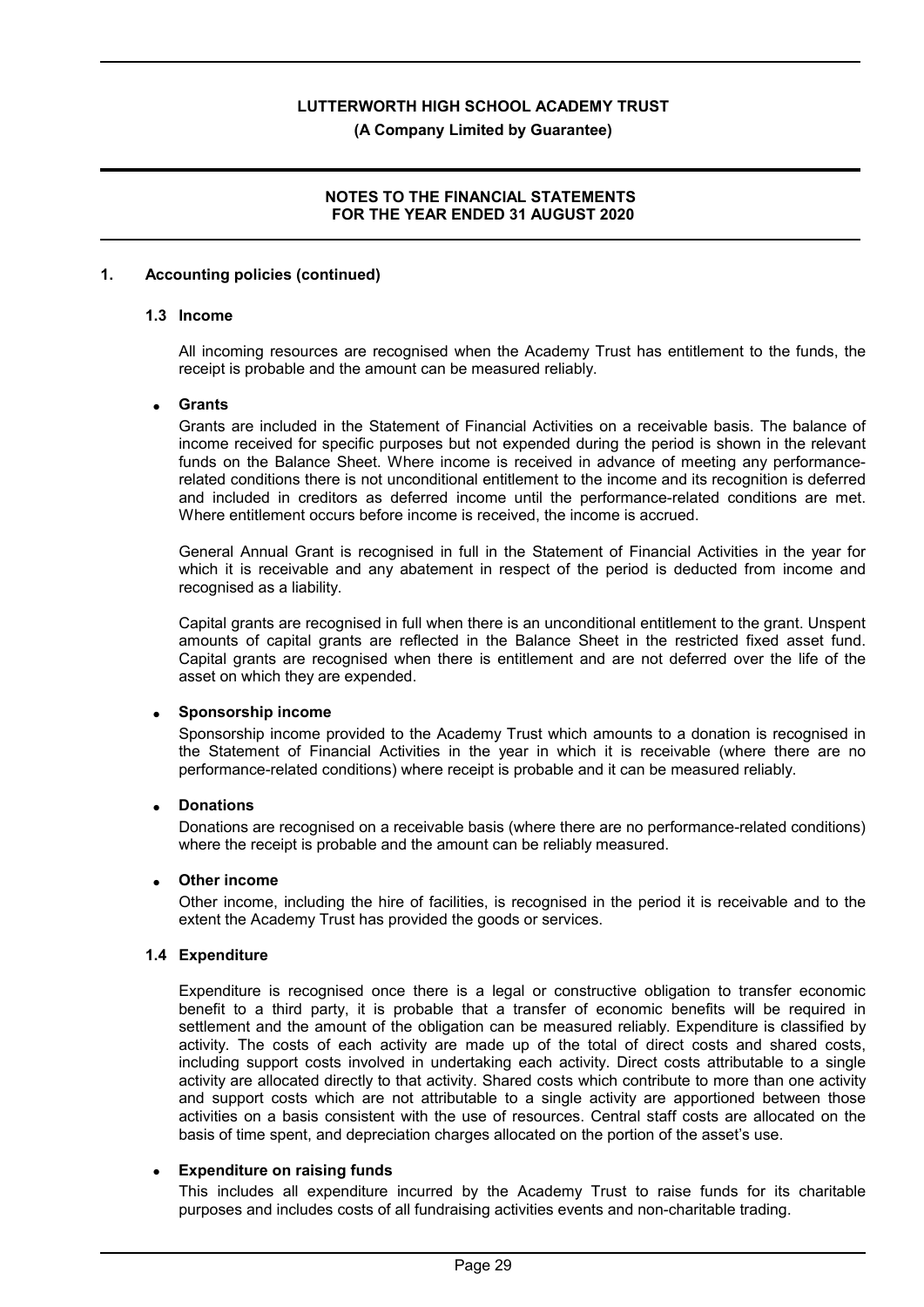## 1. Accounting policies (continued)

### 1.3 Income

All incoming resources are recognised when the Academy Trust has entitlement to the funds, the receipt is probable and the amount can be measured reliably.

- **Grants**

  Grants are included in the Statement of Financial Activities on a receivable basis. The balance of income received for specific purposes but not expended during the period is shown in the relevant funds on the Balance Sheet. Where income is received in advance of meeting any performance-related conditions there is not unconditional entitlement to the income and its recognition is deferred and included in creditors as deferred income until the performance-related conditions are met. Where entitlement occurs before income is received, the income is accrued.

  General Annual Grant is recognised in full in the Statement of Financial Activities in the year for which it is receivable and any abatement in respect of the period is deducted from income and recognised as a liability.

  Capital grants are recognised in full when there is an unconditional entitlement to the grant. Unspent amounts of capital grants are reflected in the Balance Sheet in the restricted fixed asset fund. Capital grants are recognised when there is entitlement and are not deferred over the life of the asset on which they are expended.

- **Sponsorship income**

  Sponsorship income provided to the Academy Trust which amounts to a donation is recognised in the Statement of Financial Activities in the year in which it is receivable (where there are no performance-related conditions) where receipt is probable and it can be measured reliably.

- **Donations**

  Donations are recognised on a receivable basis (where there are no performance-related conditions) where the receipt is probable and the amount can be reliably measured.

- **Other income**

  Other income, including the hire of facilities, is recognised in the period it is receivable and to the extent the Academy Trust has provided the goods or services.

### 1.4 Expenditure

Expenditure is recognised once there is a legal or constructive obligation to transfer economic benefit to a third party, it is probable that a transfer of economic benefits will be required in settlement and the amount of the obligation can be measured reliably. Expenditure is classified by activity. The costs of each activity are made up of the total of direct costs and shared costs, including support costs involved in undertaking each activity. Direct costs attributable to a single activity are allocated directly to that activity. Shared costs which contribute to more than one activity and support costs which are not attributable to a single activity are apportioned between those activities on a basis consistent with the use of resources. Central staff costs are allocated on the basis of time spent, and depreciation charges allocated on the portion of the asset's use.

- **Expenditure on raising funds**

  This includes all expenditure incurred by the Academy Trust to raise funds for its charitable purposes and includes costs of all fundraising activities events and non-charitable trading.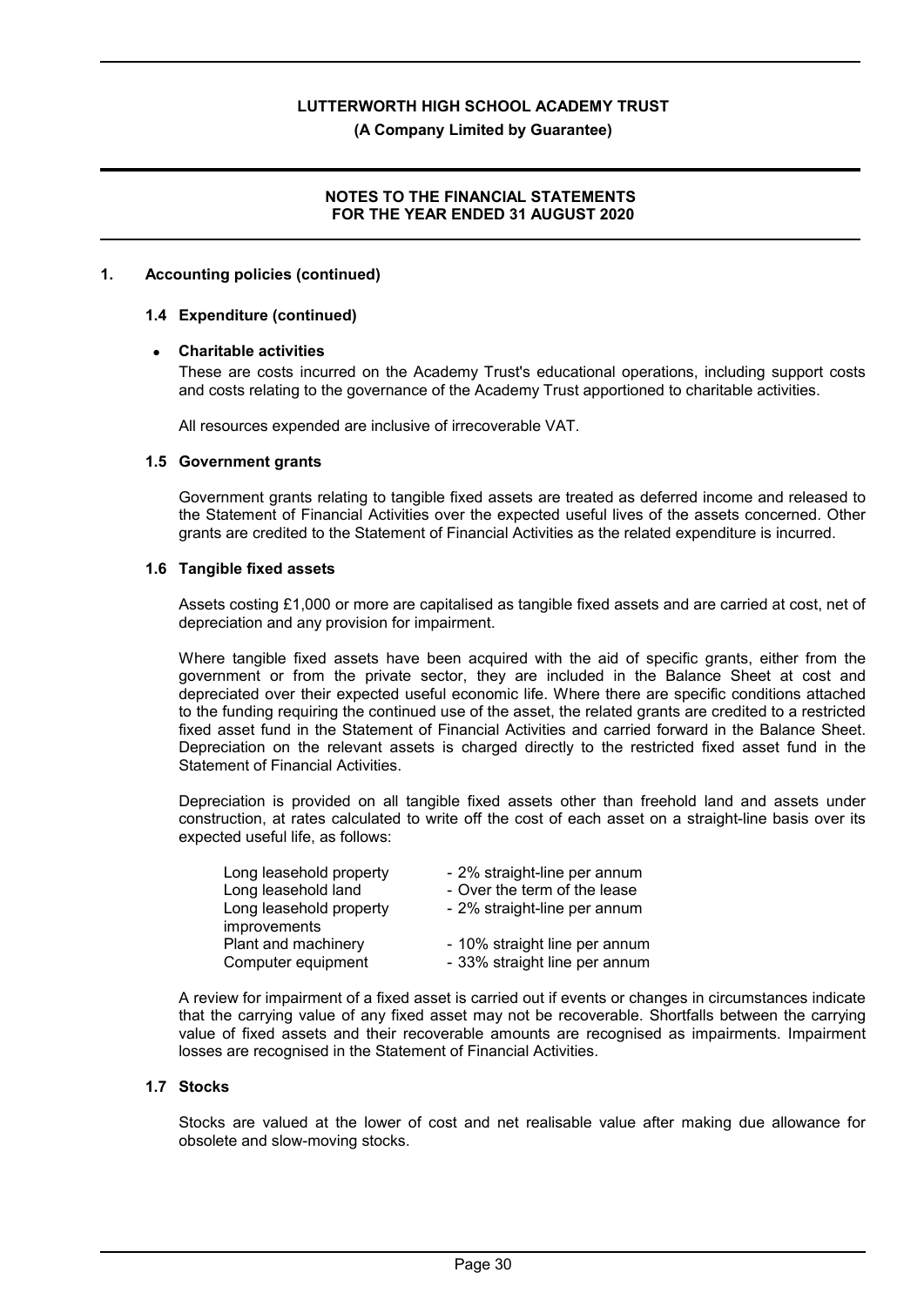## 1. Accounting policies (continued)

### 1.4 Expenditure (continued)

- **Charitable activities**

  These are costs incurred on the Academy Trust's educational operations, including support costs and costs relating to the governance of the Academy Trust apportioned to charitable activities.

All resources expended are inclusive of irrecoverable VAT.

### 1.5 Government grants

Government grants relating to tangible fixed assets are treated as deferred income and released to the Statement of Financial Activities over the expected useful lives of the assets concerned. Other grants are credited to the Statement of Financial Activities as the related expenditure is incurred.

### 1.6 Tangible fixed assets

Assets costing £1,000 or more are capitalised as tangible fixed assets and are carried at cost, net of depreciation and any provision for impairment.

Where tangible fixed assets have been acquired with the aid of specific grants, either from the government or from the private sector, they are included in the Balance Sheet at cost and depreciated over their expected useful economic life. Where there are specific conditions attached to the funding requiring the continued use of the asset, the related grants are credited to a restricted fixed asset fund in the Statement of Financial Activities and carried forward in the Balance Sheet. Depreciation on the relevant assets is charged directly to the restricted fixed asset fund in the Statement of Financial Activities.

Depreciation is provided on all tangible fixed assets other than freehold land and assets under construction, at rates calculated to write off the cost of each asset on a straight-line basis over its expected useful life, as follows:

| | |
|---|---|
| Long leasehold property | - 2% straight-line per annum |
| Long leasehold land | - Over the term of the lease |
| Long leasehold property improvements | - 2% straight-line per annum |
| Plant and machinery | - 10% straight line per annum |
| Computer equipment | - 33% straight line per annum |

A review for impairment of a fixed asset is carried out if events or changes in circumstances indicate that the carrying value of any fixed asset may not be recoverable. Shortfalls between the carrying value of fixed assets and their recoverable amounts are recognised as impairments. Impairment losses are recognised in the Statement of Financial Activities.

### 1.7 Stocks

Stocks are valued at the lower of cost and net realisable value after making due allowance for obsolete and slow-moving stocks.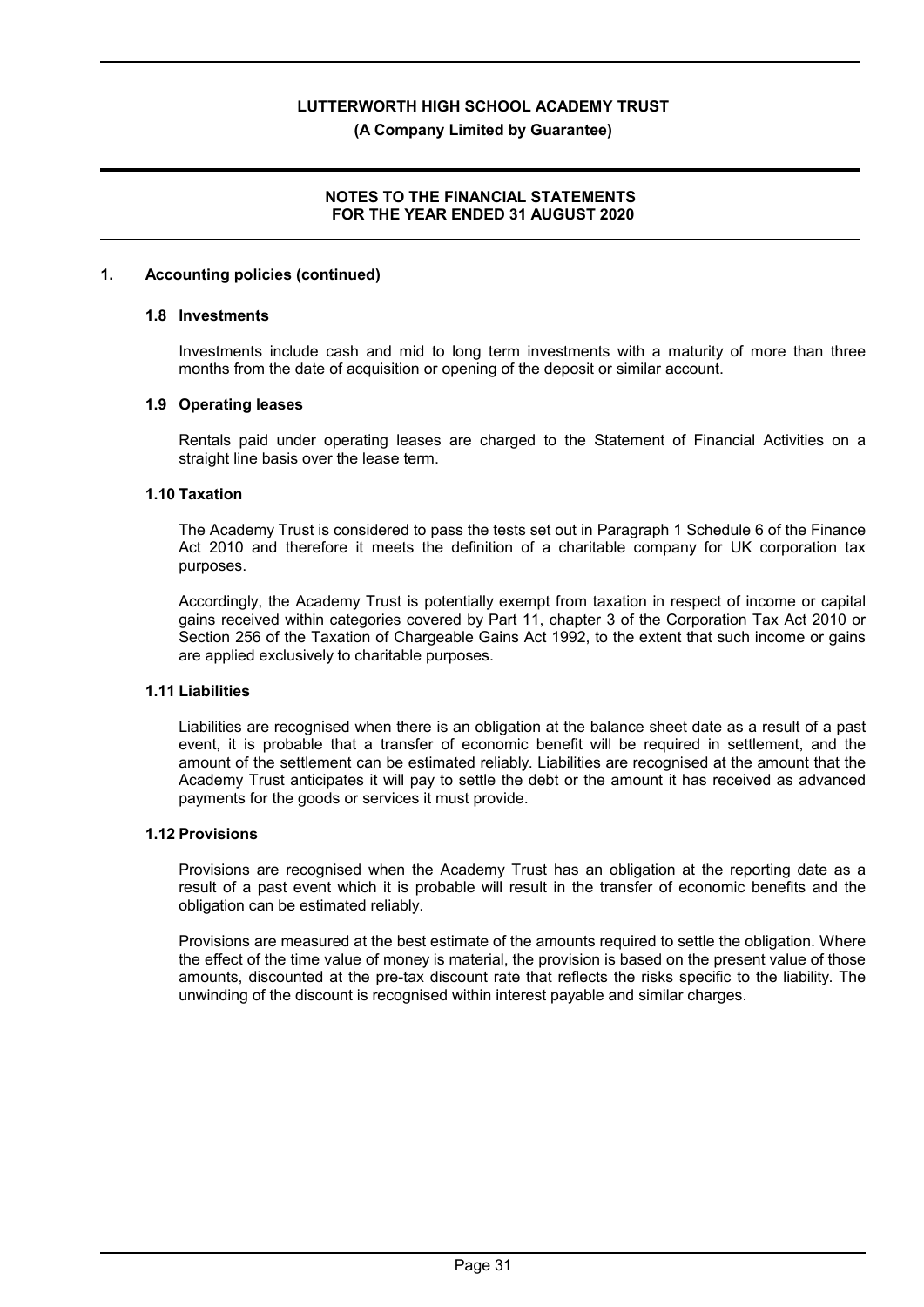## 1. Accounting policies (continued)

### 1.8 Investments

Investments include cash and mid to long term investments with a maturity of more than three months from the date of acquisition or opening of the deposit or similar account.

### 1.9 Operating leases

Rentals paid under operating leases are charged to the Statement of Financial Activities on a straight line basis over the lease term.

### 1.10 Taxation

The Academy Trust is considered to pass the tests set out in Paragraph 1 Schedule 6 of the Finance Act 2010 and therefore it meets the definition of a charitable company for UK corporation tax purposes.

Accordingly, the Academy Trust is potentially exempt from taxation in respect of income or capital gains received within categories covered by Part 11, chapter 3 of the Corporation Tax Act 2010 or Section 256 of the Taxation of Chargeable Gains Act 1992, to the extent that such income or gains are applied exclusively to charitable purposes.

### 1.11 Liabilities

Liabilities are recognised when there is an obligation at the balance sheet date as a result of a past event, it is probable that a transfer of economic benefit will be required in settlement, and the amount of the settlement can be estimated reliably. Liabilities are recognised at the amount that the Academy Trust anticipates it will pay to settle the debt or the amount it has received as advanced payments for the goods or services it must provide.

### 1.12 Provisions

Provisions are recognised when the Academy Trust has an obligation at the reporting date as a result of a past event which it is probable will result in the transfer of economic benefits and the obligation can be estimated reliably.

Provisions are measured at the best estimate of the amounts required to settle the obligation. Where the effect of the time value of money is material, the provision is based on the present value of those amounts, discounted at the pre-tax discount rate that reflects the risks specific to the liability. The unwinding of the discount is recognised within interest payable and similar charges.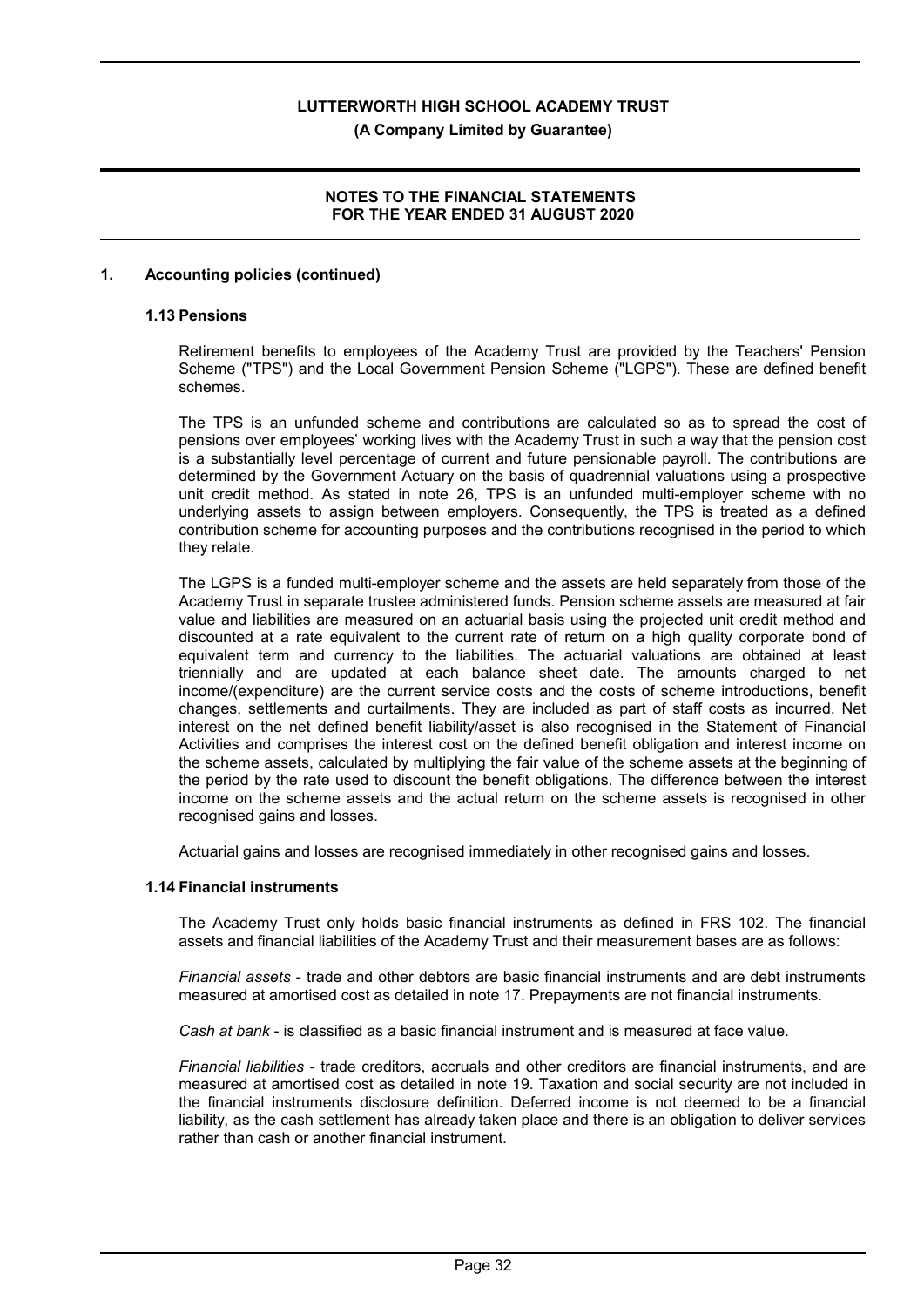## 1. Accounting policies (continued)

### 1.13 Pensions

Retirement benefits to employees of the Academy Trust are provided by the Teachers' Pension Scheme ("TPS") and the Local Government Pension Scheme ("LGPS"). These are defined benefit schemes.

The TPS is an unfunded scheme and contributions are calculated so as to spread the cost of pensions over employees' working lives with the Academy Trust in such a way that the pension cost is a substantially level percentage of current and future pensionable payroll. The contributions are determined by the Government Actuary on the basis of quadrennial valuations using a prospective unit credit method. As stated in note 26, TPS is an unfunded multi-employer scheme with no underlying assets to assign between employers. Consequently, the TPS is treated as a defined contribution scheme for accounting purposes and the contributions recognised in the period to which they relate.

The LGPS is a funded multi-employer scheme and the assets are held separately from those of the Academy Trust in separate trustee administered funds. Pension scheme assets are measured at fair value and liabilities are measured on an actuarial basis using the projected unit credit method and discounted at a rate equivalent to the current rate of return on a high quality corporate bond of equivalent term and currency to the liabilities. The actuarial valuations are obtained at least triennially and are updated at each balance sheet date. The amounts charged to net income/(expenditure) are the current service costs and the costs of scheme introductions, benefit changes, settlements and curtailments. They are included as part of staff costs as incurred. Net interest on the net defined benefit liability/asset is also recognised in the Statement of Financial Activities and comprises the interest cost on the defined benefit obligation and interest income on the scheme assets, calculated by multiplying the fair value of the scheme assets at the beginning of the period by the rate used to discount the benefit obligations. The difference between the interest income on the scheme assets and the actual return on the scheme assets is recognised in other recognised gains and losses.

Actuarial gains and losses are recognised immediately in other recognised gains and losses.

### 1.14 Financial instruments

The Academy Trust only holds basic financial instruments as defined in FRS 102. The financial assets and financial liabilities of the Academy Trust and their measurement bases are as follows:

*Financial assets* - trade and other debtors are basic financial instruments and are debt instruments measured at amortised cost as detailed in note 17. Prepayments are not financial instruments.

*Cash at bank* - is classified as a basic financial instrument and is measured at face value.

*Financial liabilities* - trade creditors, accruals and other creditors are financial instruments, and are measured at amortised cost as detailed in note 19. Taxation and social security are not included in the financial instruments disclosure definition. Deferred income is not deemed to be a financial liability, as the cash settlement has already taken place and there is an obligation to deliver services rather than cash or another financial instrument.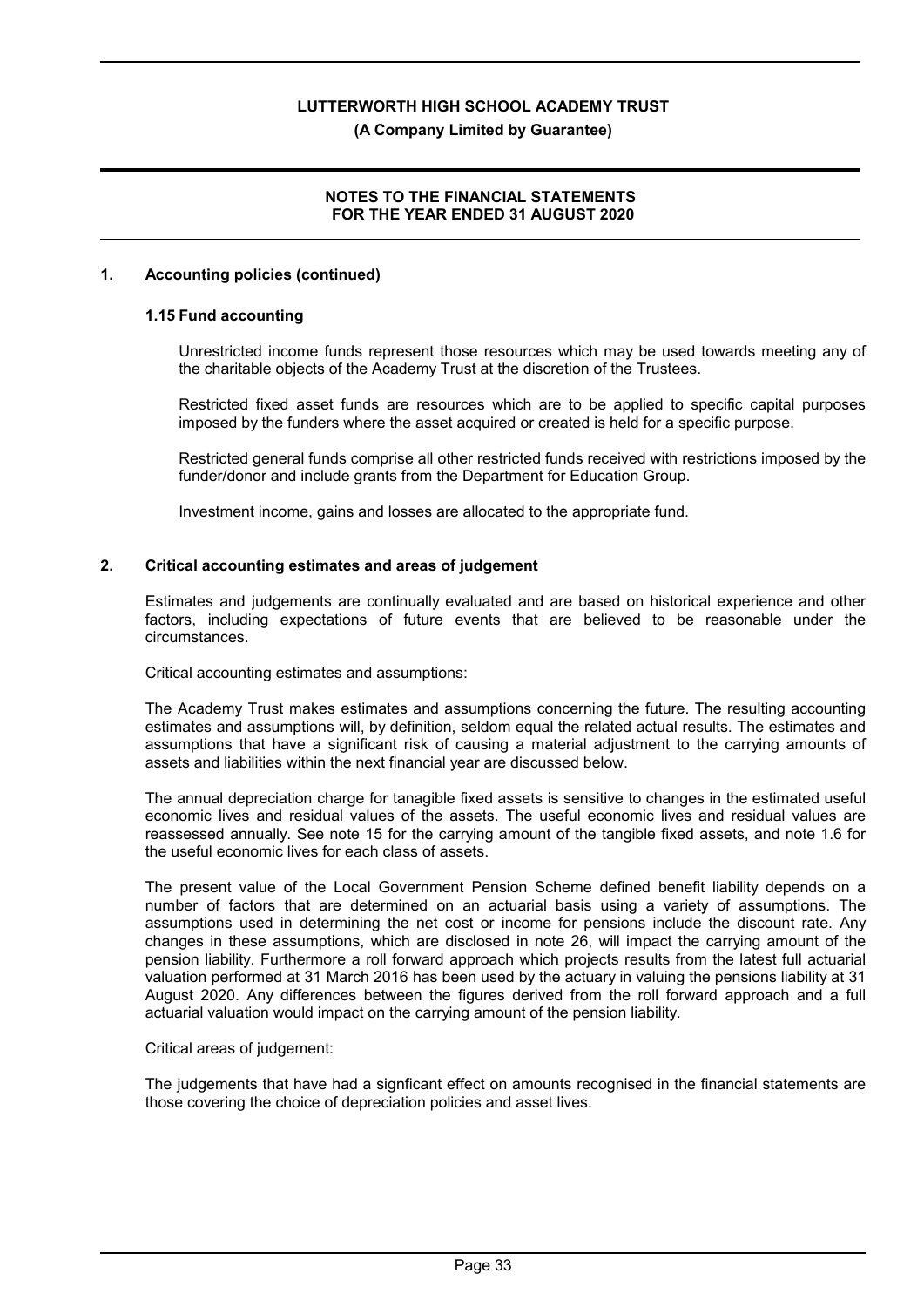## 1. Accounting policies (continued)

### 1.15 Fund accounting

Unrestricted income funds represent those resources which may be used towards meeting any of the charitable objects of the Academy Trust at the discretion of the Trustees.

Restricted fixed asset funds are resources which are to be applied to specific capital purposes imposed by the funders where the asset acquired or created is held for a specific purpose.

Restricted general funds comprise all other restricted funds received with restrictions imposed by the funder/donor and include grants from the Department for Education Group.

Investment income, gains and losses are allocated to the appropriate fund.

## 2. Critical accounting estimates and areas of judgement

Estimates and judgements are continually evaluated and are based on historical experience and other factors, including expectations of future events that are believed to be reasonable under the circumstances.

Critical accounting estimates and assumptions:

The Academy Trust makes estimates and assumptions concerning the future. The resulting accounting estimates and assumptions will, by definition, seldom equal the related actual results. The estimates and assumptions that have a significant risk of causing a material adjustment to the carrying amounts of assets and liabilities within the next financial year are discussed below.

The annual depreciation charge for tanagible fixed assets is sensitive to changes in the estimated useful economic lives and residual values of the assets. The useful economic lives and residual values are reassessed annually. See note 15 for the carrying amount of the tangible fixed assets, and note 1.6 for the useful economic lives for each class of assets.

The present value of the Local Government Pension Scheme defined benefit liability depends on a number of factors that are determined on an actuarial basis using a variety of assumptions. The assumptions used in determining the net cost or income for pensions include the discount rate. Any changes in these assumptions, which are disclosed in note 26, will impact the carrying amount of the pension liability. Furthermore a roll forward approach which projects results from the latest full actuarial valuation performed at 31 March 2016 has been used by the actuary in valuing the pensions liability at 31 August 2020. Any differences between the figures derived from the roll forward approach and a full actuarial valuation would impact on the carrying amount of the pension liability.

Critical areas of judgement:

The judgements that have had a signficant effect on amounts recognised in the financial statements are those covering the choice of depreciation policies and asset lives.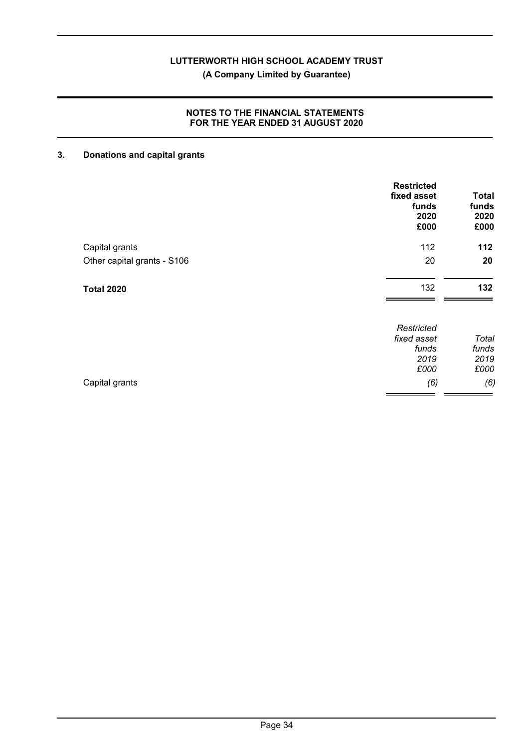## 3. Donations and capital grants

| | Restricted fixed asset funds 2020 £000 | Total funds 2020 £000 |
|---|---|---|
| Capital grants | 112 | **112** |
| Other capital grants - S106 | 20 | **20** |
| **Total 2020** | 132 | **132** |

| | *Restricted fixed asset funds 2019 £000* | *Total funds 2019 £000* |
|---|---|---|
| Capital grants | *(6)* | *(6)* |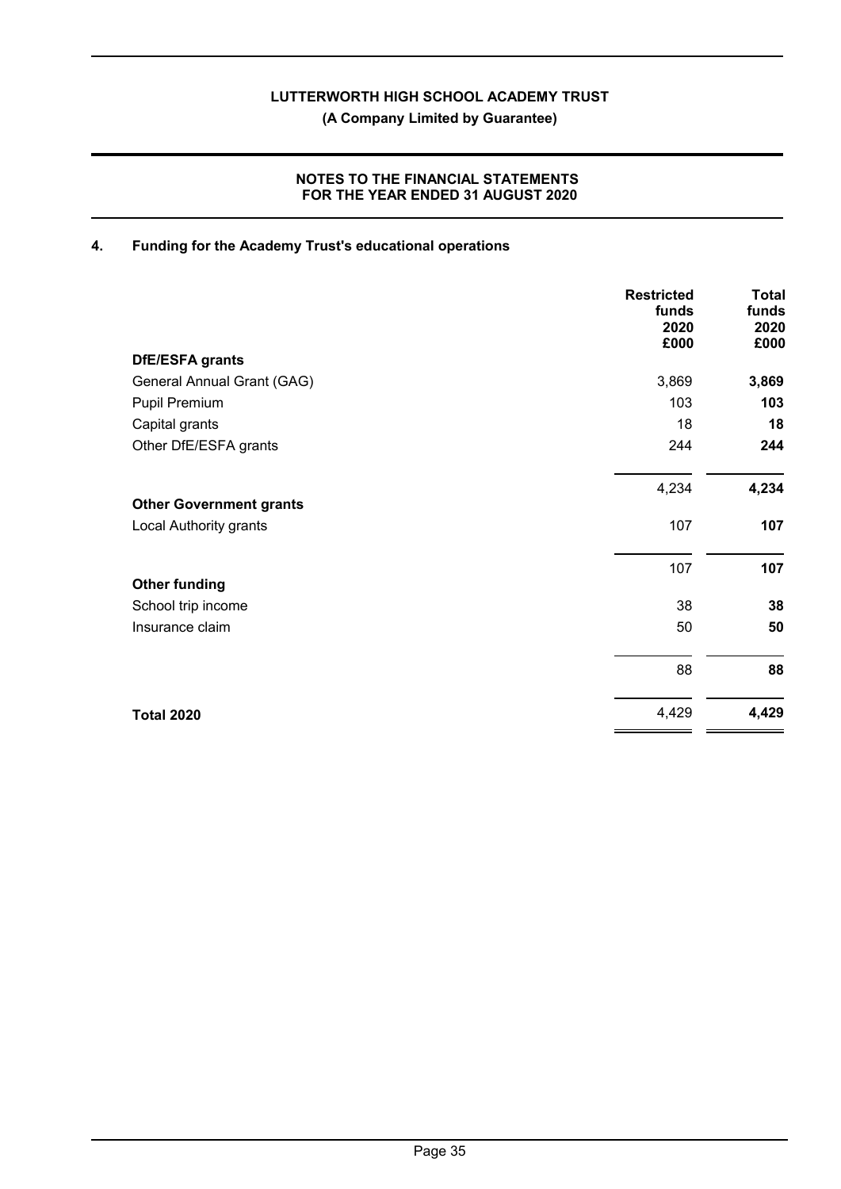## 4. Funding for the Academy Trust's educational operations

| | Restricted funds 2020 £000 | Total funds 2020 £000 |
|---|---|---|
| **DfE/ESFA grants** | | |
| General Annual Grant (GAG) | 3,869 | **3,869** |
| Pupil Premium | 103 | **103** |
| Capital grants | 18 | **18** |
| Other DfE/ESFA grants | 244 | **244** |
| | 4,234 | **4,234** |
| **Other Government grants** | | |
| Local Authority grants | 107 | **107** |
| | 107 | **107** |
| **Other funding** | | |
| School trip income | 38 | **38** |
| Insurance claim | 50 | **50** |
| | 88 | **88** |
| **Total 2020** | 4,429 | **4,429** |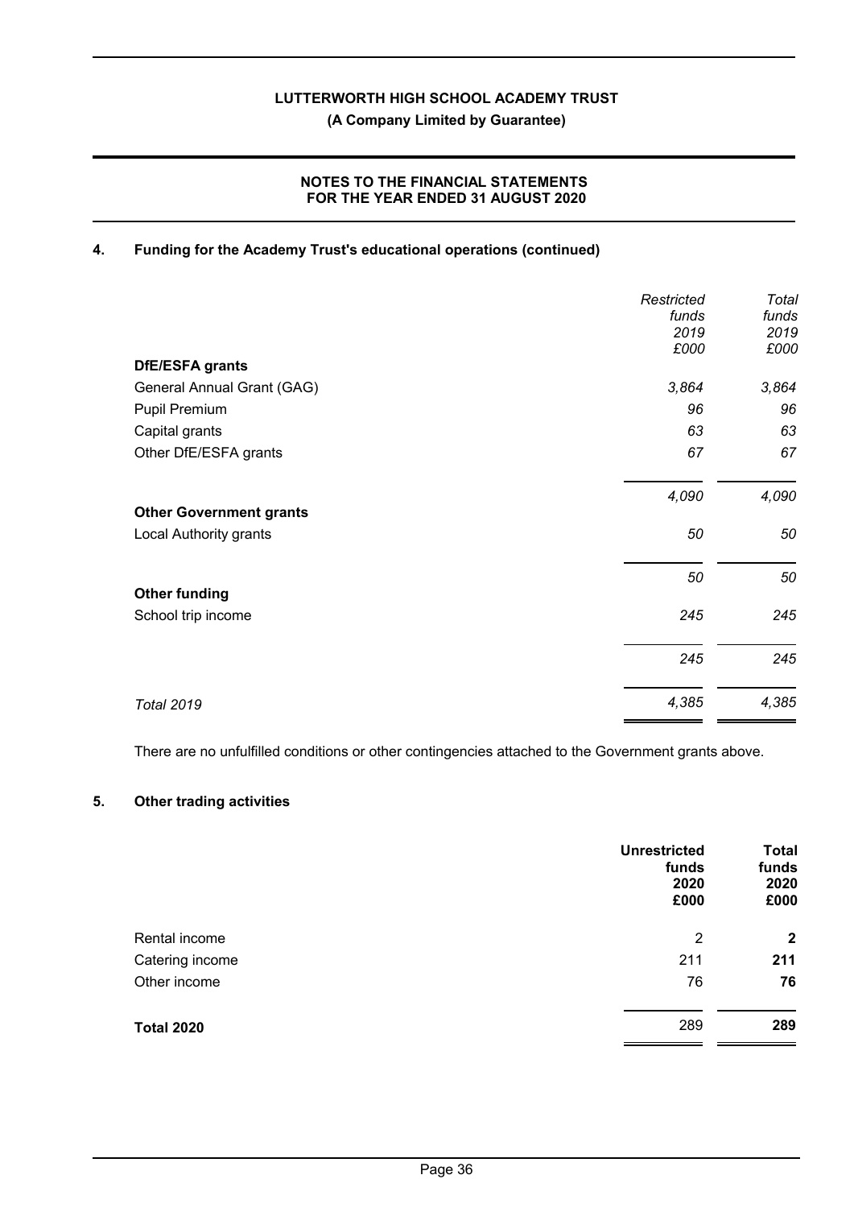## 4. Funding for the Academy Trust's educational operations (continued)

| | *Restricted funds 2019 £000* | *Total funds 2019 £000* |
|---|---|---|
| **DfE/ESFA grants** | | |
| General Annual Grant (GAG) | *3,864* | *3,864* |
| Pupil Premium | *96* | *96* |
| Capital grants | *63* | *63* |
| Other DfE/ESFA grants | *67* | *67* |
| | *4,090* | *4,090* |
| **Other Government grants** | | |
| Local Authority grants | *50* | *50* |
| | *50* | *50* |
| **Other funding** | | |
| School trip income | *245* | *245* |
| | *245* | *245* |
| *Total 2019* | *4,385* | *4,385* |

There are no unfulfilled conditions or other contingencies attached to the Government grants above.

## 5. Other trading activities

| | **Unrestricted funds 2020 £000** | **Total funds 2020 £000** |
|---|---|---|
| Rental income | 2 | **2** |
| Catering income | 211 | **211** |
| Other income | 76 | **76** |
| **Total 2020** | 289 | **289** |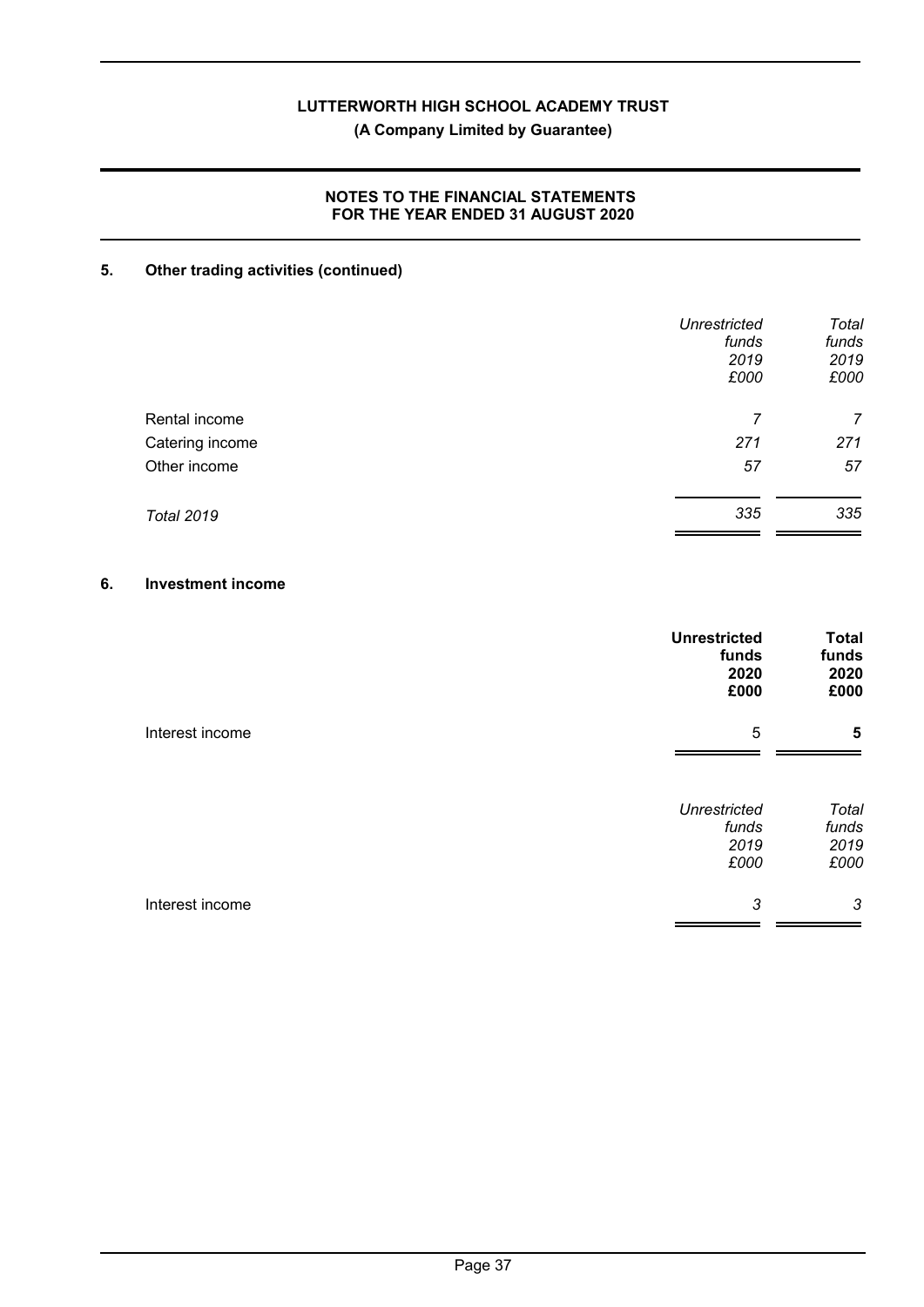## 5. Other trading activities (continued)

| | *Unrestricted funds 2019 £000* | *Total funds 2019 £000* |
|---|---|---|
| Rental income | *7* | *7* |
| Catering income | *271* | *271* |
| Other income | *57* | *57* |
| *Total 2019* | *335* | *335* |

## 6. Investment income

| | **Unrestricted funds 2020 £000** | **Total funds 2020 £000** |
|---|---|---|
| Interest income | 5 | **5** |

| | *Unrestricted funds 2019 £000* | *Total funds 2019 £000* |
|---|---|---|
| Interest income | *3* | *3* |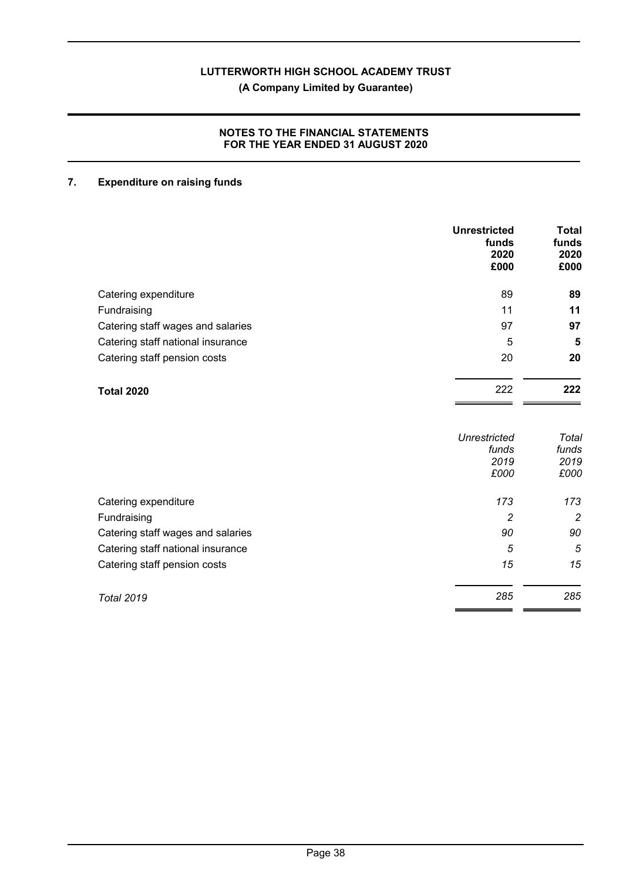## 7. Expenditure on raising funds

| | Unrestricted funds 2020 £000 | Total funds 2020 £000 |
|---|---|---|
| Catering expenditure | 89 | **89** |
| Fundraising | 11 | **11** |
| Catering staff wages and salaries | 97 | **97** |
| Catering staff national insurance | 5 | **5** |
| Catering staff pension costs | 20 | **20** |
| **Total 2020** | 222 | **222** |

| | *Unrestricted funds 2019 £000* | *Total funds 2019 £000* |
|---|---|---|
| Catering expenditure | *173* | *173* |
| Fundraising | *2* | *2* |
| Catering staff wages and salaries | *90* | *90* |
| Catering staff national insurance | *5* | *5* |
| Catering staff pension costs | *15* | *15* |
| *Total 2019* | *285* | *285* |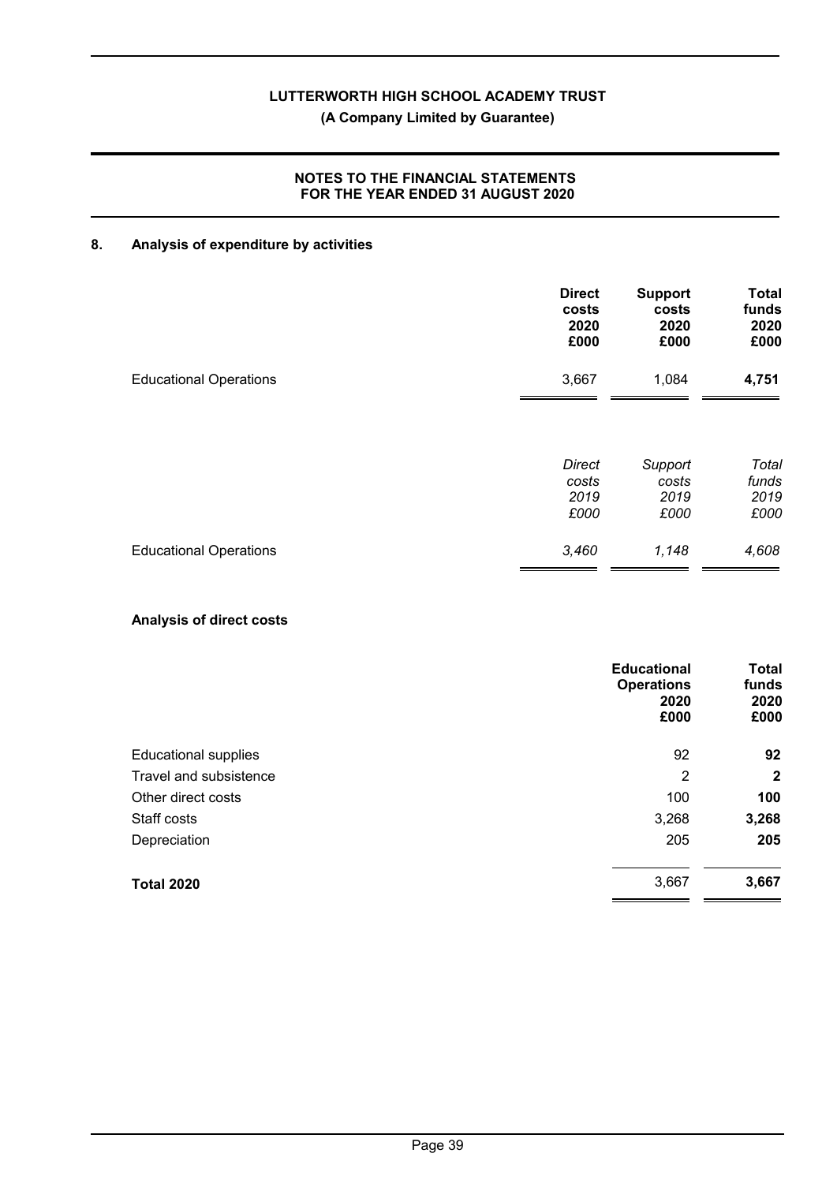## 8. Analysis of expenditure by activities

| | Direct costs 2020 £000 | Support costs 2020 £000 | Total funds 2020 £000 |
|---|---|---|---|
| Educational Operations | 3,667 | 1,084 | **4,751** |

| | *Direct costs 2019 £000* | *Support costs 2019 £000* | *Total funds 2019 £000* |
|---|---|---|---|
| Educational Operations | *3,460* | *1,148* | *4,608* |

### Analysis of direct costs

| | Educational Operations 2020 £000 | Total funds 2020 £000 |
|---|---|---|
| Educational supplies | 92 | **92** |
| Travel and subsistence | 2 | **2** |
| Other direct costs | 100 | **100** |
| Staff costs | 3,268 | **3,268** |
| Depreciation | 205 | **205** |
| **Total 2020** | 3,667 | **3,667** |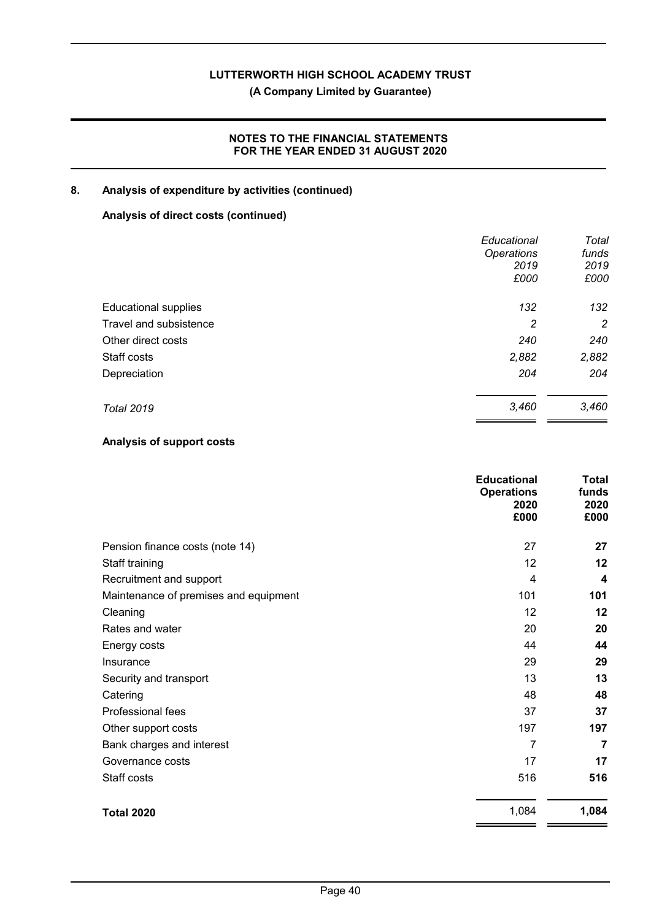## 8. Analysis of expenditure by activities (continued)

### Analysis of direct costs (continued)

| | *Educational Operations 2019 £000* | *Total funds 2019 £000* |
|---|---|---|
| Educational supplies | *132* | *132* |
| Travel and subsistence | *2* | *2* |
| Other direct costs | *240* | *240* |
| Staff costs | *2,882* | *2,882* |
| Depreciation | *204* | *204* |
| *Total 2019* | *3,460* | *3,460* |

### Analysis of support costs

| | **Educational Operations 2020 £000** | **Total funds 2020 £000** |
|---|---|---|
| Pension finance costs (note 14) | 27 | **27** |
| Staff training | 12 | **12** |
| Recruitment and support | 4 | **4** |
| Maintenance of premises and equipment | 101 | **101** |
| Cleaning | 12 | **12** |
| Rates and water | 20 | **20** |
| Energy costs | 44 | **44** |
| Insurance | 29 | **29** |
| Security and transport | 13 | **13** |
| Catering | 48 | **48** |
| Professional fees | 37 | **37** |
| Other support costs | 197 | **197** |
| Bank charges and interest | 7 | **7** |
| Governance costs | 17 | **17** |
| Staff costs | 516 | **516** |
| **Total 2020** | 1,084 | **1,084** |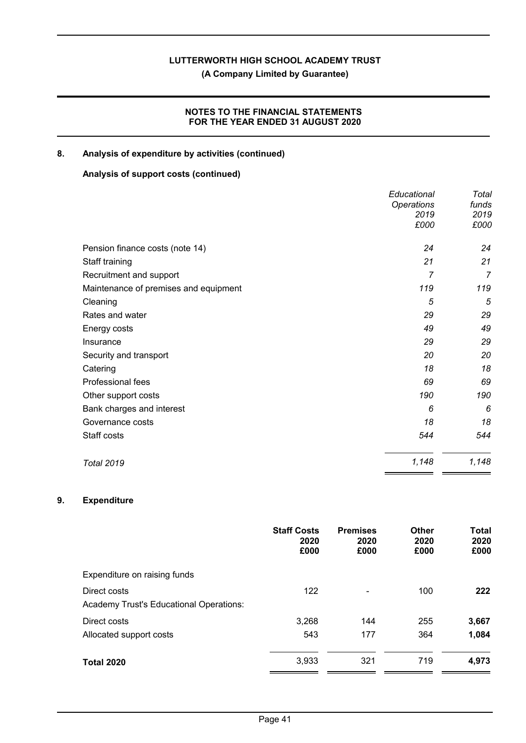## 8. Analysis of expenditure by activities (continued)

### Analysis of support costs (continued)

| | *Educational Operations 2019 £000* | *Total funds 2019 £000* |
|---|---|---|
| Pension finance costs (note 14) | *24* | *24* |
| Staff training | *21* | *21* |
| Recruitment and support | *7* | *7* |
| Maintenance of premises and equipment | *119* | *119* |
| Cleaning | *5* | *5* |
| Rates and water | *29* | *29* |
| Energy costs | *49* | *49* |
| Insurance | *29* | *29* |
| Security and transport | *20* | *20* |
| Catering | *18* | *18* |
| Professional fees | *69* | *69* |
| Other support costs | *190* | *190* |
| Bank charges and interest | *6* | *6* |
| Governance costs | *18* | *18* |
| Staff costs | *544* | *544* |
| *Total 2019* | *1,148* | *1,148* |

## 9. Expenditure

| | **Staff Costs 2020 £000** | **Premises 2020 £000** | **Other 2020 £000** | **Total 2020 £000** |
|---|---|---|---|---|
| Expenditure on raising funds | | | | |
| Direct costs | 122 | - | 100 | **222** |
| Academy Trust's Educational Operations: | | | | |
| Direct costs | 3,268 | 144 | 255 | **3,667** |
| Allocated support costs | 543 | 177 | 364 | **1,084** |
| **Total 2020** | 3,933 | 321 | 719 | **4,973** |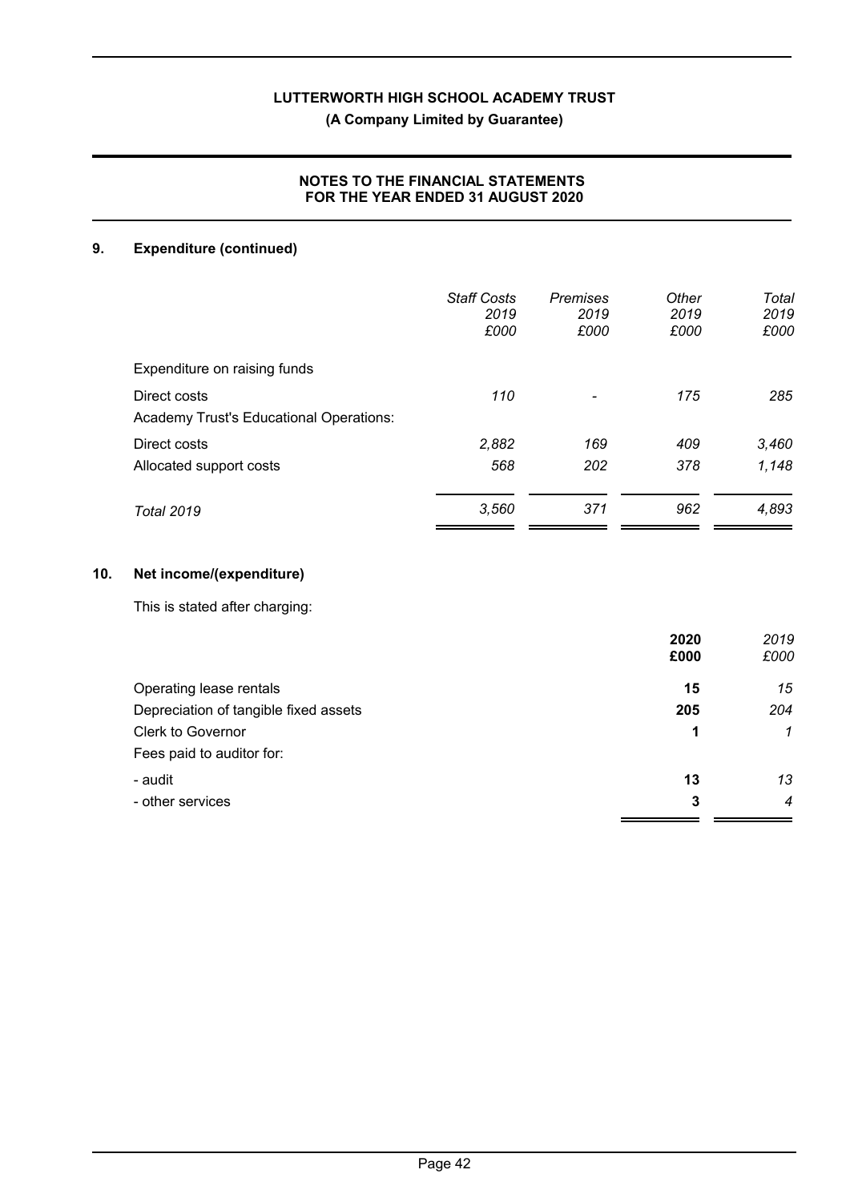## 9. Expenditure (continued)

| | *Staff Costs 2019 £000* | *Premises 2019 £000* | *Other 2019 £000* | *Total 2019 £000* |
|---|---|---|---|---|
| Expenditure on raising funds | | | | |
| Direct costs | *110* | *-* | *175* | *285* |
| Academy Trust's Educational Operations: | | | | |
| Direct costs | *2,882* | *169* | *409* | *3,460* |
| Allocated support costs | *568* | *202* | *378* | *1,148* |
| *Total 2019* | *3,560* | *371* | *962* | *4,893* |

## 10. Net income/(expenditure)

This is stated after charging:

| | **2020 £000** | *2019 £000* |
|---|---|---|
| Operating lease rentals | **15** | *15* |
| Depreciation of tangible fixed assets | **205** | *204* |
| Clerk to Governor | **1** | *1* |
| Fees paid to auditor for: | | |
| - audit | **13** | *13* |
| - other services | **3** | *4* |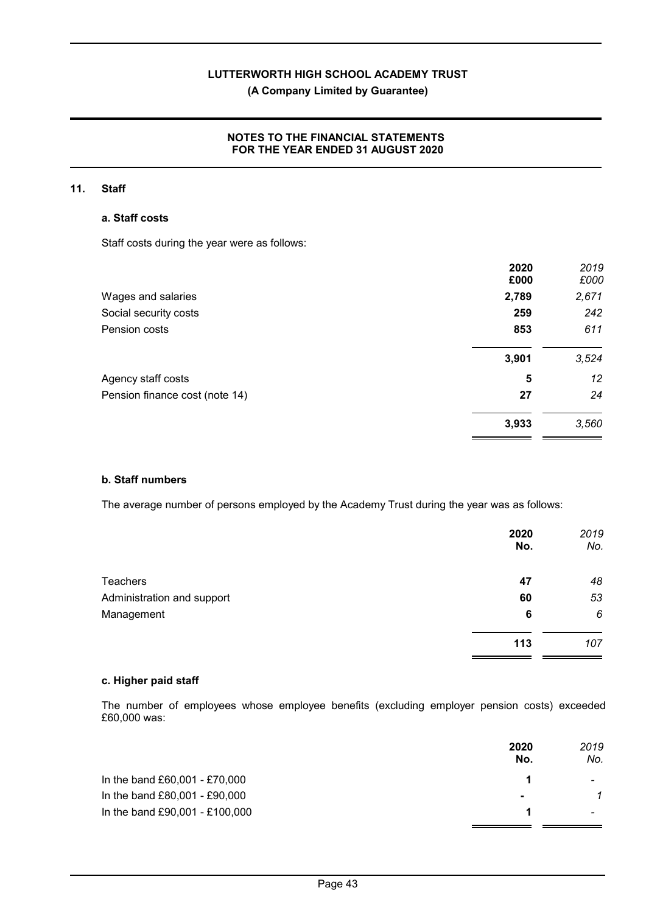## 11. Staff

### a. Staff costs

Staff costs during the year were as follows:

| | 2020 £000 | *2019 £000* |
|---|---|---|
| Wages and salaries | **2,789** | *2,671* |
| Social security costs | **259** | *242* |
| Pension costs | **853** | *611* |
| | **3,901** | *3,524* |
| Agency staff costs | **5** | *12* |
| Pension finance cost (note 14) | **27** | *24* |
| | **3,933** | *3,560* |

### b. Staff numbers

The average number of persons employed by the Academy Trust during the year was as follows:

| | 2020 No. | *2019 No.* |
|---|---|---|
| Teachers | **47** | *48* |
| Administration and support | **60** | *53* |
| Management | **6** | *6* |
| | **113** | *107* |

### c. Higher paid staff

The number of employees whose employee benefits (excluding employer pension costs) exceeded £60,000 was:

| | 2020 No. | *2019 No.* |
|---|---|---|
| In the band £60,001 - £70,000 | **1** | *-* |
| In the band £80,001 - £90,000 | **-** | *1* |
| In the band £90,001 - £100,000 | **1** | *-* |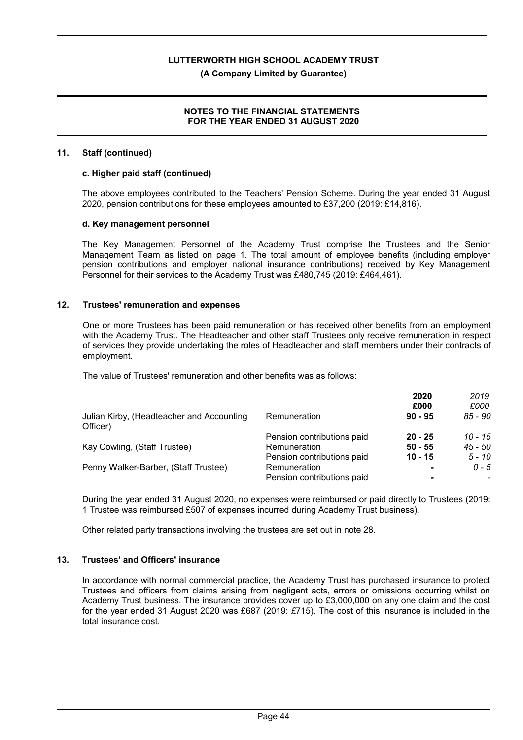## 11. Staff (continued)

### c. Higher paid staff (continued)

The above employees contributed to the Teachers' Pension Scheme. During the year ended 31 August 2020, pension contributions for these employees amounted to £37,200 (2019: £14,816).

### d. Key management personnel

The Key Management Personnel of the Academy Trust comprise the Trustees and the Senior Management Team as listed on page 1. The total amount of employee benefits (including employer pension contributions and employer national insurance contributions) received by Key Management Personnel for their services to the Academy Trust was £480,745 (2019: £464,461).

## 12. Trustees' remuneration and expenses

One or more Trustees has been paid remuneration or has received other benefits from an employment with the Academy Trust. The Headteacher and other staff Trustees only receive remuneration in respect of services they provide undertaking the roles of Headteacher and staff members under their contracts of employment.

The value of Trustees' remuneration and other benefits was as follows:

| | | **2020** | *2019* |
|---|---|---|---|
| | | **£000** | *£000* |
| Julian Kirby, (Headteacher and Accounting Officer) | Remuneration | **90 - 95** | *85 - 90* |
| | Pension contributions paid | **20 - 25** | *10 - 15* |
| Kay Cowling, (Staff Trustee) | Remuneration | **50 - 55** | *45 - 50* |
| | Pension contributions paid | **10 - 15** | *5 - 10* |
| Penny Walker-Barber, (Staff Trustee) | Remuneration | **-** | *0 - 5* |
| | Pension contributions paid | **-** | *-* |

During the year ended 31 August 2020, no expenses were reimbursed or paid directly to Trustees (2019: 1 Trustee was reimbursed £507 of expenses incurred during Academy Trust business).

Other related party transactions involving the trustees are set out in note 28.

## 13. Trustees' and Officers' insurance

In accordance with normal commercial practice, the Academy Trust has purchased insurance to protect Trustees and officers from claims arising from negligent acts, errors or omissions occurring whilst on Academy Trust business. The insurance provides cover up to £3,000,000 on any one claim and the cost for the year ended 31 August 2020 was £687 (2019: £715). The cost of this insurance is included in the total insurance cost.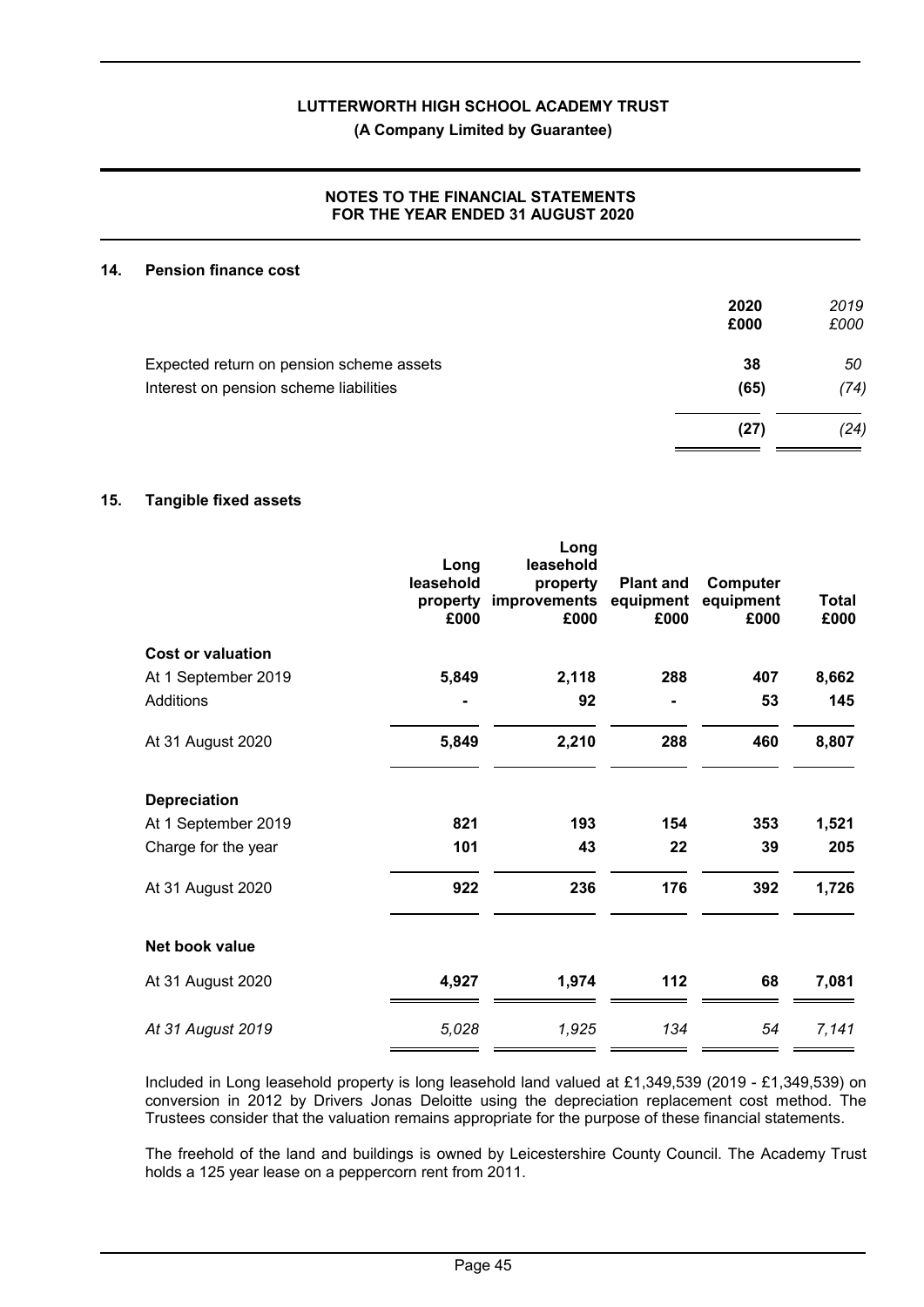## 14. Pension finance cost

| | 2020 £000 | *2019 £000* |
|---|---|---|
| Expected return on pension scheme assets | **38** | *50* |
| Interest on pension scheme liabilities | **(65)** | *(74)* |
| | **(27)** | *(24)* |

## 15. Tangible fixed assets

| | Long leasehold property £000 | Long leasehold property improvements £000 | Plant and equipment £000 | Computer equipment £000 | Total £000 |
|---|---|---|---|---|---|
| **Cost or valuation** | | | | | |
| At 1 September 2019 | **5,849** | **2,118** | **288** | **407** | **8,662** |
| Additions | **-** | **92** | **-** | **53** | **145** |
| At 31 August 2020 | **5,849** | **2,210** | **288** | **460** | **8,807** |
| **Depreciation** | | | | | |
| At 1 September 2019 | **821** | **193** | **154** | **353** | **1,521** |
| Charge for the year | **101** | **43** | **22** | **39** | **205** |
| At 31 August 2020 | **922** | **236** | **176** | **392** | **1,726** |
| **Net book value** | | | | | |
| At 31 August 2020 | **4,927** | **1,974** | **112** | **68** | **7,081** |
| *At 31 August 2019* | *5,028* | *1,925* | *134* | *54* | *7,141* |

Included in Long leasehold property is long leasehold land valued at £1,349,539 (2019 - £1,349,539) on conversion in 2012 by Drivers Jonas Deloitte using the depreciation replacement cost method. The Trustees consider that the valuation remains appropriate for the purpose of these financial statements.

The freehold of the land and buildings is owned by Leicestershire County Council. The Academy Trust holds a 125 year lease on a peppercorn rent from 2011.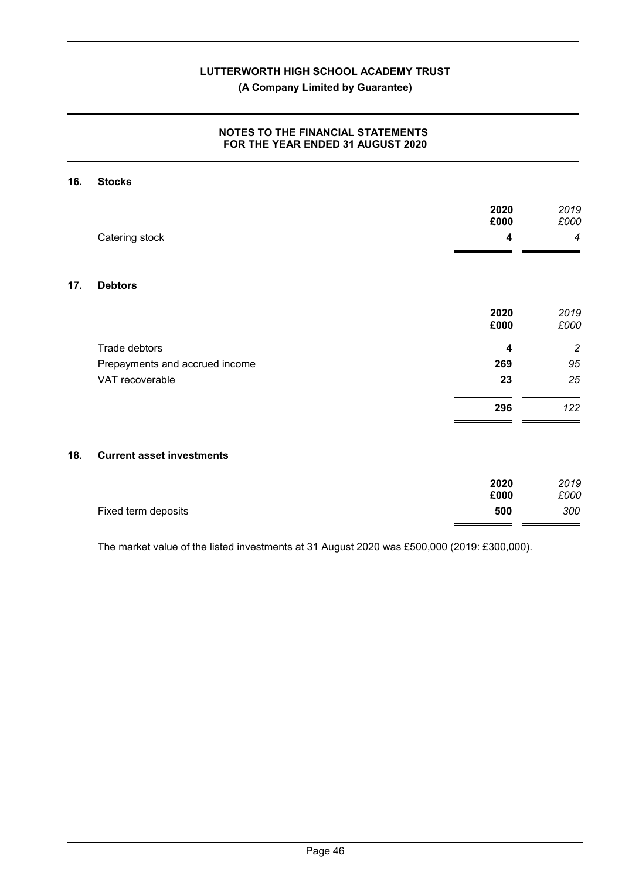## 16. Stocks

| | 2020 £000 | *2019 £000* |
|---|---|---|
| Catering stock | **4** | *4* |

## 17. Debtors

| | 2020 £000 | *2019 £000* |
|---|---|---|
| Trade debtors | **4** | *2* |
| Prepayments and accrued income | **269** | *95* |
| VAT recoverable | **23** | *25* |
| | **296** | *122* |

## 18. Current asset investments

| | 2020 £000 | *2019 £000* |
|---|---|---|
| Fixed term deposits | **500** | *300* |

The market value of the listed investments at 31 August 2020 was £500,000 (2019: £300,000).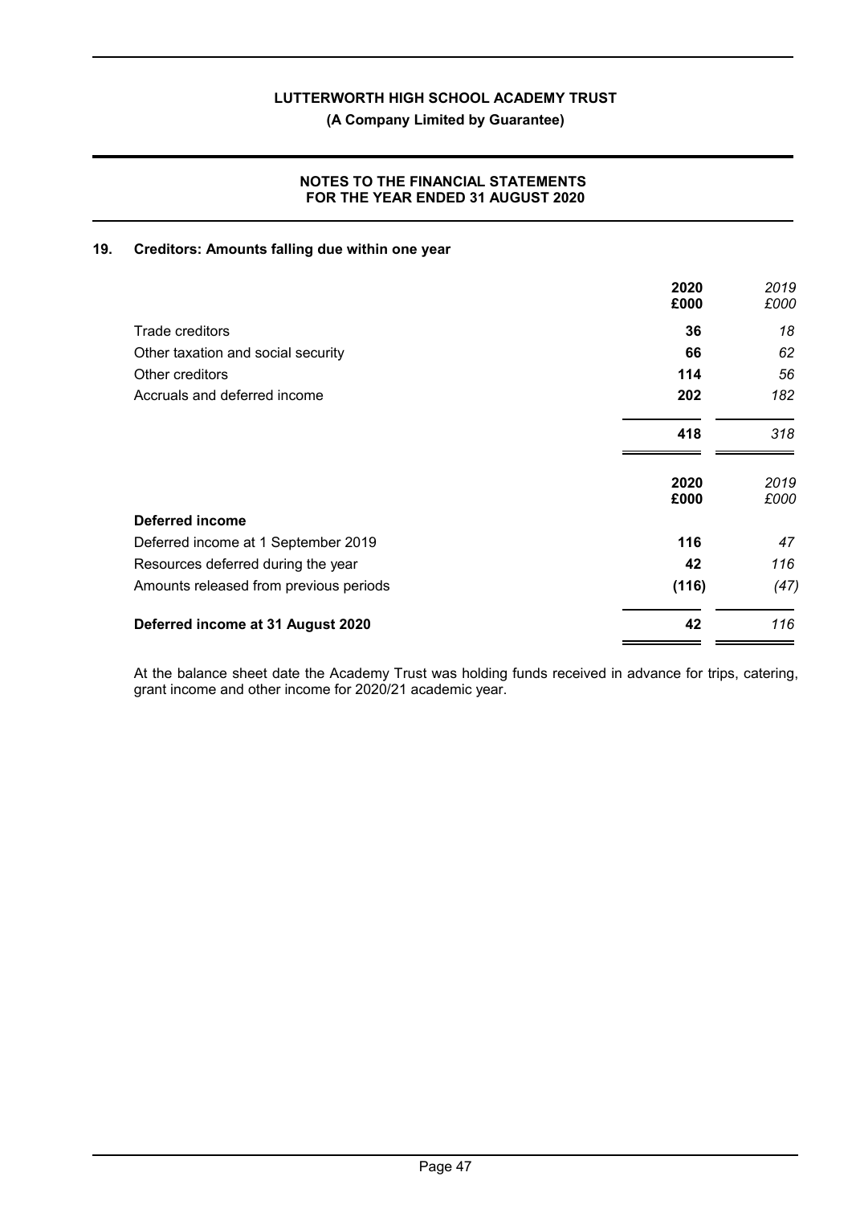# LUTTERWORTH HIGH SCHOOL ACADEMY TRUST

**(A Company Limited by Guarantee)**

**NOTES TO THE FINANCIAL STATEMENTS FOR THE YEAR ENDED 31 AUGUST 2020**

## 19. Creditors: Amounts falling due within one year

| | 2020 £000 | 2019 £000 |
|---|---|---|
| Trade creditors | 36 | 18 |
| Other taxation and social security | 66 | 62 |
| Other creditors | 114 | 56 |
| Accruals and deferred income | 202 | 182 |
| | **418** | *318* |

| | 2020 £000 | 2019 £000 |
|---|---|---|
| **Deferred income** | | |
| Deferred income at 1 September 2019 | 116 | 47 |
| Resources deferred during the year | 42 | 116 |
| Amounts released from previous periods | (116) | (47) |
| **Deferred income at 31 August 2020** | **42** | *116* |

At the balance sheet date the Academy Trust was holding funds received in advance for trips, catering, grant income and other income for 2020/21 academic year.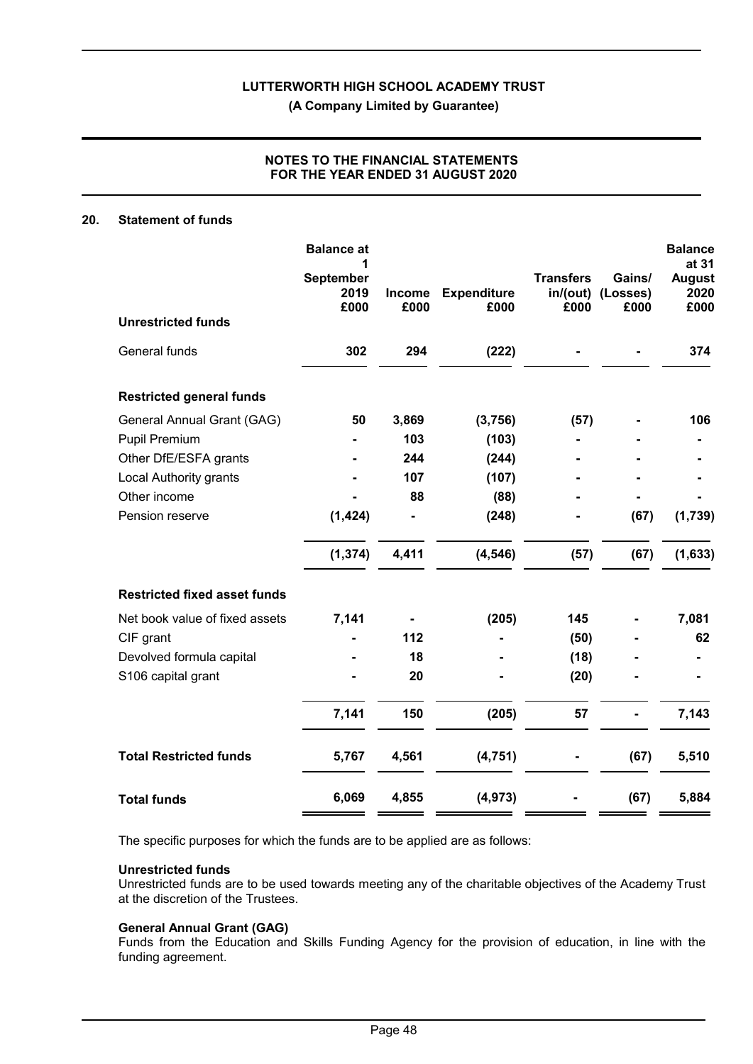## 20. Statement of funds

| | Balance at 1 September 2019 £000 | Income £000 | Expenditure £000 | Transfers in/(out) £000 | Gains/ (Losses) £000 | Balance at 31 August 2020 £000 |
|---|---|---|---|---|---|---|
| **Unrestricted funds** | | | | | | |
| General funds | **302** | **294** | **(222)** | **-** | **-** | **374** |
| **Restricted general funds** | | | | | | |
| General Annual Grant (GAG) | **50** | **3,869** | **(3,756)** | **(57)** | **-** | **106** |
| Pupil Premium | **-** | **103** | **(103)** | **-** | **-** | **-** |
| Other DfE/ESFA grants | **-** | **244** | **(244)** | **-** | **-** | **-** |
| Local Authority grants | **-** | **107** | **(107)** | **-** | **-** | **-** |
| Other income | **-** | **88** | **(88)** | **-** | **-** | **-** |
| Pension reserve | **(1,424)** | **-** | **(248)** | **-** | **(67)** | **(1,739)** |
| | **(1,374)** | **4,411** | **(4,546)** | **(57)** | **(67)** | **(1,633)** |
| **Restricted fixed asset funds** | | | | | | |
| Net book value of fixed assets | **7,141** | **-** | **(205)** | **145** | **-** | **7,081** |
| CIF grant | **-** | **112** | **-** | **(50)** | **-** | **62** |
| Devolved formula capital | **-** | **18** | **-** | **(18)** | **-** | **-** |
| S106 capital grant | **-** | **20** | **-** | **(20)** | **-** | **-** |
| | **7,141** | **150** | **(205)** | **57** | **-** | **7,143** |
| **Total Restricted funds** | **5,767** | **4,561** | **(4,751)** | **-** | **(67)** | **5,510** |
| **Total funds** | **6,069** | **4,855** | **(4,973)** | **-** | **(67)** | **5,884** |

The specific purposes for which the funds are to be applied are as follows:

**Unrestricted funds**
Unrestricted funds are to be used towards meeting any of the charitable objectives of the Academy Trust at the discretion of the Trustees.

**General Annual Grant (GAG)**
Funds from the Education and Skills Funding Agency for the provision of education, in line with the funding agreement.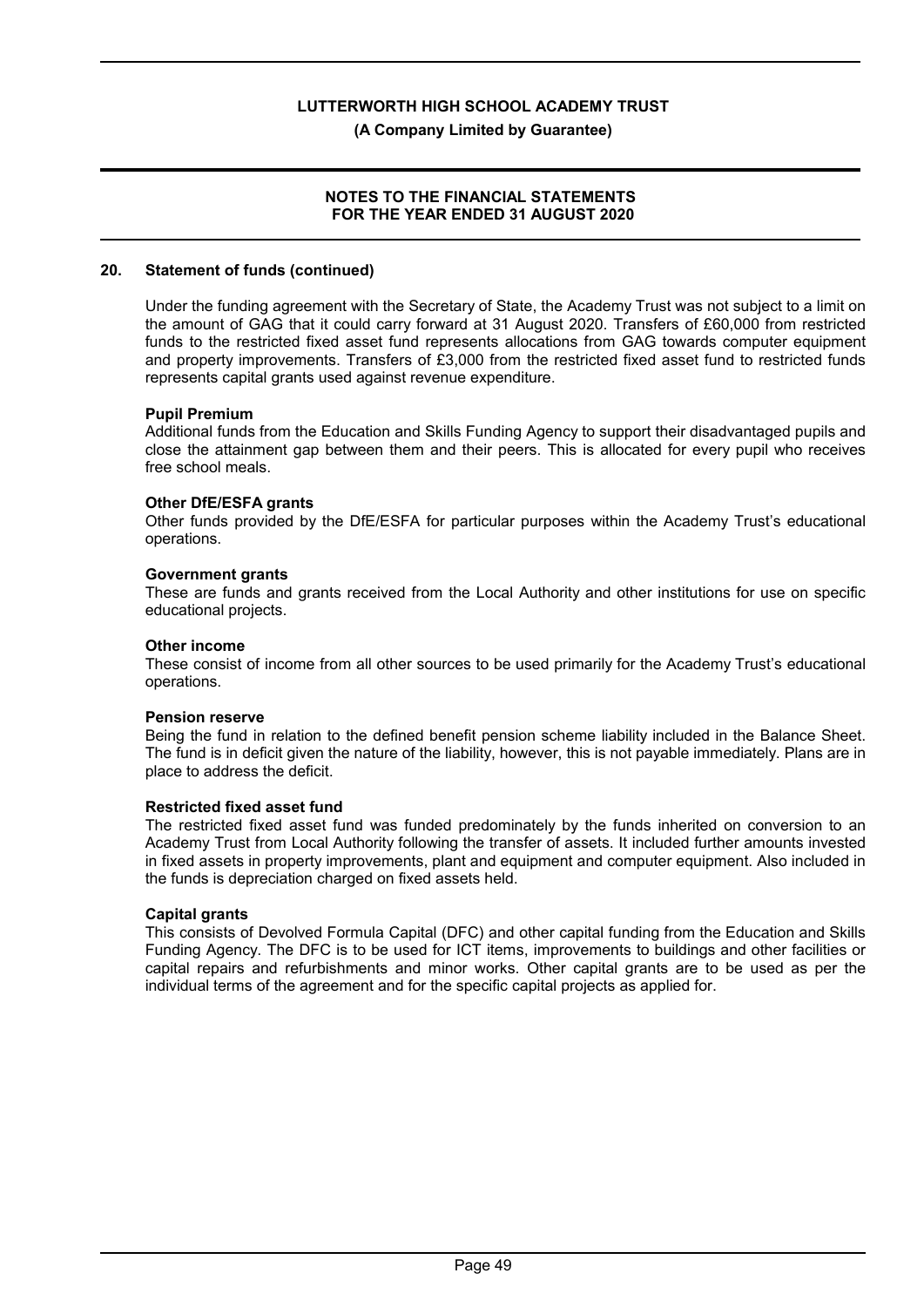## 20. Statement of funds (continued)

Under the funding agreement with the Secretary of State, the Academy Trust was not subject to a limit on the amount of GAG that it could carry forward at 31 August 2020. Transfers of £60,000 from restricted funds to the restricted fixed asset fund represents allocations from GAG towards computer equipment and property improvements. Transfers of £3,000 from the restricted fixed asset fund to restricted funds represents capital grants used against revenue expenditure.

**Pupil Premium**
Additional funds from the Education and Skills Funding Agency to support their disadvantaged pupils and close the attainment gap between them and their peers. This is allocated for every pupil who receives free school meals.

**Other DfE/ESFA grants**
Other funds provided by the DfE/ESFA for particular purposes within the Academy Trust's educational operations.

**Government grants**
These are funds and grants received from the Local Authority and other institutions for use on specific educational projects.

**Other income**
These consist of income from all other sources to be used primarily for the Academy Trust's educational operations.

**Pension reserve**
Being the fund in relation to the defined benefit pension scheme liability included in the Balance Sheet. The fund is in deficit given the nature of the liability, however, this is not payable immediately. Plans are in place to address the deficit.

**Restricted fixed asset fund**
The restricted fixed asset fund was funded predominately by the funds inherited on conversion to an Academy Trust from Local Authority following the transfer of assets. It included further amounts invested in fixed assets in property improvements, plant and equipment and computer equipment. Also included in the funds is depreciation charged on fixed assets held.

**Capital grants**
This consists of Devolved Formula Capital (DFC) and other capital funding from the Education and Skills Funding Agency. The DFC is to be used for ICT items, improvements to buildings and other facilities or capital repairs and refurbishments and minor works. Other capital grants are to be used as per the individual terms of the agreement and for the specific capital projects as applied for.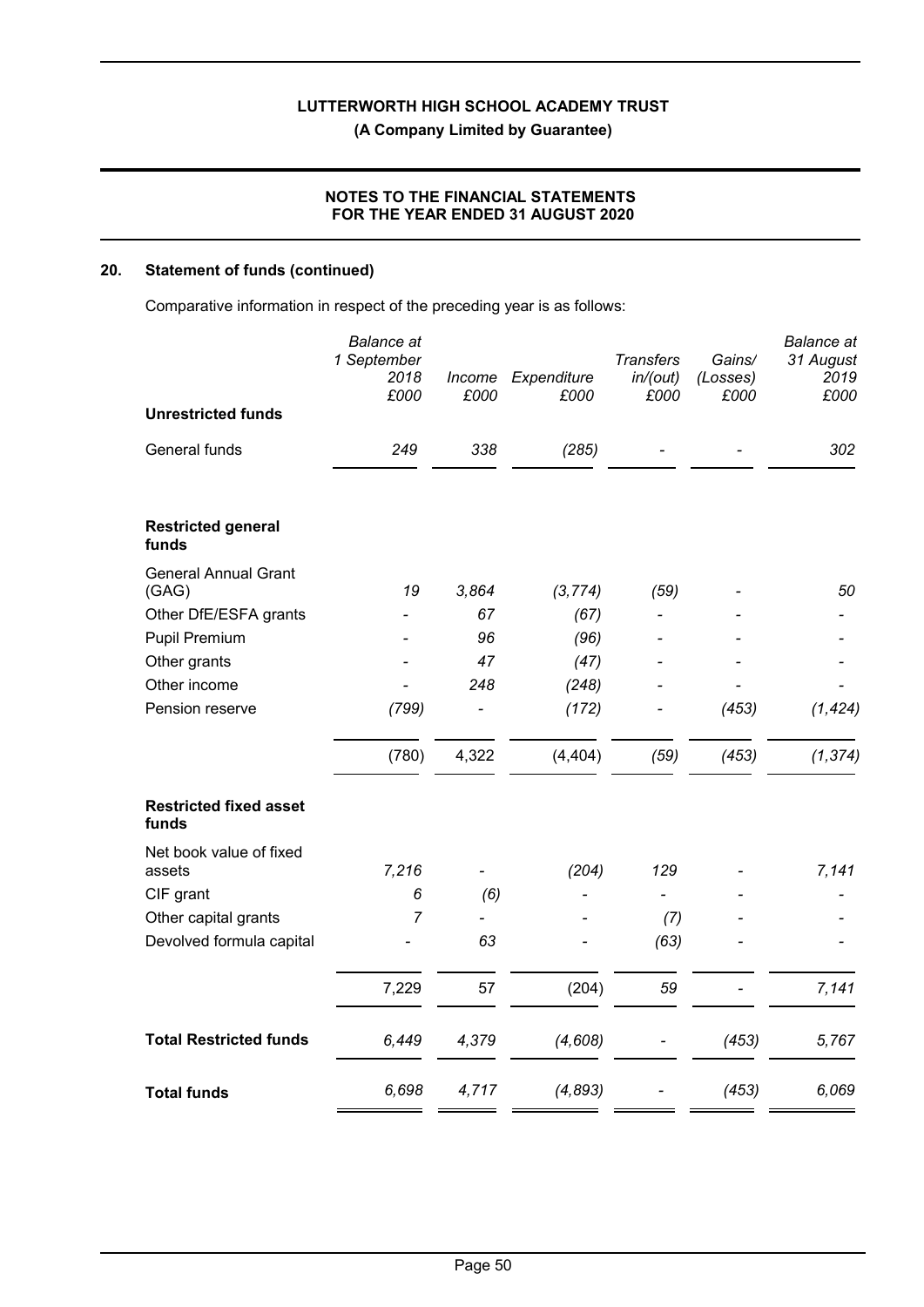LUTTERWORTH HIGH SCHOOL ACADEMY TRUST

(A Company Limited by Guarantee)

NOTES TO THE FINANCIAL STATEMENTS
FOR THE YEAR ENDED 31 AUGUST 2020

## 20. Statement of funds (continued)

Comparative information in respect of the preceding year is as follows:

| | *Balance at 1 September 2018 £000* | *Income £000* | *Expenditure £000* | *Transfers in/(out) £000* | *Gains/ (Losses) £000* | *Balance at 31 August 2019 £000* |
|---|---|---|---|---|---|---|
| **Unrestricted funds** | | | | | | |
| General funds | *249* | *338* | *(285)* | *-* | *-* | *302* |
| | | | | | | |
| **Restricted general funds** | | | | | | |
| General Annual Grant (GAG) | *19* | *3,864* | *(3,774)* | *(59)* | *-* | *50* |
| Other DfE/ESFA grants | *-* | *67* | *(67)* | *-* | *-* | *-* |
| Pupil Premium | *-* | *96* | *(96)* | *-* | *-* | *-* |
| Other grants | *-* | *47* | *(47)* | *-* | *-* | *-* |
| Other income | *-* | *248* | *(248)* | *-* | *-* | *-* |
| Pension reserve | *(799)* | *-* | *(172)* | *-* | *(453)* | *(1,424)* |
| | (780) | 4,322 | (4,404) | *(59)* | *(453)* | *(1,374)* |
| **Restricted fixed asset funds** | | | | | | |
| Net book value of fixed assets | *7,216* | *-* | *(204)* | *129* | *-* | *7,141* |
| CIF grant | *6* | *(6)* | *-* | *-* | *-* | *-* |
| Other capital grants | *7* | *-* | *-* | *(7)* | *-* | *-* |
| Devolved formula capital | *-* | *63* | *-* | *(63)* | *-* | *-* |
| | 7,229 | 57 | (204) | 59 | *-* | *7,141* |
| **Total Restricted funds** | *6,449* | *4,379* | *(4,608)* | *-* | *(453)* | *5,767* |
| **Total funds** | *6,698* | *4,717* | *(4,893)* | *-* | *(453)* | *6,069* |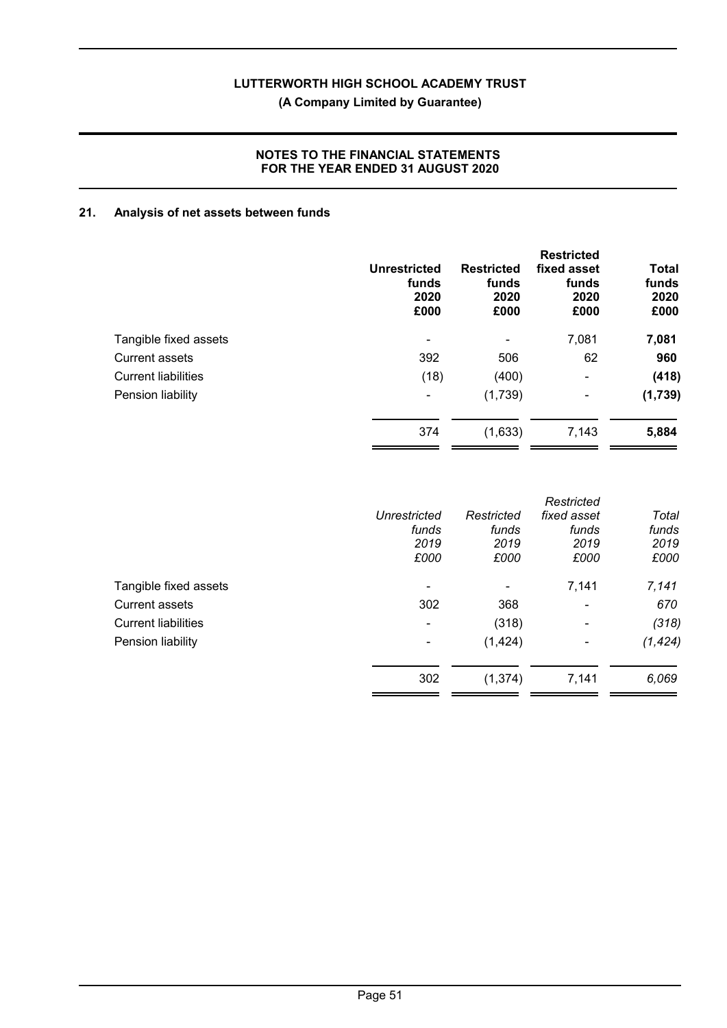## 21. Analysis of net assets between funds

| | Unrestricted funds 2020 £000 | Restricted funds 2020 £000 | Restricted fixed asset funds 2020 £000 | Total funds 2020 £000 |
|---|---|---|---|---|
| Tangible fixed assets | - | - | 7,081 | **7,081** |
| Current assets | 392 | 506 | 62 | **960** |
| Current liabilities | (18) | (400) | - | **(418)** |
| Pension liability | - | (1,739) | - | **(1,739)** |
| | 374 | (1,633) | 7,143 | **5,884** |

| | *Unrestricted funds 2019 £000* | *Restricted funds 2019 £000* | *Restricted fixed asset funds 2019 £000* | *Total funds 2019 £000* |
|---|---|---|---|---|
| Tangible fixed assets | - | - | 7,141 | *7,141* |
| Current assets | 302 | 368 | - | *670* |
| Current liabilities | - | (318) | - | *(318)* |
| Pension liability | - | (1,424) | - | *(1,424)* |
| | 302 | (1,374) | 7,141 | *6,069* |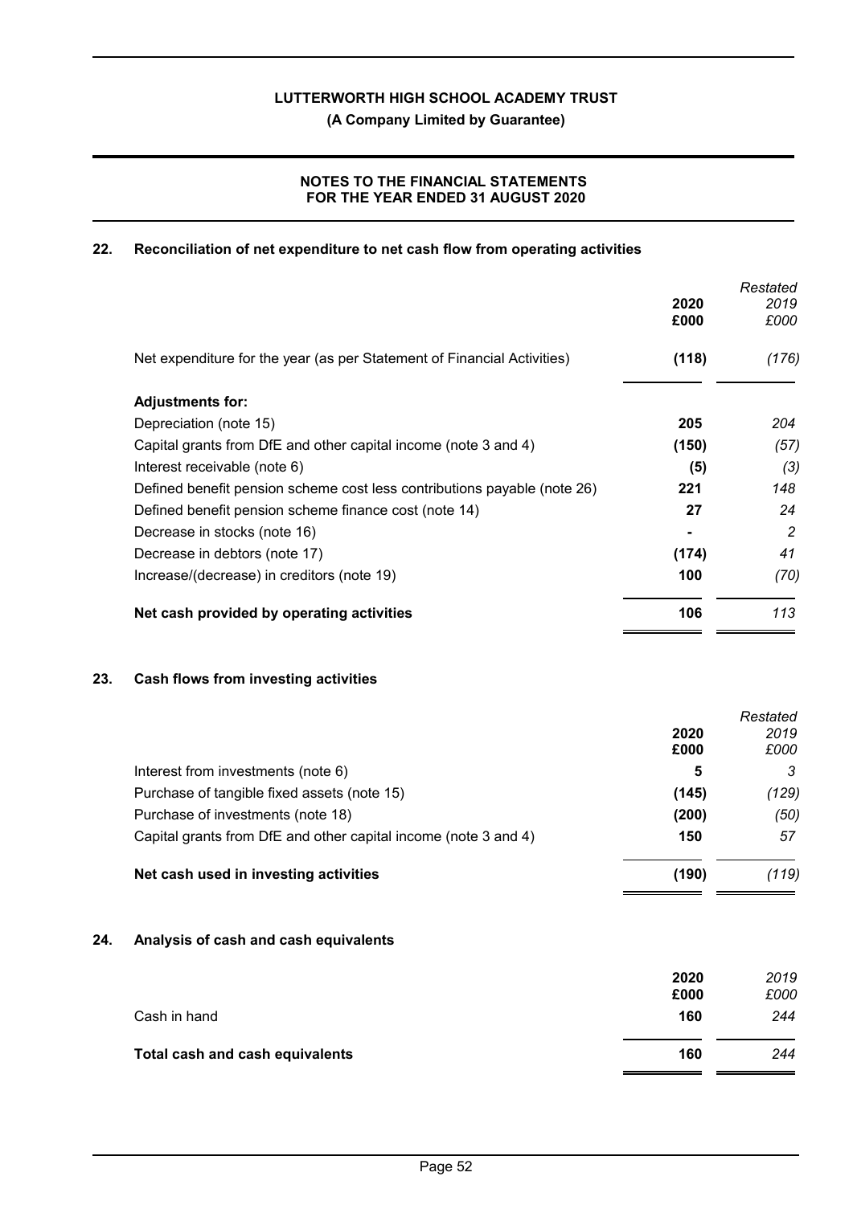## 22. Reconciliation of net expenditure to net cash flow from operating activities

| | 2020 £000 | *Restated* *2019* *£000* |
|---|---|---|
| Net expenditure for the year (as per Statement of Financial Activities) | **(118)** | *(176)* |
| **Adjustments for:** | | |
| Depreciation (note 15) | **205** | *204* |
| Capital grants from DfE and other capital income (note 3 and 4) | **(150)** | *(57)* |
| Interest receivable (note 6) | **(5)** | *(3)* |
| Defined benefit pension scheme cost less contributions payable (note 26) | **221** | *148* |
| Defined benefit pension scheme finance cost (note 14) | **27** | *24* |
| Decrease in stocks (note 16) | **-** | *2* |
| Decrease in debtors (note 17) | **(174)** | *41* |
| Increase/(decrease) in creditors (note 19) | **100** | *(70)* |
| **Net cash provided by operating activities** | **106** | *113* |

## 23. Cash flows from investing activities

| | 2020 £000 | *Restated* *2019* *£000* |
|---|---|---|
| Interest from investments (note 6) | **5** | *3* |
| Purchase of tangible fixed assets (note 15) | **(145)** | *(129)* |
| Purchase of investments (note 18) | **(200)** | *(50)* |
| Capital grants from DfE and other capital income (note 3 and 4) | **150** | *57* |
| **Net cash used in investing activities** | **(190)** | *(119)* |

## 24. Analysis of cash and cash equivalents

| | 2020 £000 | *2019* *£000* |
|---|---|---|
| Cash in hand | **160** | *244* |
| **Total cash and cash equivalents** | **160** | *244* |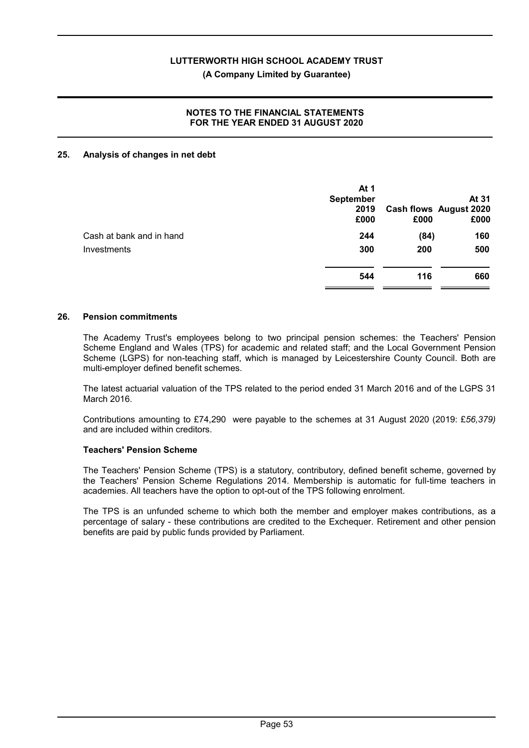## 25. Analysis of changes in net debt

| | At 1 September 2019 £000 | Cash flows £000 | At 31 August 2020 £000 |
|---|---|---|---|
| Cash at bank and in hand | **244** | **(84)** | **160** |
| Investments | **300** | **200** | **500** |
| | **544** | **116** | **660** |

## 26. Pension commitments

The Academy Trust's employees belong to two principal pension schemes: the Teachers' Pension Scheme England and Wales (TPS) for academic and related staff; and the Local Government Pension Scheme (LGPS) for non-teaching staff, which is managed by Leicestershire County Council. Both are multi-employer defined benefit schemes.

The latest actuarial valuation of the TPS related to the period ended 31 March 2016 and of the LGPS 31 March 2016.

Contributions amounting to £74,290 were payable to the schemes at 31 August 2020 (2019: £*56,379)* and are included within creditors.

**Teachers' Pension Scheme**

The Teachers' Pension Scheme (TPS) is a statutory, contributory, defined benefit scheme, governed by the Teachers' Pension Scheme Regulations 2014. Membership is automatic for full-time teachers in academies. All teachers have the option to opt-out of the TPS following enrolment.

The TPS is an unfunded scheme to which both the member and employer makes contributions, as a percentage of salary - these contributions are credited to the Exchequer. Retirement and other pension benefits are paid by public funds provided by Parliament.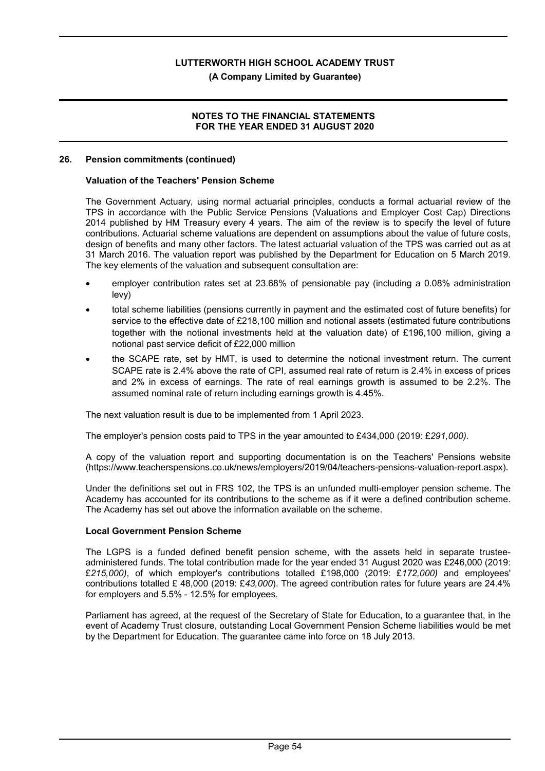## 26. Pension commitments (continued)

### Valuation of the Teachers' Pension Scheme

The Government Actuary, using normal actuarial principles, conducts a formal actuarial review of the TPS in accordance with the Public Service Pensions (Valuations and Employer Cost Cap) Directions 2014 published by HM Treasury every 4 years. The aim of the review is to specify the level of future contributions. Actuarial scheme valuations are dependent on assumptions about the value of future costs, design of benefits and many other factors. The latest actuarial valuation of the TPS was carried out as at 31 March 2016. The valuation report was published by the Department for Education on 5 March 2019. The key elements of the valuation and subsequent consultation are:

- employer contribution rates set at 23.68% of pensionable pay (including a 0.08% administration levy)
- total scheme liabilities (pensions currently in payment and the estimated cost of future benefits) for service to the effective date of £218,100 million and notional assets (estimated future contributions together with the notional investments held at the valuation date) of £196,100 million, giving a notional past service deficit of £22,000 million
- the SCAPE rate, set by HMT, is used to determine the notional investment return. The current SCAPE rate is 2.4% above the rate of CPI, assumed real rate of return is 2.4% in excess of prices and 2% in excess of earnings. The rate of real earnings growth is assumed to be 2.2%. The assumed nominal rate of return including earnings growth is 4.45%.

The next valuation result is due to be implemented from 1 April 2023.

The employer's pension costs paid to TPS in the year amounted to £434,000 (2019: £*291,000)*.

A copy of the valuation report and supporting documentation is on the Teachers' Pensions website (https://www.teacherspensions.co.uk/news/employers/2019/04/teachers-pensions-valuation-report.aspx).

Under the definitions set out in FRS 102, the TPS is an unfunded multi-employer pension scheme. The Academy has accounted for its contributions to the scheme as if it were a defined contribution scheme. The Academy has set out above the information available on the scheme.

### Local Government Pension Scheme

The LGPS is a funded defined benefit pension scheme, with the assets held in separate trustee-administered funds. The total contribution made for the year ended 31 August 2020 was £246,000 (2019: £*215,000)*, of which employer's contributions totalled £198,000 (2019: £*172,000)* and employees' contributions totalled £ 48,000 (2019: £*43,000*). The agreed contribution rates for future years are 24.4% for employers and 5.5% - 12.5% for employees.

Parliament has agreed, at the request of the Secretary of State for Education, to a guarantee that, in the event of Academy Trust closure, outstanding Local Government Pension Scheme liabilities would be met by the Department for Education. The guarantee came into force on 18 July 2013.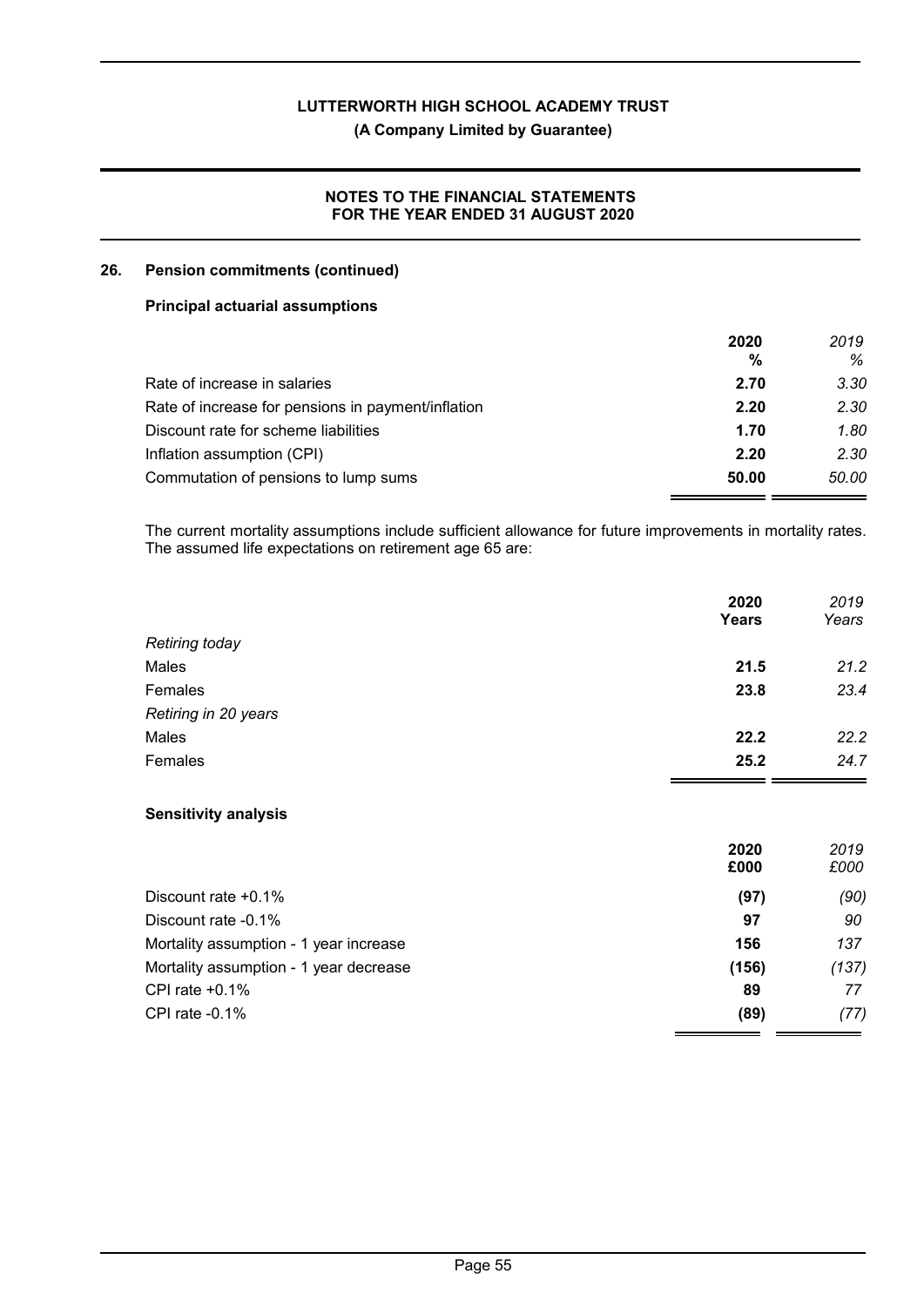## 26. Pension commitments (continued)

### Principal actuarial assumptions

| | 2020 % | *2019 %* |
|---|---|---|
| Rate of increase in salaries | **2.70** | *3.30* |
| Rate of increase for pensions in payment/inflation | **2.20** | *2.30* |
| Discount rate for scheme liabilities | **1.70** | *1.80* |
| Inflation assumption (CPI) | **2.20** | *2.30* |
| Commutation of pensions to lump sums | **50.00** | *50.00* |

The current mortality assumptions include sufficient allowance for future improvements in mortality rates. The assumed life expectations on retirement age 65 are:

| | 2020 Years | *2019 Years* |
|---|---|---|
| *Retiring today* | | |
| Males | **21.5** | *21.2* |
| Females | **23.8** | *23.4* |
| *Retiring in 20 years* | | |
| Males | **22.2** | *22.2* |
| Females | **25.2** | *24.7* |

### Sensitivity analysis

| | 2020 £000 | *2019 £000* |
|---|---|---|
| Discount rate +0.1% | **(97)** | *(90)* |
| Discount rate -0.1% | **97** | *90* |
| Mortality assumption - 1 year increase | **156** | *137* |
| Mortality assumption - 1 year decrease | **(156)** | *(137)* |
| CPI rate +0.1% | **89** | *77* |
| CPI rate -0.1% | **(89)** | *(77)* |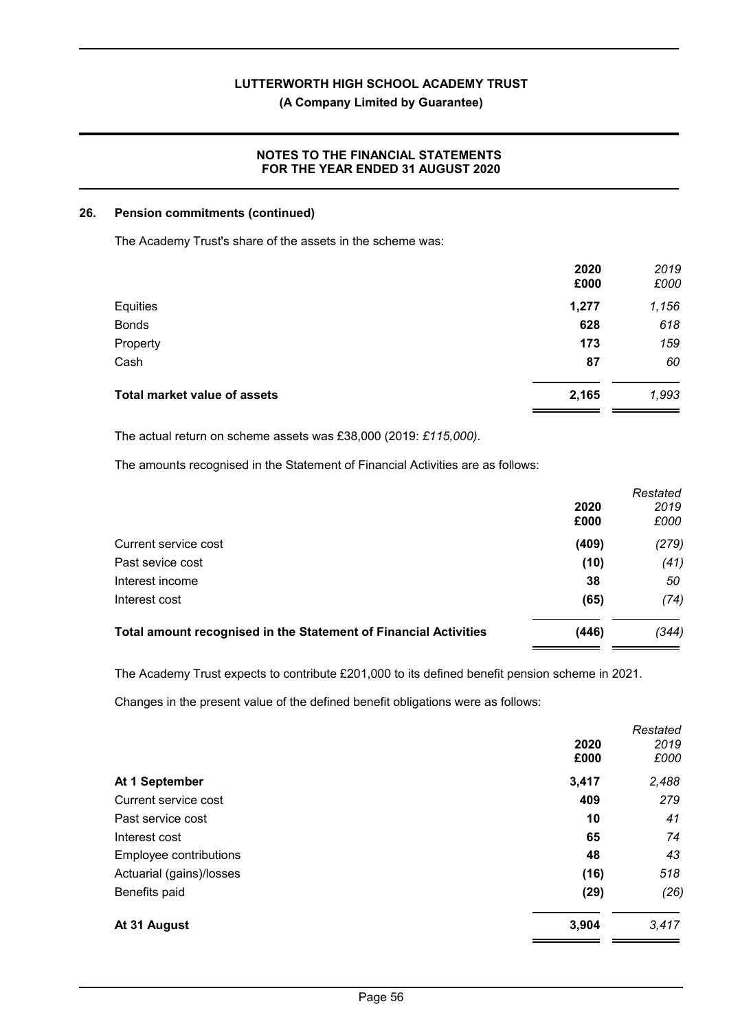### 26. Pension commitments (continued)

The Academy Trust's share of the assets in the scheme was:

| | 2020 £000 | *2019 £000* |
|---|---|---|
| Equities | **1,277** | *1,156* |
| Bonds | **628** | *618* |
| Property | **173** | *159* |
| Cash | **87** | *60* |
| **Total market value of assets** | **2,165** | *1,993* |

The actual return on scheme assets was £38,000 (2019: *£115,000)*.

The amounts recognised in the Statement of Financial Activities are as follows:

| | 2020 £000 | *Restated 2019 £000* |
|---|---|---|
| Current service cost | **(409)** | *(279)* |
| Past sevice cost | **(10)** | *(41)* |
| Interest income | **38** | *50* |
| Interest cost | **(65)** | *(74)* |
| **Total amount recognised in the Statement of Financial Activities** | **(446)** | *(344)* |

The Academy Trust expects to contribute £201,000 to its defined benefit pension scheme in 2021.

Changes in the present value of the defined benefit obligations were as follows:

| | 2020 £000 | *Restated 2019 £000* |
|---|---|---|
| **At 1 September** | **3,417** | *2,488* |
| Current service cost | **409** | *279* |
| Past service cost | **10** | *41* |
| Interest cost | **65** | *74* |
| Employee contributions | **48** | *43* |
| Actuarial (gains)/losses | **(16)** | *518* |
| Benefits paid | **(29)** | *(26)* |
| **At 31 August** | **3,904** | *3,417* |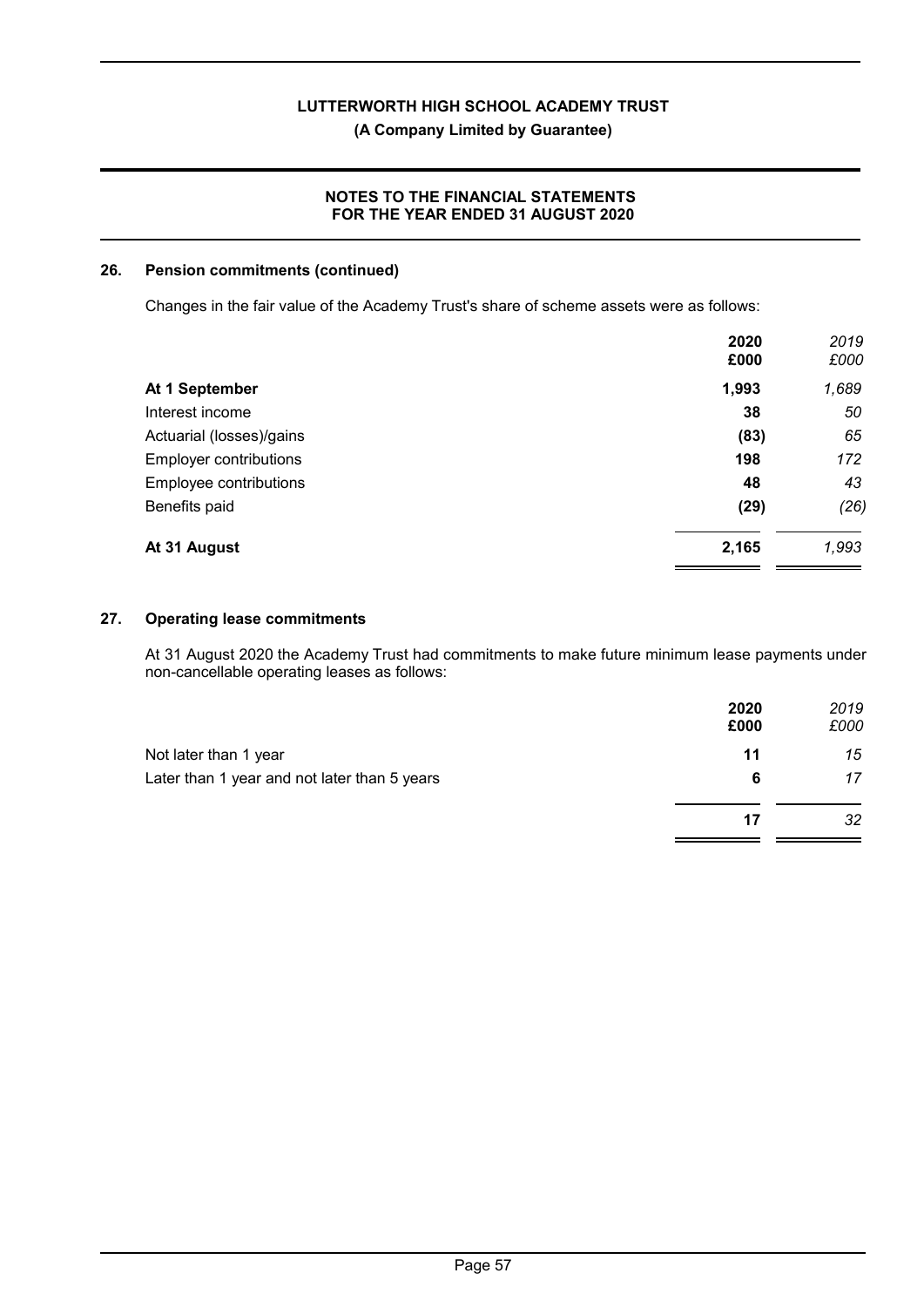## 26. Pension commitments (continued)

Changes in the fair value of the Academy Trust's share of scheme assets were as follows:

| | 2020 £000 | *2019 £000* |
|---|---|---|
| **At 1 September** | **1,993** | *1,689* |
| Interest income | **38** | *50* |
| Actuarial (losses)/gains | **(83)** | *65* |
| Employer contributions | **198** | *172* |
| Employee contributions | **48** | *43* |
| Benefits paid | **(29)** | *(26)* |
| **At 31 August** | **2,165** | *1,993* |

## 27. Operating lease commitments

At 31 August 2020 the Academy Trust had commitments to make future minimum lease payments under non-cancellable operating leases as follows:

| | 2020 £000 | *2019 £000* |
|---|---|---|
| Not later than 1 year | **11** | *15* |
| Later than 1 year and not later than 5 years | **6** | *17* |
| | **17** | *32* |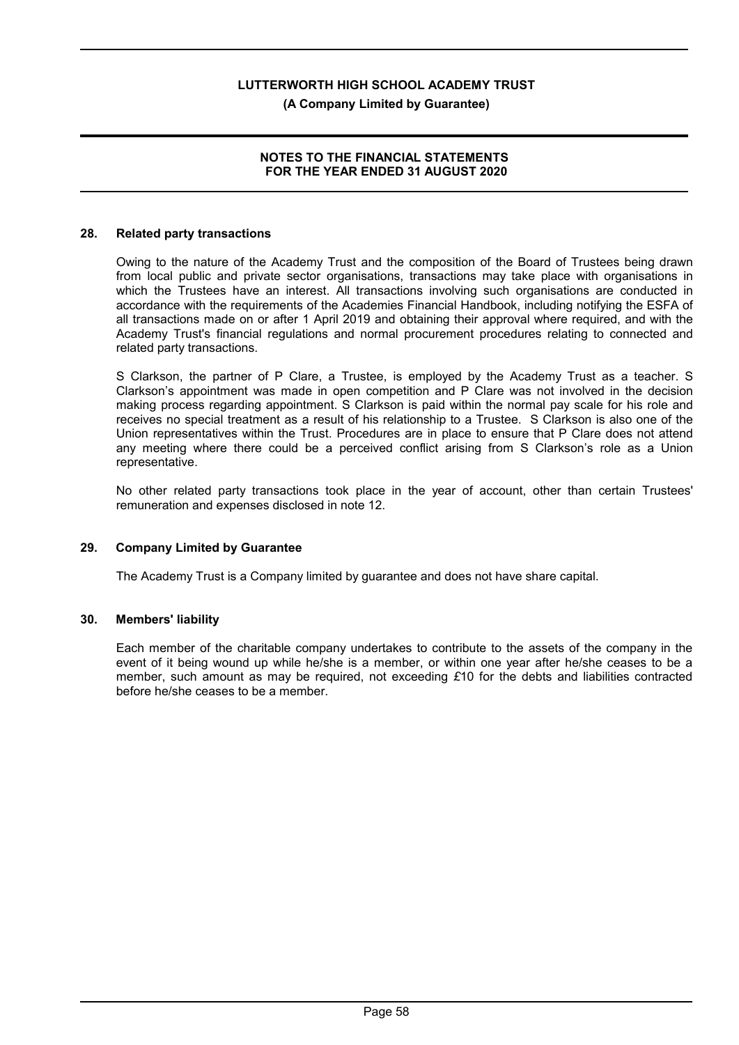## 28. Related party transactions

Owing to the nature of the Academy Trust and the composition of the Board of Trustees being drawn from local public and private sector organisations, transactions may take place with organisations in which the Trustees have an interest. All transactions involving such organisations are conducted in accordance with the requirements of the Academies Financial Handbook, including notifying the ESFA of all transactions made on or after 1 April 2019 and obtaining their approval where required, and with the Academy Trust's financial regulations and normal procurement procedures relating to connected and related party transactions.

S Clarkson, the partner of P Clare, a Trustee, is employed by the Academy Trust as a teacher. S Clarkson's appointment was made in open competition and P Clare was not involved in the decision making process regarding appointment. S Clarkson is paid within the normal pay scale for his role and receives no special treatment as a result of his relationship to a Trustee. S Clarkson is also one of the Union representatives within the Trust. Procedures are in place to ensure that P Clare does not attend any meeting where there could be a perceived conflict arising from S Clarkson's role as a Union representative.

No other related party transactions took place in the year of account, other than certain Trustees' remuneration and expenses disclosed in note 12.

## 29. Company Limited by Guarantee

The Academy Trust is a Company limited by guarantee and does not have share capital.

## 30. Members' liability

Each member of the charitable company undertakes to contribute to the assets of the company in the event of it being wound up while he/she is a member, or within one year after he/she ceases to be a member, such amount as may be required, not exceeding £10 for the debts and liabilities contracted before he/she ceases to be a member.